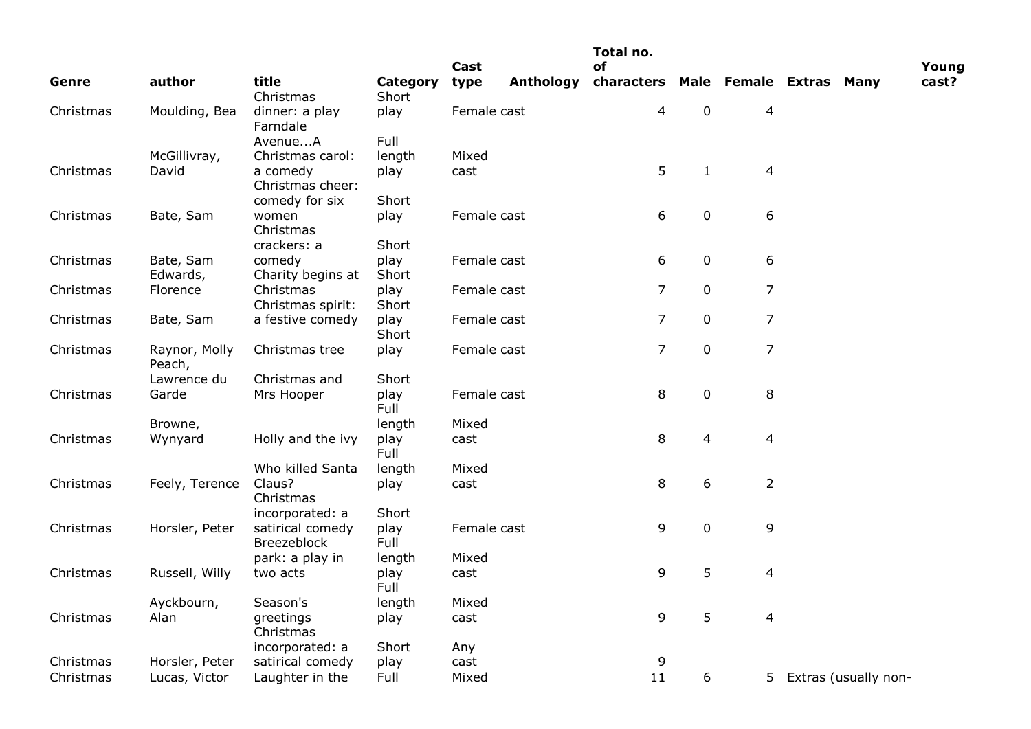| Genre | author | title | Category | Cast type | Anthology | Total no. of characters | Male | Female | Extras | Many | Young cast? |
|---|---|---|---|---|---|---|---|---|---|---|---|
| Christmas | Moulding, Bea | Christmas dinner: a play | Short play | Female cast | | 4 | 0 | 4 | | | |
| Christmas | McGillivray, David | Farndale Avenue...A Christmas carol: a comedy | Full length play | Mixed cast | | 5 | 1 | 4 | | | |
| Christmas | Bate, Sam | Christmas cheer: comedy for six women | Short play | Female cast | | 6 | 0 | 6 | | | |
| Christmas | Bate, Sam | Christmas crackers: a comedy | Short play | Female cast | | 6 | 0 | 6 | | | |
| Christmas | Edwards, Florence | Charity begins at Christmas | Short play | Female cast | | 7 | 0 | 7 | | | |
| Christmas | Bate, Sam | Christmas spirit: a festive comedy | Short play | Female cast | | 7 | 0 | 7 | | | |
| Christmas | Raynor, Molly | Christmas tree | Short play | Female cast | | 7 | 0 | 7 | | | |
| Christmas | Peach, Lawrence du Garde | Christmas and Mrs Hooper | Short play | Female cast | | 8 | 0 | 8 | | | |
| Christmas | Browne, Wynyard | Holly and the ivy | Full length play | Mixed cast | | 8 | 4 | 4 | | | |
| Christmas | Feely, Terence | Who killed Santa Claus? | Full length play | Mixed cast | | 8 | 6 | 2 | | | |
| Christmas | Horsler, Peter | Christmas incorporated: a satirical comedy | Short play | Female cast | | 9 | 0 | 9 | | | |
| Christmas | Russell, Willy | Breezeblock park: a play in two acts | Full length play | Mixed cast | | 9 | 5 | 4 | | | |
| Christmas | Ayckbourn, Alan | Season's greetings | Full length play | Mixed cast | | 9 | 5 | 4 | | | |
| Christmas | Horsler, Peter | Christmas incorporated: a satirical comedy | Short play | Any cast | | 9 | | | | | |
| Christmas | Lucas, Victor | Laughter in the | Full | Mixed | | 11 | 6 | 5 | Extras (usually non- | | |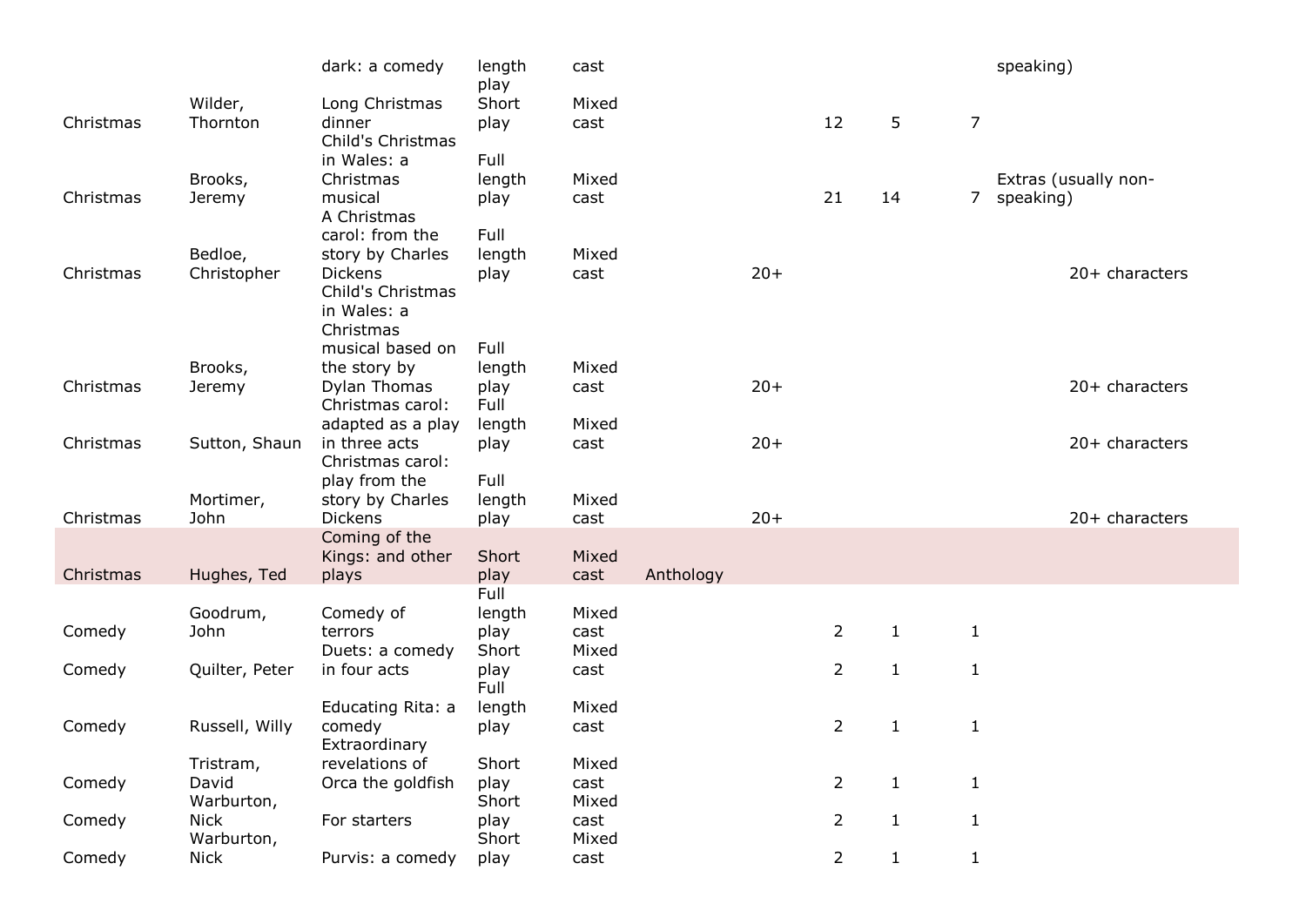| | | | | | | | | | |
|---|---|---|---|---|---|---|---|---|---|
| | | dark: a comedy | length play | cast | | | | | speaking) |
| Christmas | Wilder, Thornton | Long Christmas dinner | Short play | Mixed cast | | | 12 | 5 | 7 | |
| Christmas | Brooks, Jeremy | Child's Christmas in Wales: a Christmas musical | Full length play | Mixed cast | | | 21 | 14 | 7 | Extras (usually non-speaking) |
| Christmas | Bedloe, Christopher | A Christmas carol: from the story by Charles Dickens | Full length play | Mixed cast | | 20+ | | | | 20+ characters |
| Christmas | Brooks, Jeremy | Child's Christmas in Wales: a Christmas musical based on the story by Dylan Thomas | Full length play | Mixed cast | | 20+ | | | | 20+ characters |
| Christmas | Sutton, Shaun | Christmas carol: adapted as a play in three acts | Full length play | Mixed cast | | 20+ | | | | 20+ characters |
| Christmas | Mortimer, John | Christmas carol: play from the story by Charles Dickens | Full length play | Mixed cast | | 20+ | | | | 20+ characters |
| Christmas | Hughes, Ted | Coming of the Kings: and other plays | Short play | Mixed cast | Anthology | | | | | |
| Comedy | Goodrum, John | Comedy of terrors | Full length play | Mixed cast | | | 2 | 1 | 1 | |
| Comedy | Quilter, Peter | Duets: a comedy in four acts | Short play | Mixed cast | | | 2 | 1 | 1 | |
| Comedy | Russell, Willy | Educating Rita: a comedy | Full length play | Mixed cast | | | 2 | 1 | 1 | |
| Comedy | Tristram, David | Extraordinary revelations of Orca the goldfish | Short play | Mixed cast | | | 2 | 1 | 1 | |
| Comedy | Warburton, Nick | For starters | Short play | Mixed cast | | | 2 | 1 | 1 | |
| Comedy | Warburton, Nick | Purvis: a comedy | Short play | Mixed cast | | | 2 | 1 | 1 | |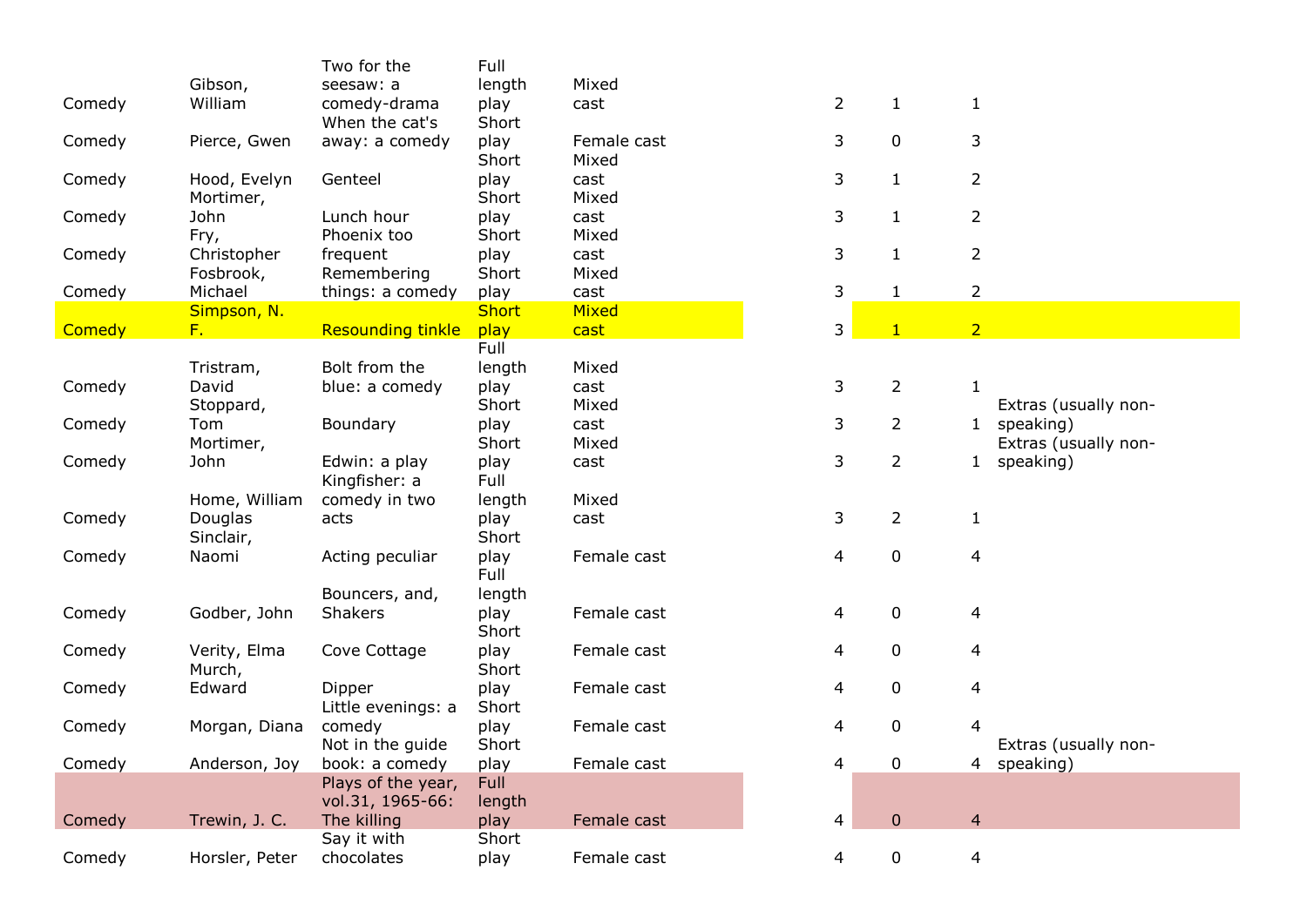| | | | | | | | | |
|---|---|---|---|---|---|---|---|---|
| Comedy | Gibson, William | Two for the seesaw: a comedy-drama | Full length play | Mixed cast | 2 | 1 | 1 | |
| Comedy | Pierce, Gwen | When the cat's away: a comedy | Short play | Female cast | 3 | 0 | 3 | |
| Comedy | Hood, Evelyn | Genteel | Short play | Mixed cast | 3 | 1 | 2 | |
| Comedy | Mortimer, John | Lunch hour | Short play | Mixed cast | 3 | 1 | 2 | |
| Comedy | Fry, Christopher | Phoenix too frequent | Short play | Mixed cast | 3 | 1 | 2 | |
| Comedy | Fosbrook, Michael | Remembering things: a comedy | Short play | Mixed cast | 3 | 1 | 2 | |
| Comedy | Simpson, N. F. | Resounding tinkle | Short play | Mixed cast | 3 | 1 | 2 | |
| Comedy | Tristram, David | Bolt from the blue: a comedy | Full length play | Mixed cast | 3 | 2 | 1 | |
| Comedy | Stoppard, Tom | Boundary | Short play | Mixed cast | 3 | 2 | 1 | Extras (usually non-speaking) |
| Comedy | Mortimer, John | Edwin: a play | Short play | Mixed cast | 3 | 2 | 1 | Extras (usually non-speaking) |
| Comedy | Home, William Douglas | Kingfisher: a comedy in two acts | Full length play | Mixed cast | 3 | 2 | 1 | |
| Comedy | Sinclair, Naomi | Acting peculiar | Short play | Female cast | 4 | 0 | 4 | |
| Comedy | Godber, John | Bouncers, and, Shakers | Full length play | Female cast | 4 | 0 | 4 | |
| Comedy | Verity, Elma | Cove Cottage | Short play | Female cast | 4 | 0 | 4 | |
| Comedy | Murch, Edward | Dipper | Short play | Female cast | 4 | 0 | 4 | |
| Comedy | Morgan, Diana | Little evenings: a comedy | Short play | Female cast | 4 | 0 | 4 | |
| Comedy | Anderson, Joy | Not in the guide book: a comedy | Short play | Female cast | 4 | 0 | 4 | Extras (usually non-speaking) |
| Comedy | Trewin, J. C. | Plays of the year, vol.31, 1965-66: The killing | Full length play | Female cast | 4 | 0 | 4 | |
| Comedy | Horsler, Peter | Say it with chocolates | Short play | Female cast | 4 | 0 | 4 | |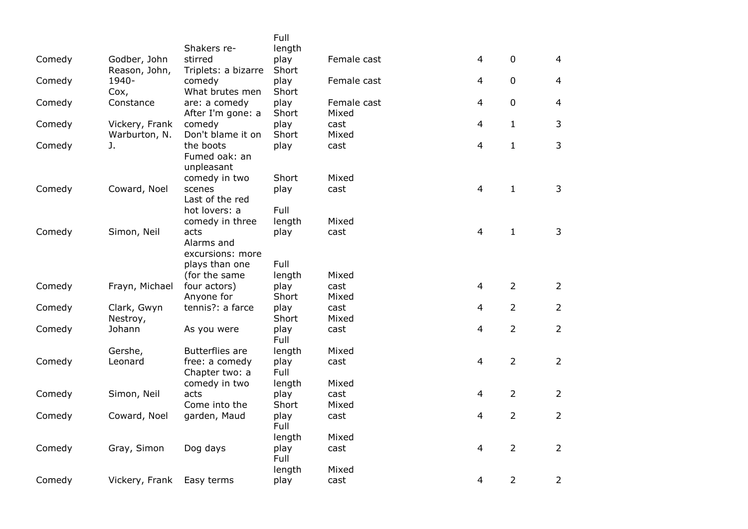| | | | | | | | |
|---|---|---|---|---|---|---|---|
| Comedy | Godber, John | Shakers re-stirred | Full length play | Female cast | 4 | 0 | 4 |
| Comedy | Reason, John, 1940- | Triplets: a bizarre comedy | Short play | Female cast | 4 | 0 | 4 |
| Comedy | Cox, Constance | What brutes men are: a comedy | Short play | Female cast | 4 | 0 | 4 |
| Comedy | Vickery, Frank | After I'm gone: a comedy | Short play | Mixed cast | 4 | 1 | 3 |
| Comedy | Warburton, N. J. | Don't blame it on the boots | Short play | Mixed cast | 4 | 1 | 3 |
| Comedy | Coward, Noel | Fumed oak: an unpleasant comedy in two scenes | Short play | Mixed cast | 4 | 1 | 3 |
| Comedy | Simon, Neil | Last of the red hot lovers: a comedy in three acts | Full length play | Mixed cast | 4 | 1 | 3 |
| Comedy | Frayn, Michael | Alarms and excursions: more plays than one (for the same four actors) | Full length play | Mixed cast | 4 | 2 | 2 |
| Comedy | Clark, Gwyn | Anyone for tennis?: a farce | Short play | Mixed cast | 4 | 2 | 2 |
| Comedy | Nestroy, Johann | As you were | Short play | Mixed cast | 4 | 2 | 2 |
| Comedy | Gershe, Leonard | Butterflies are free: a comedy | Full length play | Mixed cast | 4 | 2 | 2 |
| Comedy | Simon, Neil | Chapter two: a comedy in two acts | Full length play | Mixed cast | 4 | 2 | 2 |
| Comedy | Coward, Noel | Come into the garden, Maud | Short play | Mixed cast | 4 | 2 | 2 |
| Comedy | Gray, Simon | Dog days | Full length play | Mixed cast | 4 | 2 | 2 |
| Comedy | Vickery, Frank | Easy terms | Full length play | Mixed cast | 4 | 2 | 2 |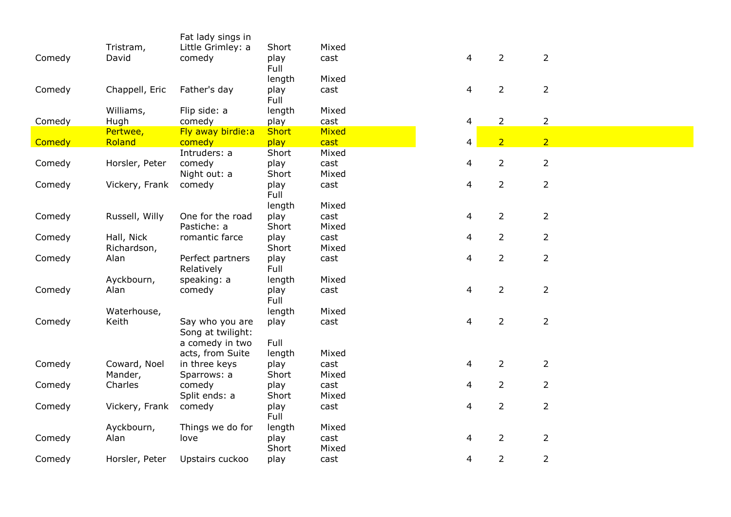| | | | | | | | |
|---|---|---|---|---|---|---|---|
| Comedy | Tristram, David | Fat lady sings in Little Grimley: a comedy | Short play | Mixed cast | 4 | 2 | 2 |
| Comedy | Chappell, Eric | Father's day | Full length play | Mixed cast | 4 | 2 | 2 |
| Comedy | Williams, Hugh | Flip side: a comedy | Full length play | Mixed cast | 4 | 2 | 2 |
| Comedy | Pertwee, Roland | Fly away birdie:a comedy | Short play | Mixed cast | 4 | 2 | 2 |
| Comedy | Horsler, Peter | Intruders: a comedy | Short play | Mixed cast | 4 | 2 | 2 |
| Comedy | Vickery, Frank | Night out: a comedy | Short play | Mixed cast | 4 | 2 | 2 |
| Comedy | Russell, Willy | One for the road | Full length play | Mixed cast | 4 | 2 | 2 |
| Comedy | Hall, Nick | Pastiche: a romantic farce | Short play | Mixed cast | 4 | 2 | 2 |
| Comedy | Richardson, Alan | Perfect partners | Short play | Mixed cast | 4 | 2 | 2 |
| Comedy | Ayckbourn, Alan | Relatively speaking: a comedy | Full length play | Mixed cast | 4 | 2 | 2 |
| Comedy | Waterhouse, Keith | Say who you are | Full length play | Mixed cast | 4 | 2 | 2 |
| Comedy | Coward, Noel | Song at twilight: a comedy in two acts, from Suite in three keys | Full length play | Mixed cast | 4 | 2 | 2 |
| Comedy | Mander, Charles | Sparrows: a comedy | Short play | Mixed cast | 4 | 2 | 2 |
| Comedy | Vickery, Frank | Split ends: a comedy | Short play | Mixed cast | 4 | 2 | 2 |
| Comedy | Ayckbourn, Alan | Things we do for love | Full length play | Mixed cast | 4 | 2 | 2 |
| Comedy | Horsler, Peter | Upstairs cuckoo | Short play | Mixed cast | 4 | 2 | 2 |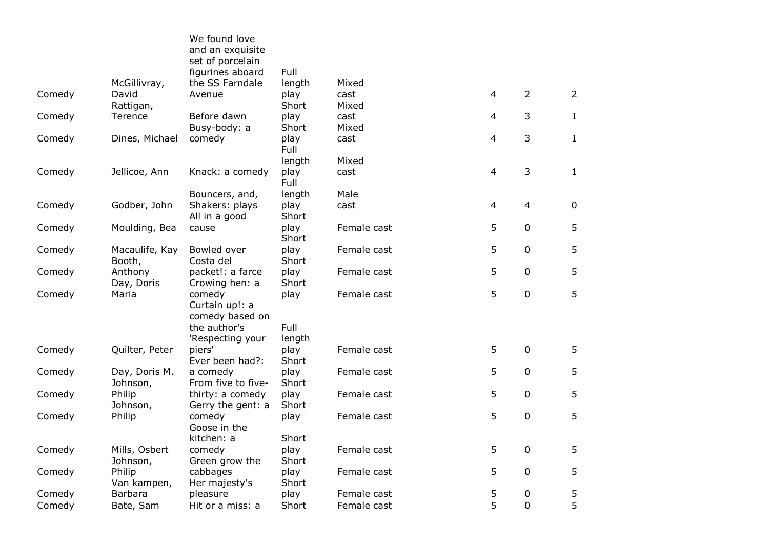| | | | | | | | |
|---|---|---|---|---|---|---|---|
| Comedy | McGillivray, David | We found love and an exquisite set of porcelain figurines aboard the SS Farndale Avenue | Full length play | Mixed cast | 4 | 2 | 2 |
| Comedy | Rattigan, Terence | Before dawn | Short play | Mixed cast | 4 | 3 | 1 |
| Comedy | Dines, Michael | Busy-body: a comedy | Short play | Mixed cast | 4 | 3 | 1 |
| Comedy | Jellicoe, Ann | Knack: a comedy | Full length play | Mixed cast | 4 | 3 | 1 |
| Comedy | Godber, John | Bouncers, and, Shakers: plays | Full length play | Male cast | 4 | 4 | 0 |
| Comedy | Moulding, Bea | All in a good cause | Short play | Female cast | 5 | 0 | 5 |
| Comedy | Macaulife, Kay | Bowled over | Short play | Female cast | 5 | 0 | 5 |
| Comedy | Booth, Anthony | Costa del packet!: a farce | Short play | Female cast | 5 | 0 | 5 |
| Comedy | Day, Doris Maria | Crowing hen: a comedy | Short play | Female cast | 5 | 0 | 5 |
| Comedy | Quilter, Peter | Curtain up!: a comedy based on the author's 'Respecting your piers' | Full length play | Female cast | 5 | 0 | 5 |
| Comedy | Day, Doris M. | Ever been had?: a comedy | Short play | Female cast | 5 | 0 | 5 |
| Comedy | Johnson, Philip | From five to five-thirty: a comedy | Short play | Female cast | 5 | 0 | 5 |
| Comedy | Johnson, Philip | Gerry the gent: a comedy | Short play | Female cast | 5 | 0 | 5 |
| Comedy | Mills, Osbert | Goose in the kitchen: a comedy | Short play | Female cast | 5 | 0 | 5 |
| Comedy | Johnson, Philip | Green grow the cabbages | Short play | Female cast | 5 | 0 | 5 |
| Comedy | Van kampen, Barbara | Her majesty's pleasure | Short play | Female cast | 5 | 0 | 5 |
| Comedy | Bate, Sam | Hit or a miss: a | Short | Female cast | 5 | 0 | 5 |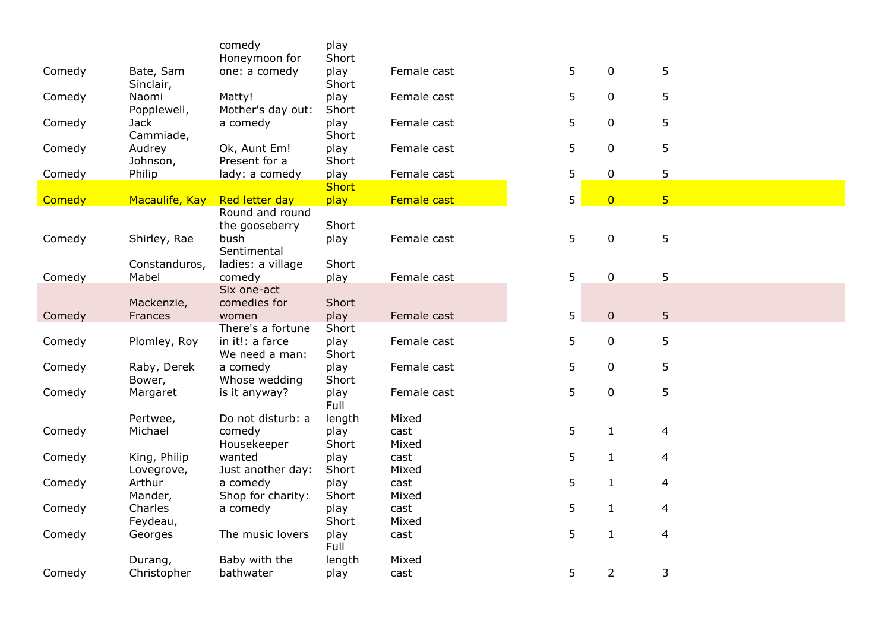| | | | | | | | |
|---|---|---|---|---|---|---|---|
| | | comedy | play | | | | |
| Comedy | Bate, Sam | Honeymoon for one: a comedy | Short play | Female cast | 5 | 0 | 5 |
| Comedy | Sinclair, Naomi | Matty! | Short play | Female cast | 5 | 0 | 5 |
| Comedy | Popplewell, Jack | Mother's day out: a comedy | Short play | Female cast | 5 | 0 | 5 |
| Comedy | Cammiade, Audrey | Ok, Aunt Em! | Short play | Female cast | 5 | 0 | 5 |
| Comedy | Johnson, Philip | Present for a lady: a comedy | Short play | Female cast | 5 | 0 | 5 |
| Comedy | Macaulife, Kay | Red letter day | Short play | Female cast | 5 | 0 | 5 |
| Comedy | Shirley, Rae | Round and round the gooseberry bush | Short play | Female cast | 5 | 0 | 5 |
| Comedy | Constanduros, Mabel | Sentimental ladies: a village comedy | Short play | Female cast | 5 | 0 | 5 |
| Comedy | Mackenzie, Frances | Six one-act comedies for women | Short play | Female cast | 5 | 0 | 5 |
| Comedy | Plomley, Roy | There's a fortune in it!: a farce | Short play | Female cast | 5 | 0 | 5 |
| Comedy | Raby, Derek | We need a man: a comedy | Short play | Female cast | 5 | 0 | 5 |
| Comedy | Bower, Margaret | Whose wedding is it anyway? | Short play | Female cast | 5 | 0 | 5 |
| Comedy | Pertwee, Michael | Do not disturb: a comedy | Full length play | Mixed cast | 5 | 1 | 4 |
| Comedy | King, Philip | Housekeeper wanted | Short play | Mixed cast | 5 | 1 | 4 |
| Comedy | Lovegrove, Arthur | Just another day: a comedy | Short play | Mixed cast | 5 | 1 | 4 |
| Comedy | Mander, Charles | Shop for charity: a comedy | Short play | Mixed cast | 5 | 1 | 4 |
| Comedy | Feydeau, Georges | The music lovers | Short play | Mixed cast | 5 | 1 | 4 |
| Comedy | Durang, Christopher | Baby with the bathwater | Full length play | Mixed cast | 5 | 2 | 3 |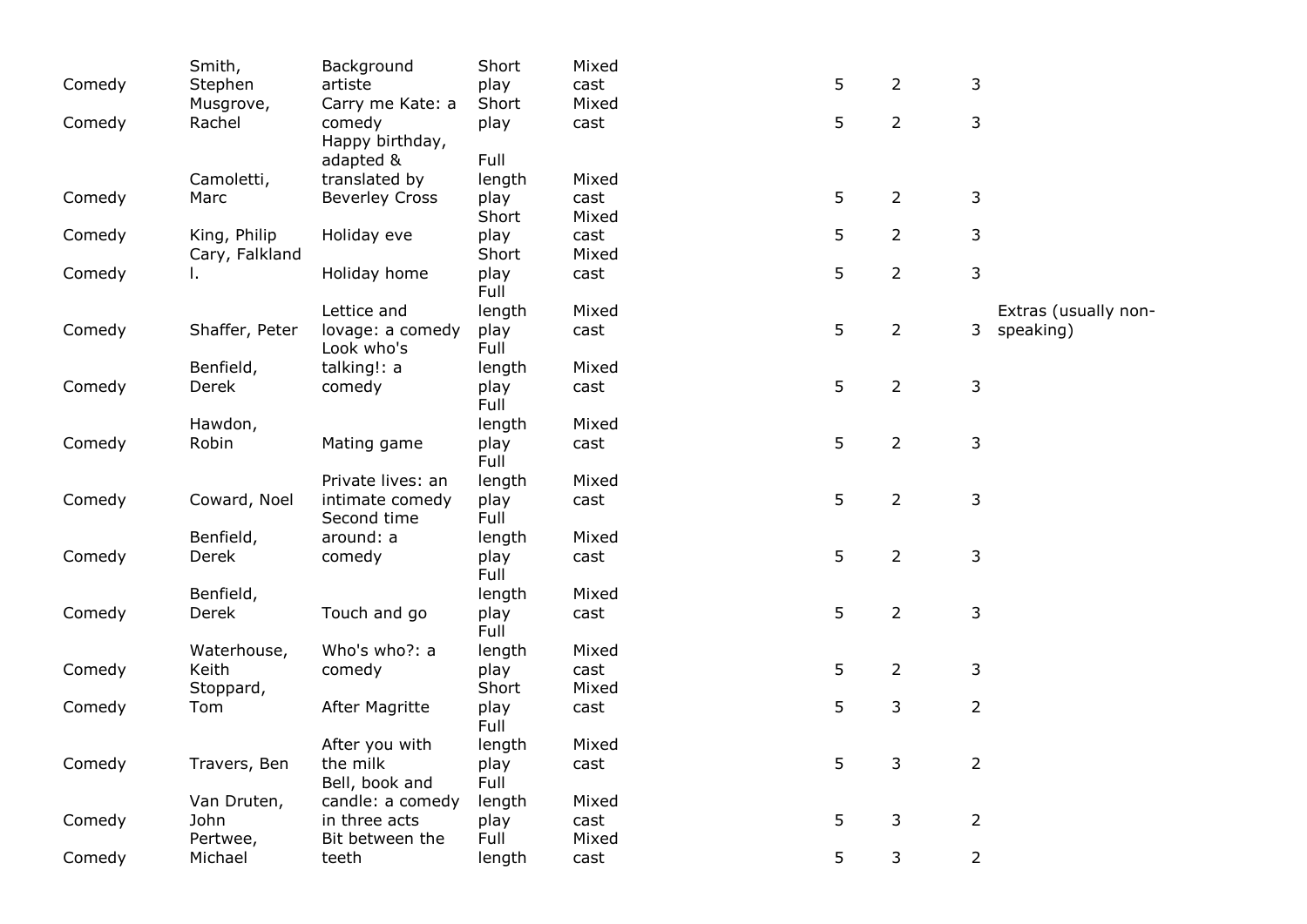| | | | | | | | | |
|---|---|---|---|---|---|---|---|---|
| Comedy | Smith, Stephen | Background artiste | Short play | Mixed cast | 5 | 2 | 3 | |
| Comedy | Musgrove, Rachel | Carry me Kate: a comedy | Short play | Mixed cast | 5 | 2 | 3 | |
| Comedy | Camoletti, Marc | Happy birthday, adapted & translated by Beverley Cross | Full length play | Mixed cast | 5 | 2 | 3 | |
| Comedy | King, Philip | Holiday eve | Short play | Mixed cast | 5 | 2 | 3 | |
| Comedy | Cary, Falkland l. | Holiday home | Short play | Mixed cast | 5 | 2 | 3 | |
| Comedy | Shaffer, Peter | Lettice and lovage: a comedy | Full length play | Mixed cast | 5 | 2 | 3 | Extras (usually non-speaking) |
| Comedy | Benfield, Derek | Look who's talking!: a comedy | Full length play | Mixed cast | 5 | 2 | 3 | |
| Comedy | Hawdon, Robin | Mating game | Full length play | Mixed cast | 5 | 2 | 3 | |
| Comedy | Coward, Noel | Private lives: an intimate comedy | Full length play | Mixed cast | 5 | 2 | 3 | |
| Comedy | Benfield, Derek | Second time around: a comedy | Full length play | Mixed cast | 5 | 2 | 3 | |
| Comedy | Benfield, Derek | Touch and go | Full length play | Mixed cast | 5 | 2 | 3 | |
| Comedy | Waterhouse, Keith | Who's who?: a comedy | Full length play | Mixed cast | 5 | 2 | 3 | |
| Comedy | Stoppard, Tom | After Magritte | Short play | Mixed cast | 5 | 3 | 2 | |
| Comedy | Travers, Ben | After you with the milk | Full length play | Mixed cast | 5 | 3 | 2 | |
| Comedy | Van Druten, John | Bell, book and candle: a comedy in three acts | Full length play | Mixed cast | 5 | 3 | 2 | |
| Comedy | Pertwee, Michael | Bit between the teeth | Full length | Mixed cast | 5 | 3 | 2 | |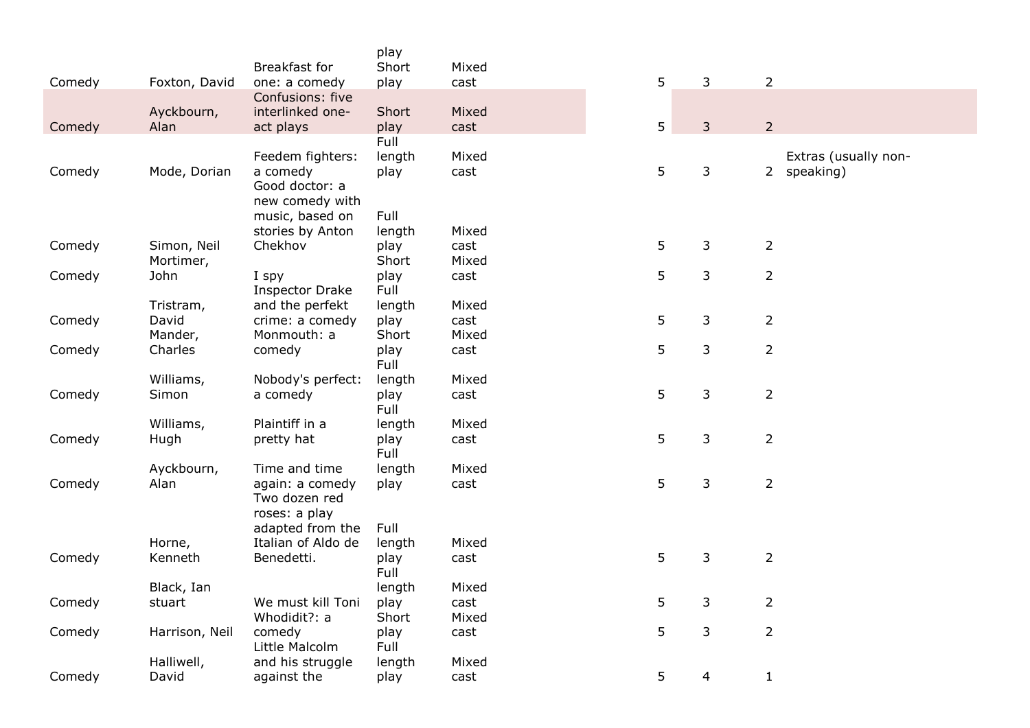| | | | | | | | | |
|---|---|---|---|---|---|---|---|---|
| Comedy | Foxton, David | Breakfast for one: a comedy | Short play | Mixed cast | | 5 | 3 | 2 | |
| Comedy | Ayckbourn, Alan | Confusions: five interlinked one-act plays | Short play | Mixed cast | | 5 | 3 | 2 | |
| Comedy | Mode, Dorian | Feedem fighters: a comedy | Full length play | Mixed cast | | 5 | 3 | 2 | Extras (usually non-speaking) |
| Comedy | Simon, Neil | Good doctor: a new comedy with music, based on stories by Anton Chekhov | Full length play | Mixed cast | | 5 | 3 | 2 | |
| Comedy | Mortimer, John | I spy | Short play | Mixed cast | | 5 | 3 | 2 | |
| Comedy | Tristram, David | Inspector Drake and the perfekt crime: a comedy | Full length play | Mixed cast | | 5 | 3 | 2 | |
| Comedy | Mander, Charles | Monmouth: a comedy | Short play | Mixed cast | | 5 | 3 | 2 | |
| Comedy | Williams, Simon | Nobody's perfect: a comedy | Full length play | Mixed cast | | 5 | 3 | 2 | |
| Comedy | Williams, Hugh | Plaintiff in a pretty hat | Full length play | Mixed cast | | 5 | 3 | 2 | |
| Comedy | Ayckbourn, Alan | Time and time again: a comedy | Full length play | Mixed cast | | 5 | 3 | 2 | |
| Comedy | Horne, Kenneth | Two dozen red roses: a play adapted from the Italian of Aldo de Benedetti. | Full length play | Mixed cast | | 5 | 3 | 2 | |
| Comedy | Black, Ian stuart | We must kill Toni | Full length play | Mixed cast | | 5 | 3 | 2 | |
| Comedy | Harrison, Neil | Whodidit?: a comedy | Short play | Mixed cast | | 5 | 3 | 2 | |
| Comedy | Halliwell, David | Little Malcolm and his struggle against the | Full length play | Mixed cast | | 5 | 4 | 1 | |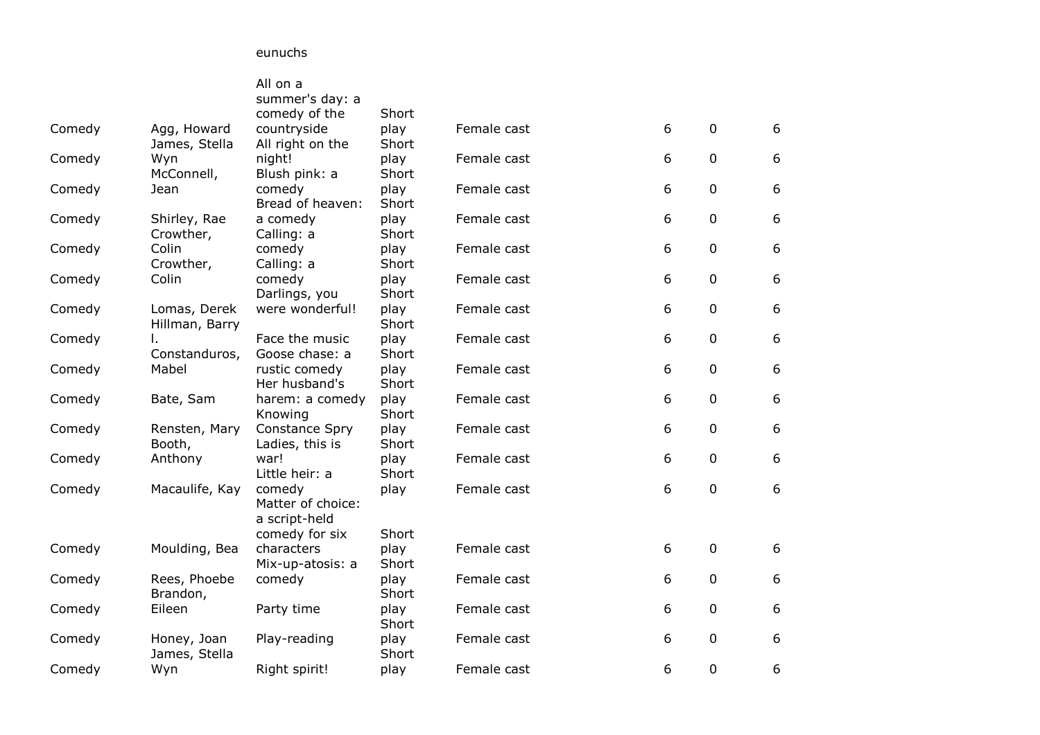| | | eunuchs | | | | | |
|---|---|---|---|---|---|---|---|
| Comedy | Agg, Howard | All on a summer's day: a comedy of the countryside | Short play | Female cast | 6 | 0 | 6 |
| Comedy | James, Stella Wyn | All right on the night! | Short play | Female cast | 6 | 0 | 6 |
| Comedy | McConnell, Jean | Blush pink: a comedy | Short play | Female cast | 6 | 0 | 6 |
| Comedy | Shirley, Rae | Bread of heaven: a comedy | Short play | Female cast | 6 | 0 | 6 |
| Comedy | Crowther, Colin | Calling: a comedy | Short play | Female cast | 6 | 0 | 6 |
| Comedy | Crowther, Colin | Calling: a comedy | Short play | Female cast | 6 | 0 | 6 |
| Comedy | Lomas, Derek | Darlings, you were wonderful! | Short play | Female cast | 6 | 0 | 6 |
| Comedy | Hillman, Barry I. | Face the music | Short play | Female cast | 6 | 0 | 6 |
| Comedy | Constanduros, Mabel | Goose chase: a rustic comedy | Short play | Female cast | 6 | 0 | 6 |
| Comedy | Bate, Sam | Her husband's harem: a comedy | Short play | Female cast | 6 | 0 | 6 |
| Comedy | Rensten, Mary | Knowing Constance Spry | Short play | Female cast | 6 | 0 | 6 |
| Comedy | Booth, Anthony | Ladies, this is war! | Short play | Female cast | 6 | 0 | 6 |
| Comedy | Macaulife, Kay | Little heir: a comedy | Short play | Female cast | 6 | 0 | 6 |
| Comedy | Moulding, Bea | Matter of choice: a script-held comedy for six characters | Short play | Female cast | 6 | 0 | 6 |
| Comedy | Rees, Phoebe | Mix-up-atosis: a comedy | Short play | Female cast | 6 | 0 | 6 |
| Comedy | Brandon, Eileen | Party time | Short play | Female cast | 6 | 0 | 6 |
| Comedy | Honey, Joan | Play-reading | Short play | Female cast | 6 | 0 | 6 |
| Comedy | James, Stella Wyn | Right spirit! | Short play | Female cast | 6 | 0 | 6 |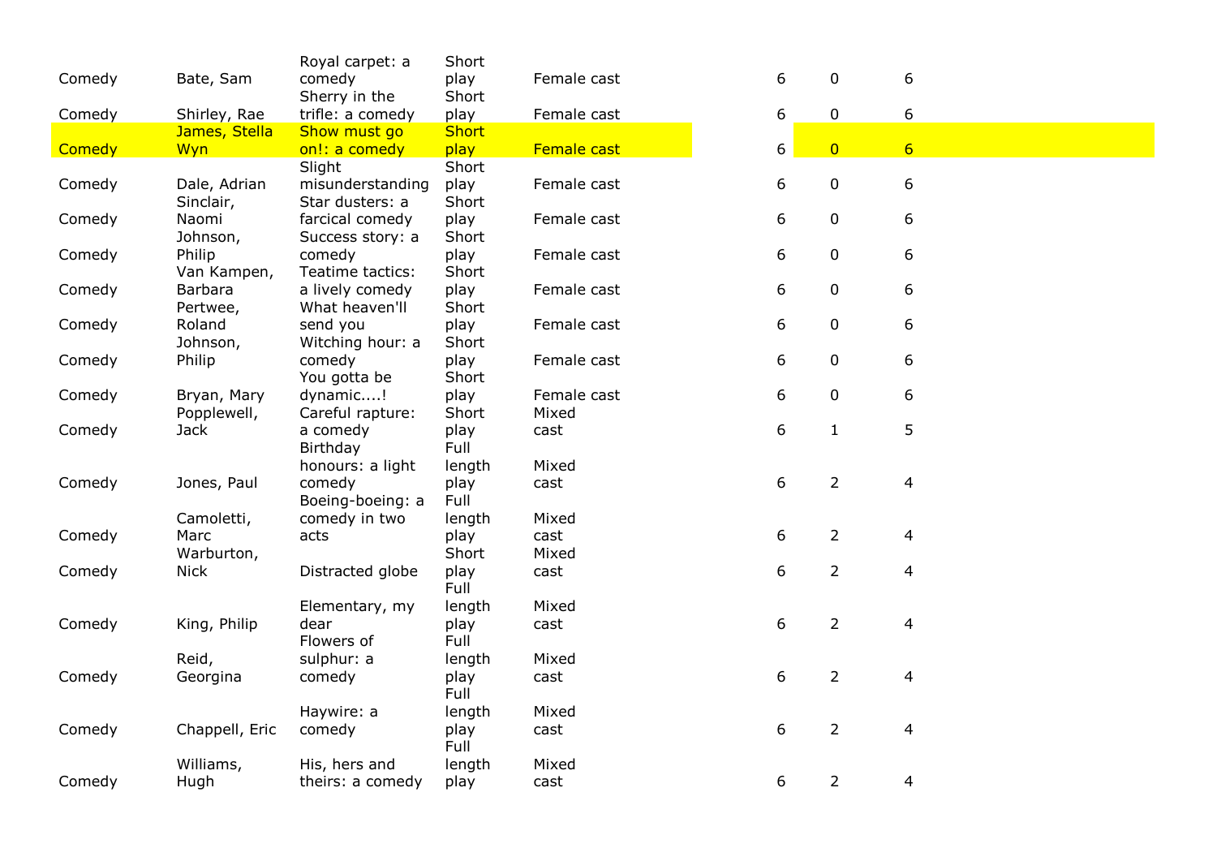| | | | | | | | |
|---|---|---|---|---|---|---|---|
| Comedy | Bate, Sam | Royal carpet: a comedy | Short play | Female cast | 6 | 0 | 6 |
| Comedy | Shirley, Rae | Sherry in the trifle: a comedy | Short play | Female cast | 6 | 0 | 6 |
| Comedy | James, Stella Wyn | Show must go on!: a comedy | Short play | Female cast | 6 | 0 | 6 |
| Comedy | Dale, Adrian | Slight misunderstanding | Short play | Female cast | 6 | 0 | 6 |
| Comedy | Sinclair, Naomi | Star dusters: a farcical comedy | Short play | Female cast | 6 | 0 | 6 |
| Comedy | Johnson, Philip | Success story: a comedy | Short play | Female cast | 6 | 0 | 6 |
| Comedy | Van Kampen, Barbara | Teatime tactics: a lively comedy | Short play | Female cast | 6 | 0 | 6 |
| Comedy | Pertwee, Roland | What heaven'll send you | Short play | Female cast | 6 | 0 | 6 |
| Comedy | Johnson, Philip | Witching hour: a comedy | Short play | Female cast | 6 | 0 | 6 |
| Comedy | Bryan, Mary | You gotta be dynamic....! | Short play | Female cast | 6 | 0 | 6 |
| Comedy | Popplewell, Jack | Careful rapture: a comedy | Short play | Mixed cast | 6 | 1 | 5 |
| Comedy | Jones, Paul | Birthday honours: a light comedy | Full length play | Mixed cast | 6 | 2 | 4 |
| Comedy | Camoletti, Marc | Boeing-boeing: a comedy in two acts | Full length play | Mixed cast | 6 | 2 | 4 |
| Comedy | Warburton, Nick | Distracted globe | Short play | Mixed cast | 6 | 2 | 4 |
| Comedy | King, Philip | Elementary, my dear | Full length play | Mixed cast | 6 | 2 | 4 |
| Comedy | Reid, Georgina | Flowers of sulphur: a comedy | Full length play | Mixed cast | 6 | 2 | 4 |
| Comedy | Chappell, Eric | Haywire: a comedy | Full length play | Mixed cast | 6 | 2 | 4 |
| Comedy | Williams, Hugh | His, hers and theirs: a comedy | Full length play | Mixed cast | 6 | 2 | 4 |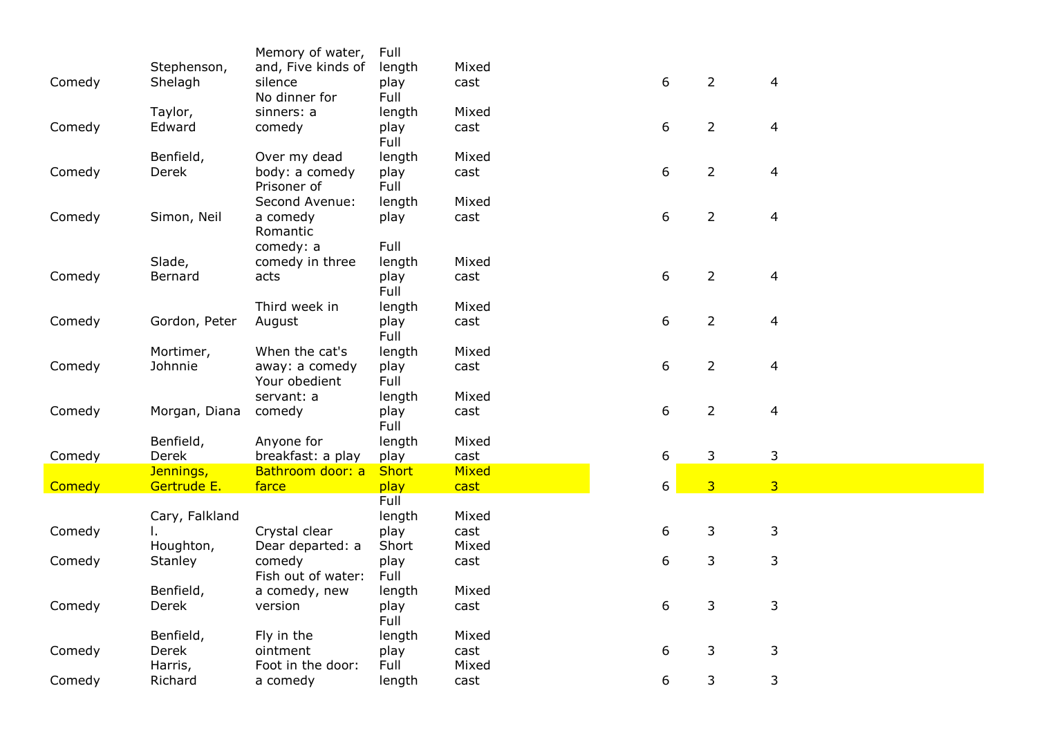| | | | | | | | | |
|---|---|---|---|---|---|---|---|---|
| Comedy | Stephenson, Shelagh | Memory of water, and, Five kinds of silence | Full length play | Mixed cast | | 6 | 2 | 4 |
| Comedy | Taylor, Edward | No dinner for sinners: a comedy | Full length play | Mixed cast | | 6 | 2 | 4 |
| Comedy | Benfield, Derek | Over my dead body: a comedy | Full length play | Mixed cast | | 6 | 2 | 4 |
| Comedy | Simon, Neil | Prisoner of Second Avenue: a comedy | Full length play | Mixed cast | | 6 | 2 | 4 |
| Comedy | Slade, Bernard | Romantic comedy: a comedy in three acts | Full length play | Mixed cast | | 6 | 2 | 4 |
| Comedy | Gordon, Peter | Third week in August | Full length play | Mixed cast | | 6 | 2 | 4 |
| Comedy | Mortimer, Johnnie | When the cat's away: a comedy | Full length play | Mixed cast | | 6 | 2 | 4 |
| Comedy | Morgan, Diana | Your obedient servant: a comedy | Full length play | Mixed cast | | 6 | 2 | 4 |
| Comedy | Benfield, Derek | Anyone for breakfast: a play | Full length play | Mixed cast | | 6 | 3 | 3 |
| Comedy | Jennings, Gertrude E. | Bathroom door: a farce | Short play | Mixed cast | | 6 | 3 | 3 |
| Comedy | Cary, Falkland l. | Crystal clear | Full length play | Mixed cast | | 6 | 3 | 3 |
| Comedy | Houghton, Stanley | Dear departed: a comedy | Short play | Mixed cast | | 6 | 3 | 3 |
| Comedy | Benfield, Derek | Fish out of water: a comedy, new version | Full length play | Mixed cast | | 6 | 3 | 3 |
| Comedy | Benfield, Derek | Fly in the ointment | Full length play | Mixed cast | | 6 | 3 | 3 |
| Comedy | Harris, Richard | Foot in the door: a comedy | Full length | Mixed cast | | 6 | 3 | 3 |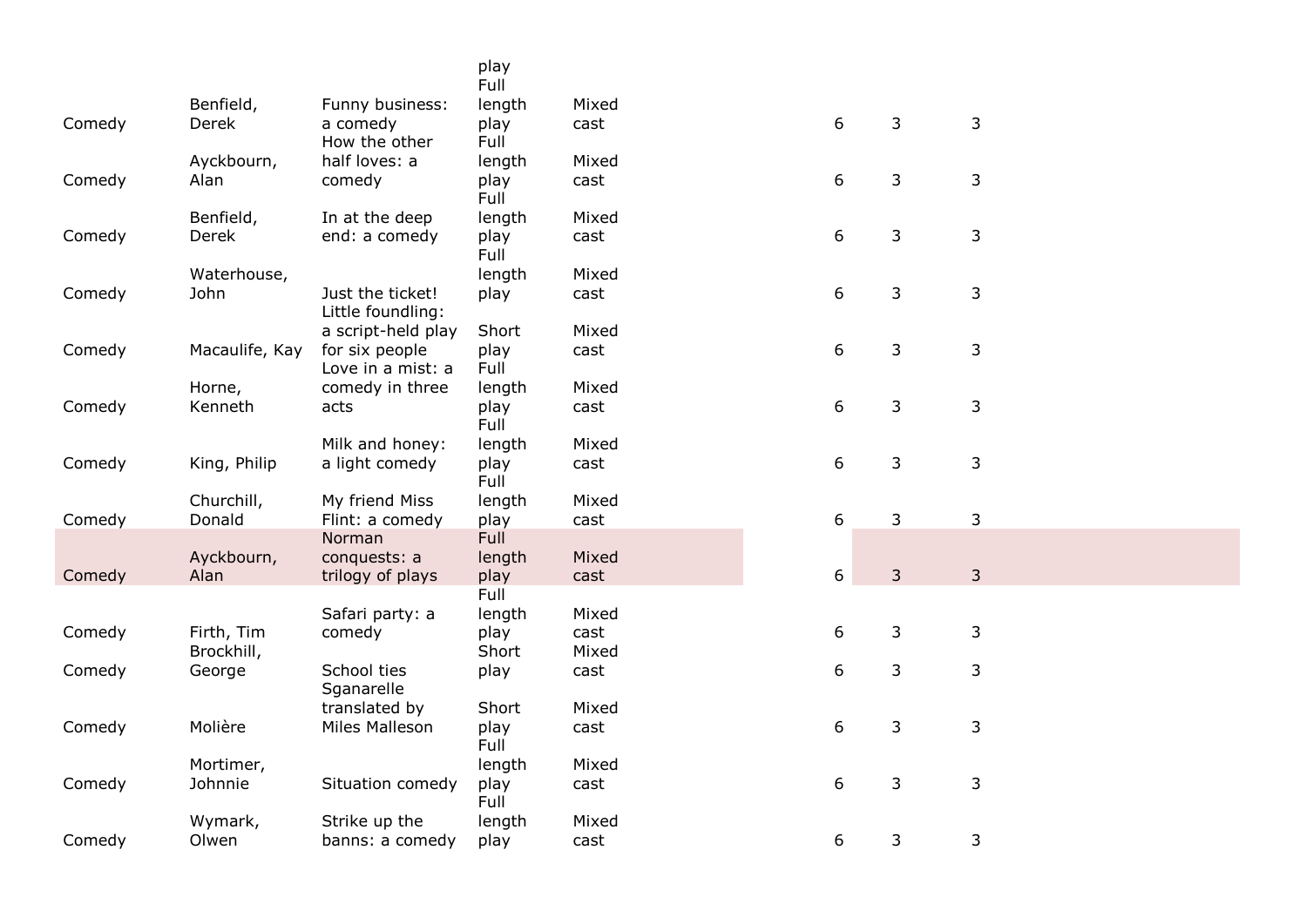| | | | play | | | | |
|---|---|---|---|---|---|---|---|
| Comedy | Benfield, Derek | Funny business: a comedy | Full length play | Mixed cast | 6 | 3 | 3 |
| Comedy | Ayckbourn, Alan | How the other half loves: a comedy | Full length play | Mixed cast | 6 | 3 | 3 |
| Comedy | Benfield, Derek | In at the deep end: a comedy | Full length play | Mixed cast | 6 | 3 | 3 |
| Comedy | Waterhouse, John | Just the ticket! | Full length play | Mixed cast | 6 | 3 | 3 |
| Comedy | Macaulife, Kay | Little foundling: a script-held play for six people | Short play | Mixed cast | 6 | 3 | 3 |
| Comedy | Horne, Kenneth | Love in a mist: a comedy in three acts | Full length play | Mixed cast | 6 | 3 | 3 |
| Comedy | King, Philip | Milk and honey: a light comedy | Full length play | Mixed cast | 6 | 3 | 3 |
| Comedy | Churchill, Donald | My friend Miss Flint: a comedy | Full length play | Mixed cast | 6 | 3 | 3 |
| Comedy | Ayckbourn, Alan | Norman conquests: a trilogy of plays | Full length play | Mixed cast | 6 | 3 | 3 |
| Comedy | Firth, Tim | Safari party: a comedy | Full length play | Mixed cast | 6 | 3 | 3 |
| Comedy | Brockhill, George | School ties | Short play | Mixed cast | 6 | 3 | 3 |
| Comedy | Molière | Sganarelle translated by Miles Malleson | Short play | Mixed cast | 6 | 3 | 3 |
| Comedy | Mortimer, Johnnie | Situation comedy | Full length play | Mixed cast | 6 | 3 | 3 |
| Comedy | Wymark, Olwen | Strike up the banns: a comedy | Full length play | Mixed cast | 6 | 3 | 3 |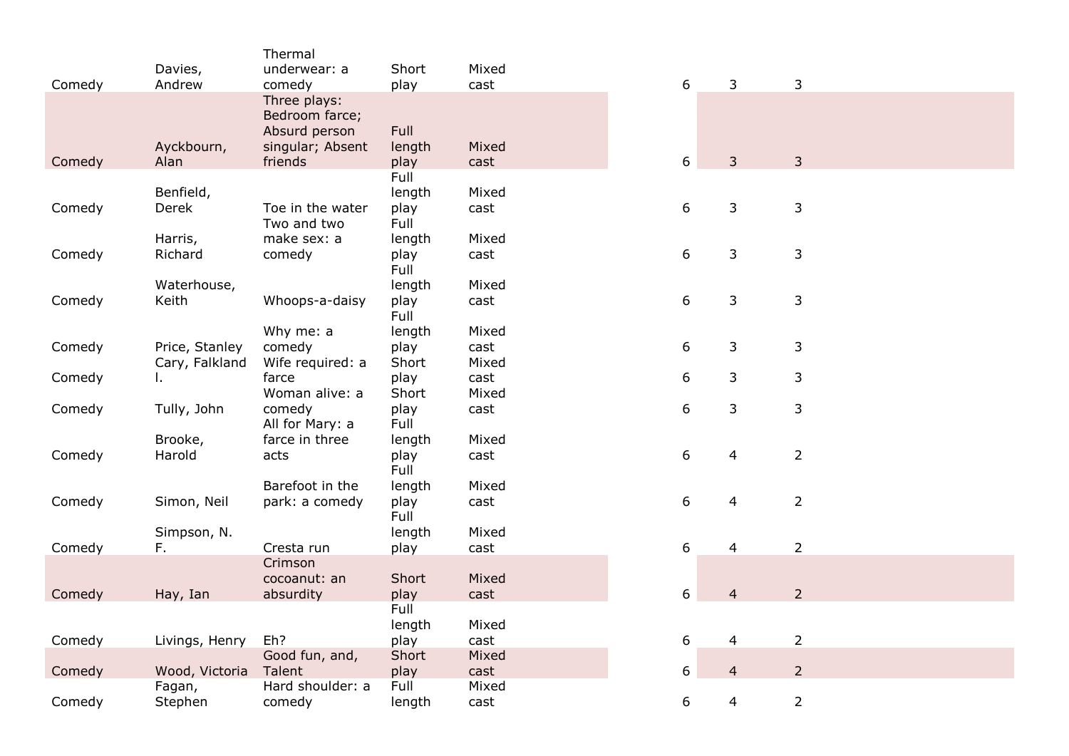| | | | | | | | | |
|---|---|---|---|---|---|---|---|---|
| Comedy | Davies, Andrew | Thermal underwear: a comedy | Short play | Mixed cast | | 6 | 3 | 3 |
| Comedy | Ayckbourn, Alan | Three plays: Bedroom farce; Absurd person singular; Absent friends | Full length play | Mixed cast | | 6 | 3 | 3 |
| Comedy | Benfield, Derek | Toe in the water | Full length play | Mixed cast | | 6 | 3 | 3 |
| Comedy | Harris, Richard | Two and two make sex: a comedy | Full length play | Mixed cast | | 6 | 3 | 3 |
| Comedy | Waterhouse, Keith | Whoops-a-daisy | Full length play | Mixed cast | | 6 | 3 | 3 |
| Comedy | Price, Stanley | Why me: a comedy | Full length play | Mixed cast | | 6 | 3 | 3 |
| Comedy | Cary, Falkland l. | Wife required: a farce | Short play | Mixed cast | | 6 | 3 | 3 |
| Comedy | Tully, John | Woman alive: a comedy | Short play | Mixed cast | | 6 | 3 | 3 |
| Comedy | Brooke, Harold | All for Mary: a farce in three acts | Full length play | Mixed cast | | 6 | 4 | 2 |
| Comedy | Simon, Neil | Barefoot in the park: a comedy | Full length play | Mixed cast | | 6 | 4 | 2 |
| Comedy | Simpson, N. F. | Cresta run | Full length play | Mixed cast | | 6 | 4 | 2 |
| Comedy | Hay, Ian | Crimson cocoanut: an absurdity | Short play | Mixed cast | | 6 | 4 | 2 |
| Comedy | Livings, Henry | Eh? | Full length play | Mixed cast | | 6 | 4 | 2 |
| Comedy | Wood, Victoria | Good fun, and, Talent | Short play | Mixed cast | | 6 | 4 | 2 |
| Comedy | Fagan, Stephen | Hard shoulder: a comedy | Full length | Mixed cast | | 6 | 4 | 2 |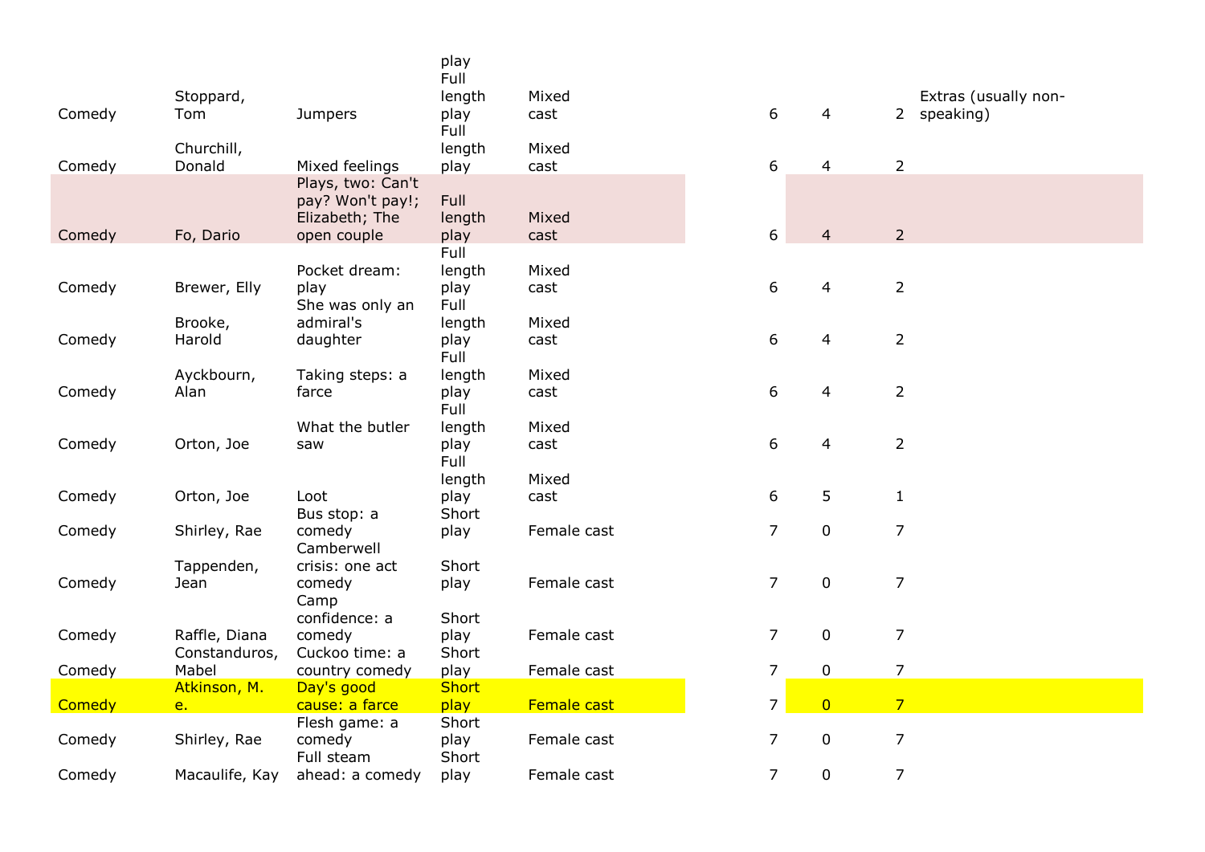| | | | | | | | | | |
|---|---|---|---|---|---|---|---|---|---|
| | | | play | | | | | | |
| Comedy | Stoppard, Tom | Jumpers | Full length play | Mixed cast | | 6 | 4 | 2 | Extras (usually non-speaking) |
| Comedy | Churchill, Donald | Mixed feelings | Full length play | Mixed cast | | 6 | 4 | 2 | |
| Comedy | Fo, Dario | Plays, two: Can't pay? Won't pay!; Elizabeth; The open couple | Full length play | Mixed cast | | 6 | 4 | 2 | |
| Comedy | Brewer, Elly | Pocket dream: play | Full length play | Mixed cast | | 6 | 4 | 2 | |
| Comedy | Brooke, Harold | She was only an admiral's daughter | Full length play | Mixed cast | | 6 | 4 | 2 | |
| Comedy | Ayckbourn, Alan | Taking steps: a farce | Full length play | Mixed cast | | 6 | 4 | 2 | |
| Comedy | Orton, Joe | What the butler saw | Full length play | Mixed cast | | 6 | 4 | 2 | |
| Comedy | Orton, Joe | Loot | Full length play | Mixed cast | | 6 | 5 | 1 | |
| Comedy | Shirley, Rae | Bus stop: a comedy | Short play | Female cast | | 7 | 0 | 7 | |
| Comedy | Tappenden, Jean | Camberwell crisis: one act comedy | Short play | Female cast | | 7 | 0 | 7 | |
| Comedy | Raffle, Diana | Camp confidence: a comedy | Short play | Female cast | | 7 | 0 | 7 | |
| Comedy | Constanduros, Mabel | Cuckoo time: a country comedy | Short play | Female cast | | 7 | 0 | 7 | |
| Comedy | Atkinson, M. e. | Day's good cause: a farce | Short play | Female cast | | 7 | 0 | 7 | |
| Comedy | Shirley, Rae | Flesh game: a comedy | Short play | Female cast | | 7 | 0 | 7 | |
| Comedy | Macaulife, Kay | Full steam ahead: a comedy | Short play | Female cast | | 7 | 0 | 7 | |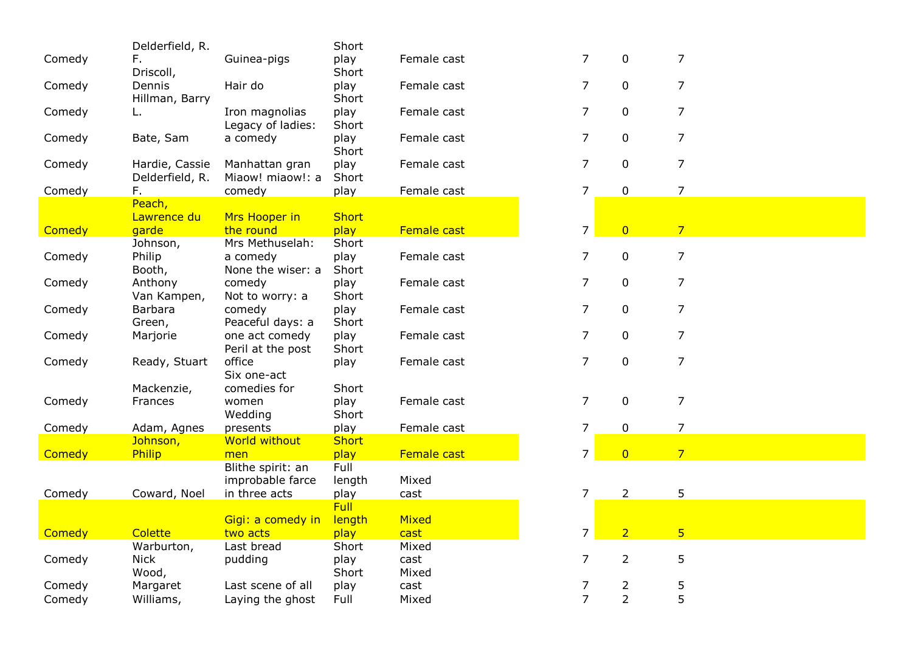| | | | | | | | |
|---|---|---|---|---|---|---|---|
| Comedy | Delderfield, R. F. | Guinea-pigs | Short play | Female cast | 7 | 0 | 7 |
| Comedy | Driscoll, Dennis | Hair do | Short play | Female cast | 7 | 0 | 7 |
| Comedy | Hillman, Barry L. | Iron magnolias | Short play | Female cast | 7 | 0 | 7 |
| Comedy | Bate, Sam | Legacy of ladies: a comedy | Short play | Female cast | 7 | 0 | 7 |
| Comedy | Hardie, Cassie | Manhattan gran | Short play | Female cast | 7 | 0 | 7 |
| Comedy | Delderfield, R. F. | Miaow! miaow!: a comedy | Short play | Female cast | 7 | 0 | 7 |
| Comedy | Peach, Lawrence du garde | Mrs Hooper in the round | Short play | Female cast | 7 | 0 | 7 |
| Comedy | Johnson, Philip | Mrs Methuselah: a comedy | Short play | Female cast | 7 | 0 | 7 |
| Comedy | Booth, Anthony | None the wiser: a comedy | Short play | Female cast | 7 | 0 | 7 |
| Comedy | Van Kampen, Barbara | Not to worry: a comedy | Short play | Female cast | 7 | 0 | 7 |
| Comedy | Green, Marjorie | Peaceful days: a one act comedy | Short play | Female cast | 7 | 0 | 7 |
| Comedy | Ready, Stuart | Peril at the post office | Short play | Female cast | 7 | 0 | 7 |
| Comedy | Mackenzie, Frances | Six one-act comedies for women | Short play | Female cast | 7 | 0 | 7 |
| Comedy | Adam, Agnes | Wedding presents | Short play | Female cast | 7 | 0 | 7 |
| Comedy | Johnson, Philip | World without men | Short play | Female cast | 7 | 0 | 7 |
| Comedy | Coward, Noel | Blithe spirit: an improbable farce in three acts | Full length play | Mixed cast | 7 | 2 | 5 |
| Comedy | Colette | Gigi: a comedy in two acts | Full length play | Mixed cast | 7 | 2 | 5 |
| Comedy | Warburton, Nick | Last bread pudding | Short play | Mixed cast | 7 | 2 | 5 |
| Comedy | Wood, Margaret | Last scene of all | Short play | Mixed cast | 7 | 2 | 5 |
| Comedy | Williams, | Laying the ghost | Full | Mixed | 7 | 2 | 5 |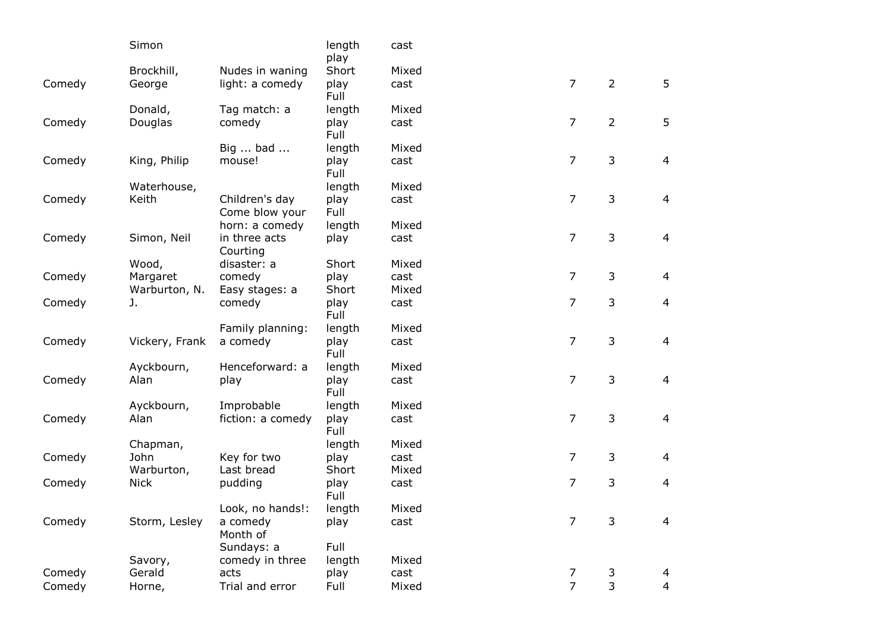| | | | | | | | | |
|---|---|---|---|---|---|---|---|---|
| | Simon | | length play | cast | | | | |
| Comedy | Brockhill, George | Nudes in waning light: a comedy | Short play | Mixed cast | | 7 | 2 | 5 |
| Comedy | Donald, Douglas | Tag match: a comedy | Full length play | Mixed cast | | 7 | 2 | 5 |
| Comedy | King, Philip | Big ... bad ... mouse! | Full length play | Mixed cast | | 7 | 3 | 4 |
| Comedy | Waterhouse, Keith | Children's day | Full length play | Mixed cast | | 7 | 3 | 4 |
| Comedy | Simon, Neil | Come blow your horn: a comedy in three acts | Full length play | Mixed cast | | 7 | 3 | 4 |
| Comedy | Wood, Margaret | Courting disaster: a comedy | Short play | Mixed cast | | 7 | 3 | 4 |
| Comedy | Warburton, N. J. | Easy stages: a comedy | Short play | Mixed cast | | 7 | 3 | 4 |
| Comedy | Vickery, Frank | Family planning: a comedy | Full length play | Mixed cast | | 7 | 3 | 4 |
| Comedy | Ayckbourn, Alan | Henceforward: a play | Full length play | Mixed cast | | 7 | 3 | 4 |
| Comedy | Ayckbourn, Alan | Improbable fiction: a comedy | Full length play | Mixed cast | | 7 | 3 | 4 |
| Comedy | Chapman, John | Key for two | Full length play | Mixed cast | | 7 | 3 | 4 |
| Comedy | Warburton, Nick | Last bread pudding | Short play | Mixed cast | | 7 | 3 | 4 |
| Comedy | Storm, Lesley | Look, no hands!: a comedy | Full length play | Mixed cast | | 7 | 3 | 4 |
| Comedy | Savory, Gerald | Month of Sundays: a comedy in three acts | Full length play | Mixed cast | | 7 | 3 | 4 |
| Comedy | Horne, | Trial and error | Full | Mixed | | 7 | 3 | 4 |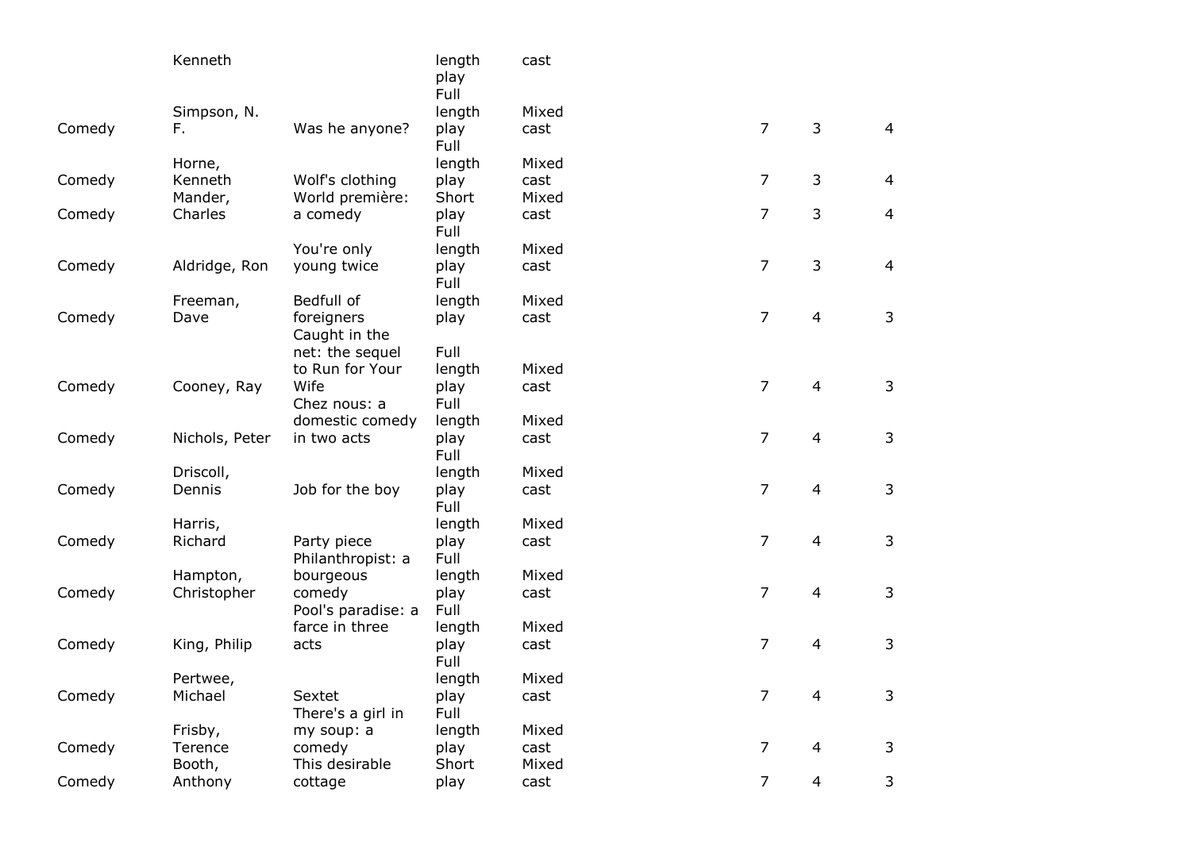| | | | | | | | |
|---|---|---|---|---|---|---|---|
| | Kenneth | | length play | cast | | | |
| Comedy | Simpson, N. F. | Was he anyone? | Full length play | Mixed cast | 7 | 3 | 4 |
| Comedy | Horne, Kenneth | Wolf's clothing | Full length play | Mixed cast | 7 | 3 | 4 |
| Comedy | Mander, Charles | World première: a comedy | Short play | Mixed cast | 7 | 3 | 4 |
| Comedy | Aldridge, Ron | You're only young twice | Full length play | Mixed cast | 7 | 3 | 4 |
| Comedy | Freeman, Dave | Bedfull of foreigners | Full length play | Mixed cast | 7 | 4 | 3 |
| Comedy | Cooney, Ray | Caught in the net: the sequel to Run for Your Wife | Full length play | Mixed cast | 7 | 4 | 3 |
| Comedy | Nichols, Peter | Chez nous: a domestic comedy in two acts | Full length play | Mixed cast | 7 | 4 | 3 |
| Comedy | Driscoll, Dennis | Job for the boy | Full length play | Mixed cast | 7 | 4 | 3 |
| Comedy | Harris, Richard | Party piece | Full length play | Mixed cast | 7 | 4 | 3 |
| Comedy | Hampton, Christopher | Philanthropist: a bourgeous comedy | Full length play | Mixed cast | 7 | 4 | 3 |
| Comedy | King, Philip | Pool's paradise: a farce in three acts | Full length play | Mixed cast | 7 | 4 | 3 |
| Comedy | Pertwee, Michael | Sextet | Full length play | Mixed cast | 7 | 4 | 3 |
| Comedy | Frisby, Terence | There's a girl in my soup: a comedy | Full length play | Mixed cast | 7 | 4 | 3 |
| Comedy | Booth, Anthony | This desirable cottage | Short play | Mixed cast | 7 | 4 | 3 |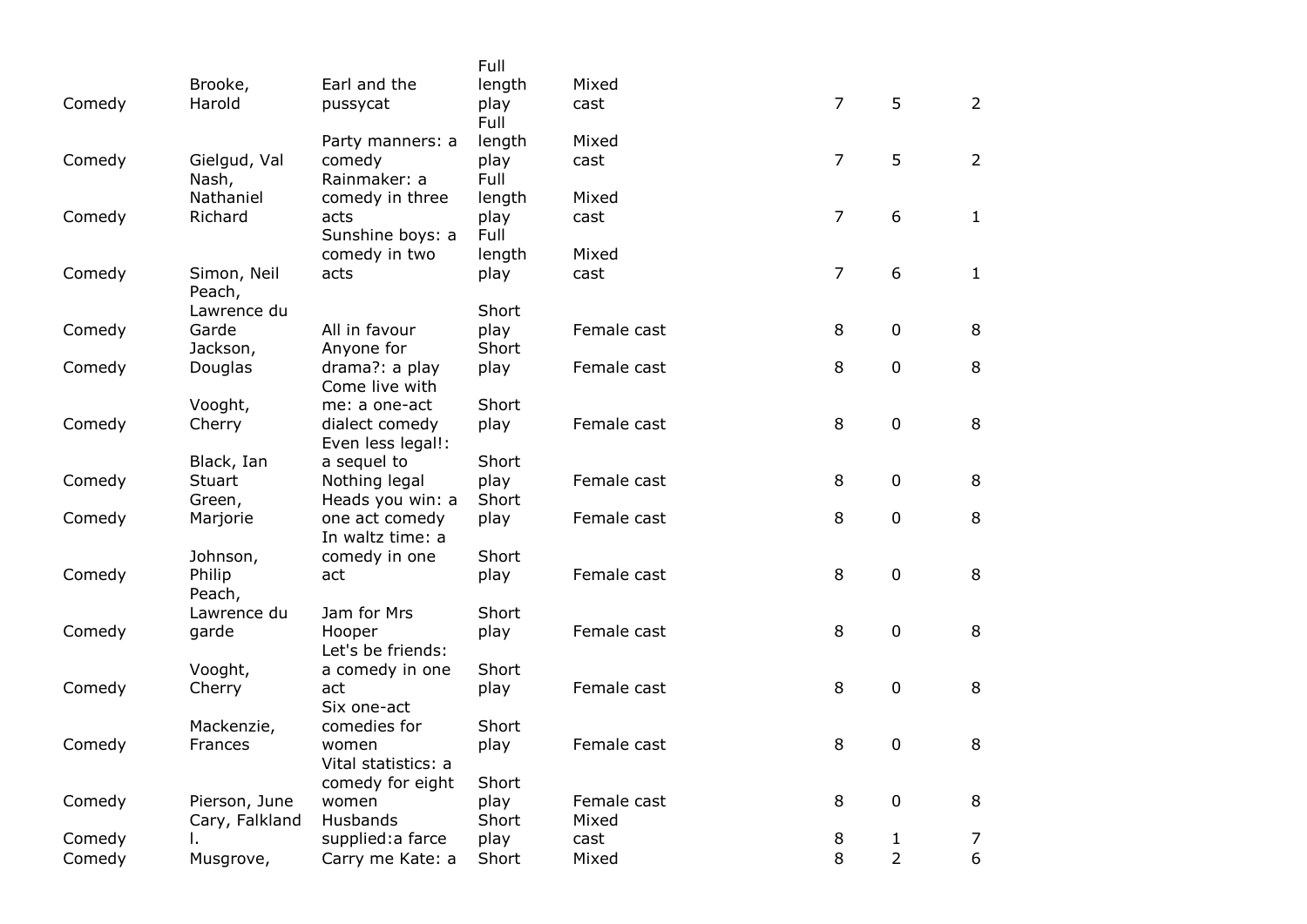| | | | | | | | |
|---|---|---|---|---|---|---|---|
| Comedy | Brooke, Harold | Earl and the pussycat | Full length play | Mixed cast | 7 | 5 | 2 |
| Comedy | Gielgud, Val | Party manners: a comedy | Full length play | Mixed cast | 7 | 5 | 2 |
| Comedy | Nash, Nathaniel Richard | Rainmaker: a comedy in three acts | Full length play | Mixed cast | 7 | 6 | 1 |
| Comedy | Simon, Neil | Sunshine boys: a comedy in two acts | Full length play | Mixed cast | 7 | 6 | 1 |
| Comedy | Peach, Lawrence du Garde | All in favour | Short play | Female cast | 8 | 0 | 8 |
| Comedy | Jackson, Douglas | Anyone for drama?: a play | Short play | Female cast | 8 | 0 | 8 |
| Comedy | Vooght, Cherry | Come live with me: a one-act dialect comedy | Short play | Female cast | 8 | 0 | 8 |
| Comedy | Black, Ian Stuart | Even less legal!: a sequel to Nothing legal | Short play | Female cast | 8 | 0 | 8 |
| Comedy | Green, Marjorie | Heads you win: a one act comedy | Short play | Female cast | 8 | 0 | 8 |
| Comedy | Johnson, Philip | In waltz time: a comedy in one act | Short play | Female cast | 8 | 0 | 8 |
| Comedy | Peach, Lawrence du garde | Jam for Mrs Hooper | Short play | Female cast | 8 | 0 | 8 |
| Comedy | Vooght, Cherry | Let's be friends: a comedy in one act | Short play | Female cast | 8 | 0 | 8 |
| Comedy | Mackenzie, Frances | Six one-act comedies for women | Short play | Female cast | 8 | 0 | 8 |
| Comedy | Pierson, June | Vital statistics: a comedy for eight women | Short play | Female cast | 8 | 0 | 8 |
| Comedy | Cary, Falkland l. | Husbands supplied:a farce | Short play | Mixed cast | 8 | 1 | 7 |
| Comedy | Musgrove, | Carry me Kate: a | Short | Mixed | 8 | 2 | 6 |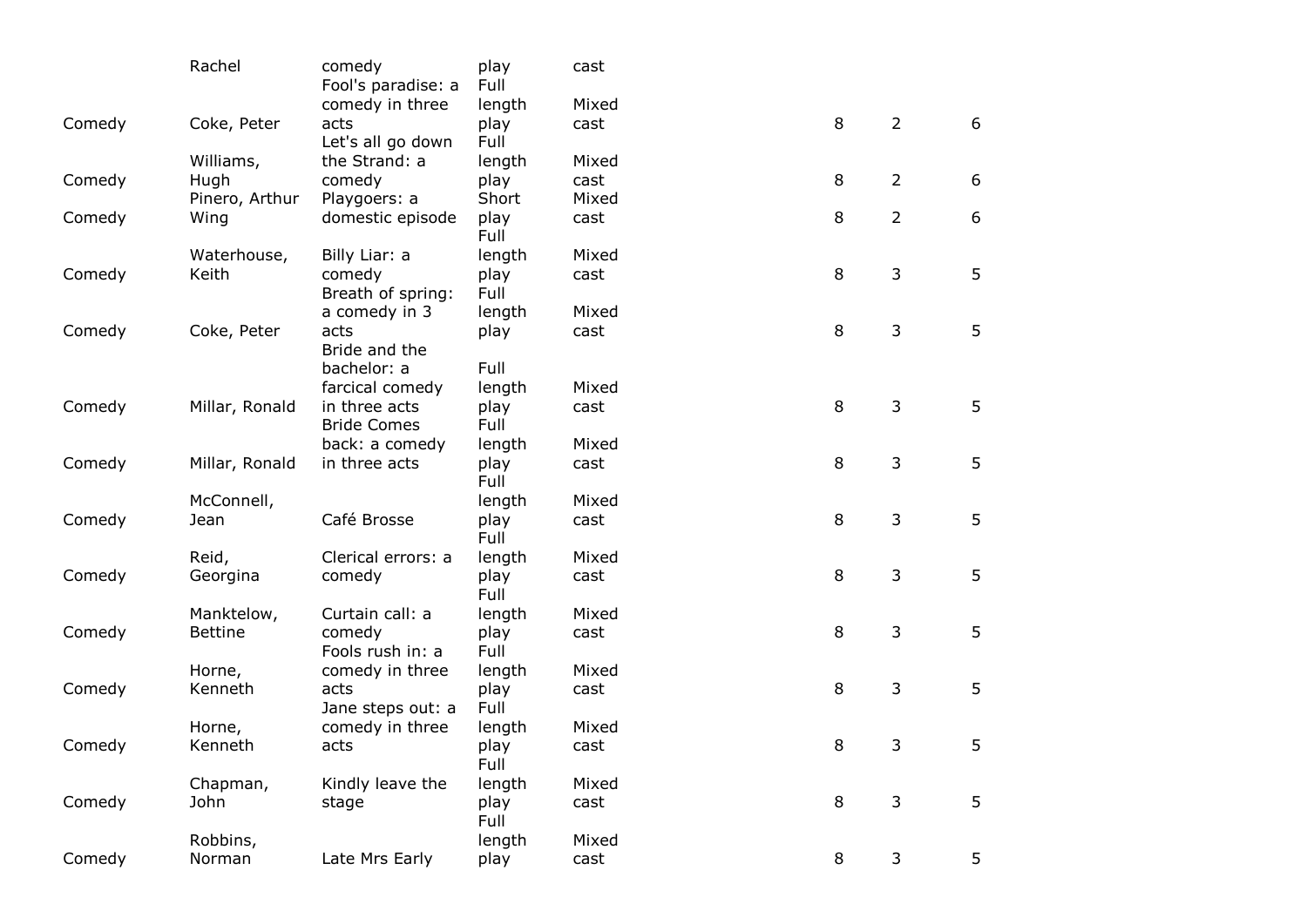|  | Rachel | comedy | play | cast |  |  |  |
|---|---|---|---|---|---|---|---|
| Comedy | Coke, Peter | Fool's paradise: a comedy in three acts | Full length play | Mixed cast | 8 | 2 | 6 |
| Comedy | Williams, Hugh | Let's all go down the Strand: a comedy | Full length play | Mixed cast | 8 | 2 | 6 |
| Comedy | Pinero, Arthur Wing | Playgoers: a domestic episode | Short play | Mixed cast | 8 | 2 | 6 |
| Comedy | Waterhouse, Keith | Billy Liar: a comedy | Full length play | Mixed cast | 8 | 3 | 5 |
| Comedy | Coke, Peter | Breath of spring: a comedy in 3 acts | Full length play | Mixed cast | 8 | 3 | 5 |
| Comedy | Millar, Ronald | Bride and the bachelor: a farcical comedy in three acts | Full length play | Mixed cast | 8 | 3 | 5 |
| Comedy | Millar, Ronald | Bride Comes back: a comedy in three acts | Full length play | Mixed cast | 8 | 3 | 5 |
| Comedy | McConnell, Jean | Café Brosse | Full length play | Mixed cast | 8 | 3 | 5 |
| Comedy | Reid, Georgina | Clerical errors: a comedy | Full length play | Mixed cast | 8 | 3 | 5 |
| Comedy | Manktelow, Bettine | Curtain call: a comedy | Full length play | Mixed cast | 8 | 3 | 5 |
| Comedy | Horne, Kenneth | Fools rush in: a comedy in three acts | Full length play | Mixed cast | 8 | 3 | 5 |
| Comedy | Horne, Kenneth | Jane steps out: a comedy in three acts | Full length play | Mixed cast | 8 | 3 | 5 |
| Comedy | Chapman, John | Kindly leave the stage | Full length play | Mixed cast | 8 | 3 | 5 |
| Comedy | Robbins, Norman | Late Mrs Early | Full length play | Mixed cast | 8 | 3 | 5 |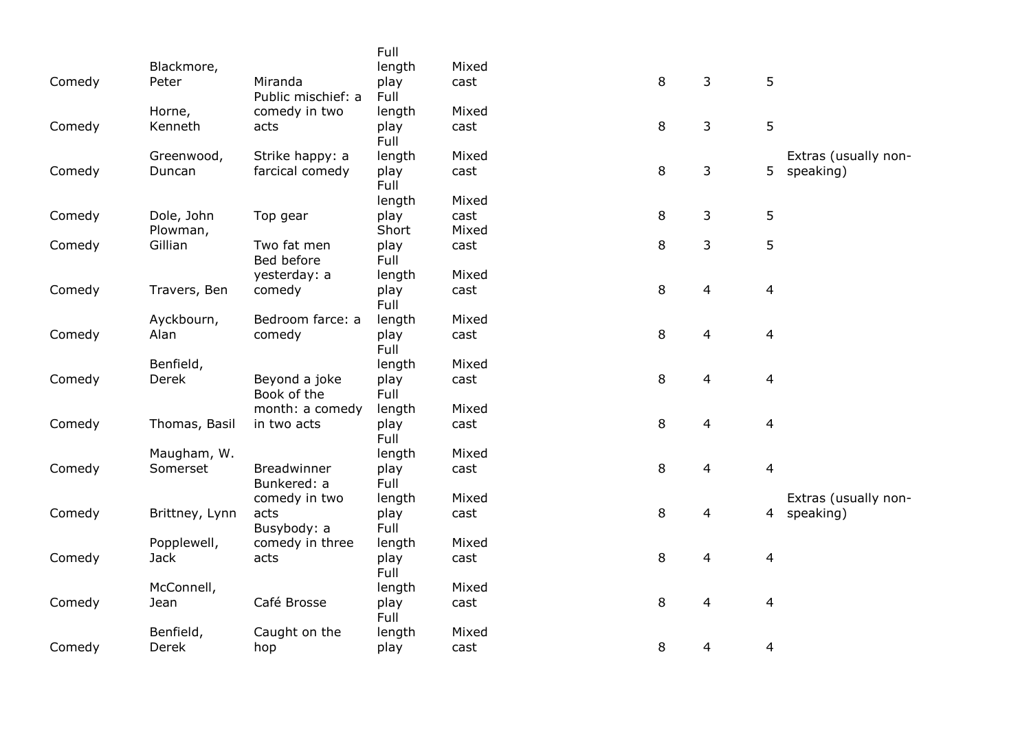| | | | | | | | | |
|---|---|---|---|---|---|---|---|---|
| Comedy | Blackmore, Peter | Miranda | Full length play | Mixed cast | 8 | 3 | 5 | |
| Comedy | Horne, Kenneth | Public mischief: a comedy in two acts | Full length play | Mixed cast | 8 | 3 | 5 | |
| Comedy | Greenwood, Duncan | Strike happy: a farcical comedy | Full length play | Mixed cast | 8 | 3 | 5 | Extras (usually non-speaking) |
| Comedy | Dole, John | Top gear | Full length play | Mixed cast | 8 | 3 | 5 | |
| Comedy | Plowman, Gillian | Two fat men | Short play | Mixed cast | 8 | 3 | 5 | |
| Comedy | Travers, Ben | Bed before yesterday: a comedy | Full length play | Mixed cast | 8 | 4 | 4 | |
| Comedy | Ayckbourn, Alan | Bedroom farce: a comedy | Full length play | Mixed cast | 8 | 4 | 4 | |
| Comedy | Benfield, Derek | Beyond a joke | Full length play | Mixed cast | 8 | 4 | 4 | |
| Comedy | Thomas, Basil | Book of the month: a comedy in two acts | Full length play | Mixed cast | 8 | 4 | 4 | |
| Comedy | Maugham, W. Somerset | Breadwinner | Full length play | Mixed cast | 8 | 4 | 4 | |
| Comedy | Brittney, Lynn | Bunkered: a comedy in two acts | Full length play | Mixed cast | 8 | 4 | 4 | Extras (usually non-speaking) |
| Comedy | Popplewell, Jack | Busybody: a comedy in three acts | Full length play | Mixed cast | 8 | 4 | 4 | |
| Comedy | McConnell, Jean | Café Brosse | Full length play | Mixed cast | 8 | 4 | 4 | |
| Comedy | Benfield, Derek | Caught on the hop | Full length play | Mixed cast | 8 | 4 | 4 | |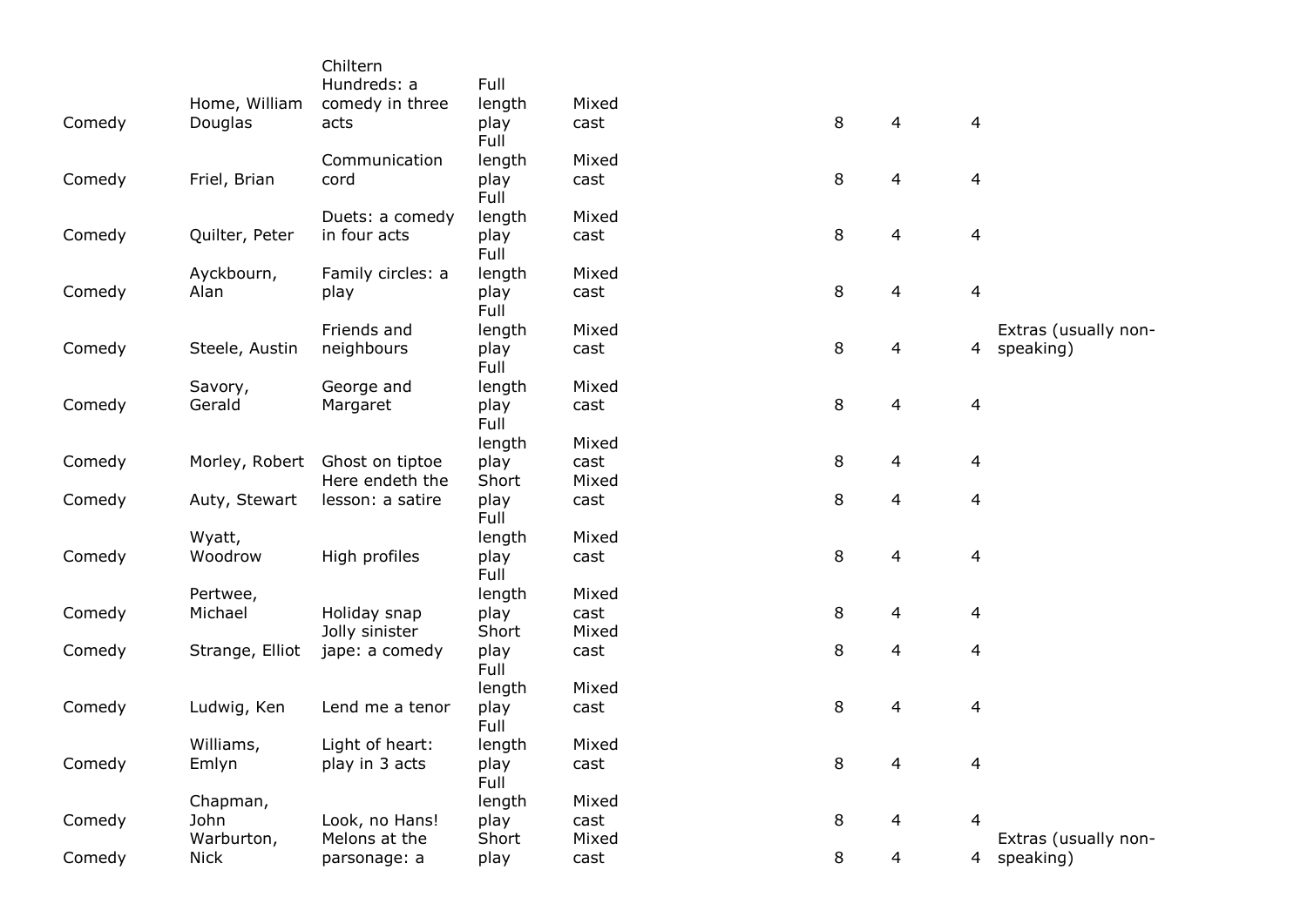| | | | | | | | | |
|---|---|---|---|---|---|---|---|---|
| Comedy | Home, William Douglas | Chiltern Hundreds: a comedy in three acts | Full length play | Mixed cast | 8 | 4 | 4 | |
| Comedy | Friel, Brian | Communication cord | Full length play | Mixed cast | 8 | 4 | 4 | |
| Comedy | Quilter, Peter | Duets: a comedy in four acts | Full length play | Mixed cast | 8 | 4 | 4 | |
| Comedy | Ayckbourn, Alan | Family circles: a play | Full length play | Mixed cast | 8 | 4 | 4 | |
| Comedy | Steele, Austin | Friends and neighbours | Full length play | Mixed cast | 8 | 4 | 4 | Extras (usually non-speaking) |
| Comedy | Savory, Gerald | George and Margaret | Full length play | Mixed cast | 8 | 4 | 4 | |
| Comedy | Morley, Robert | Ghost on tiptoe | Full length play | Mixed cast | 8 | 4 | 4 | |
| Comedy | Auty, Stewart | Here endeth the lesson: a satire | Short play | Mixed cast | 8 | 4 | 4 | |
| Comedy | Wyatt, Woodrow | High profiles | Full length play | Mixed cast | 8 | 4 | 4 | |
| Comedy | Pertwee, Michael | Holiday snap | Full length play | Mixed cast | 8 | 4 | 4 | |
| Comedy | Strange, Elliot | Jolly sinister jape: a comedy | Short play | Mixed cast | 8 | 4 | 4 | |
| Comedy | Ludwig, Ken | Lend me a tenor | Full length play | Mixed cast | 8 | 4 | 4 | |
| Comedy | Williams, Emlyn | Light of heart: play in 3 acts | Full length play | Mixed cast | 8 | 4 | 4 | |
| Comedy | Chapman, John | Look, no Hans! | Full length play | Mixed cast | 8 | 4 | 4 | |
| Comedy | Warburton, Nick | Melons at the parsonage: a | Short play | Mixed cast | 8 | 4 | 4 | Extras (usually non-speaking) |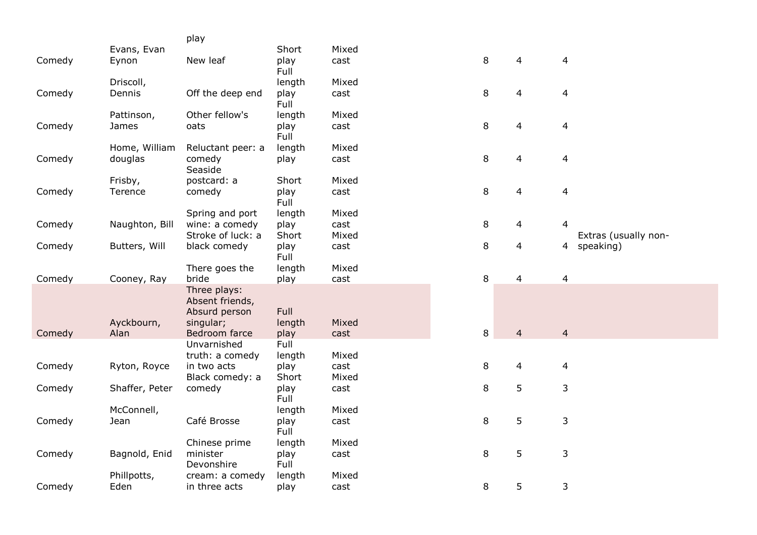| | | | | | | | | | |
|---|---|---|---|---|---|---|---|---|---|
| | | play | | | | | | | |
| Comedy | Evans, Evan Eynon | New leaf | Short play | Mixed cast | | 8 | 4 | 4 | |
| Comedy | Driscoll, Dennis | Off the deep end | Full length play | Mixed cast | | 8 | 4 | 4 | |
| Comedy | Pattinson, James | Other fellow's oats | Full length play | Mixed cast | | 8 | 4 | 4 | |
| Comedy | Home, William douglas | Reluctant peer: a comedy | Full length play | Mixed cast | | 8 | 4 | 4 | |
| Comedy | Frisby, Terence | Seaside postcard: a comedy | Short play | Mixed cast | | 8 | 4 | 4 | |
| Comedy | Naughton, Bill | Spring and port wine: a comedy | Full length play | Mixed cast | | 8 | 4 | 4 | |
| Comedy | Butters, Will | Stroke of luck: a black comedy | Short play | Mixed cast | | 8 | 4 | 4 | Extras (usually non-speaking) |
| Comedy | Cooney, Ray | There goes the bride | Full length play | Mixed cast | | 8 | 4 | 4 | |
| Comedy | Ayckbourn, Alan | Three plays: Absent friends, Absurd person singular; Bedroom farce | Full length play | Mixed cast | | 8 | 4 | 4 | |
| Comedy | Ryton, Royce | Unvarnished truth: a comedy in two acts | Full length play | Mixed cast | | 8 | 4 | 4 | |
| Comedy | Shaffer, Peter | Black comedy: a comedy | Short play | Mixed cast | | 8 | 5 | 3 | |
| Comedy | McConnell, Jean | Café Brosse | Full length play | Mixed cast | | 8 | 5 | 3 | |
| Comedy | Bagnold, Enid | Chinese prime minister | Full length play | Mixed cast | | 8 | 5 | 3 | |
| Comedy | Phillpotts, Eden | Devonshire cream: a comedy in three acts | Full length play | Mixed cast | | 8 | 5 | 3 | |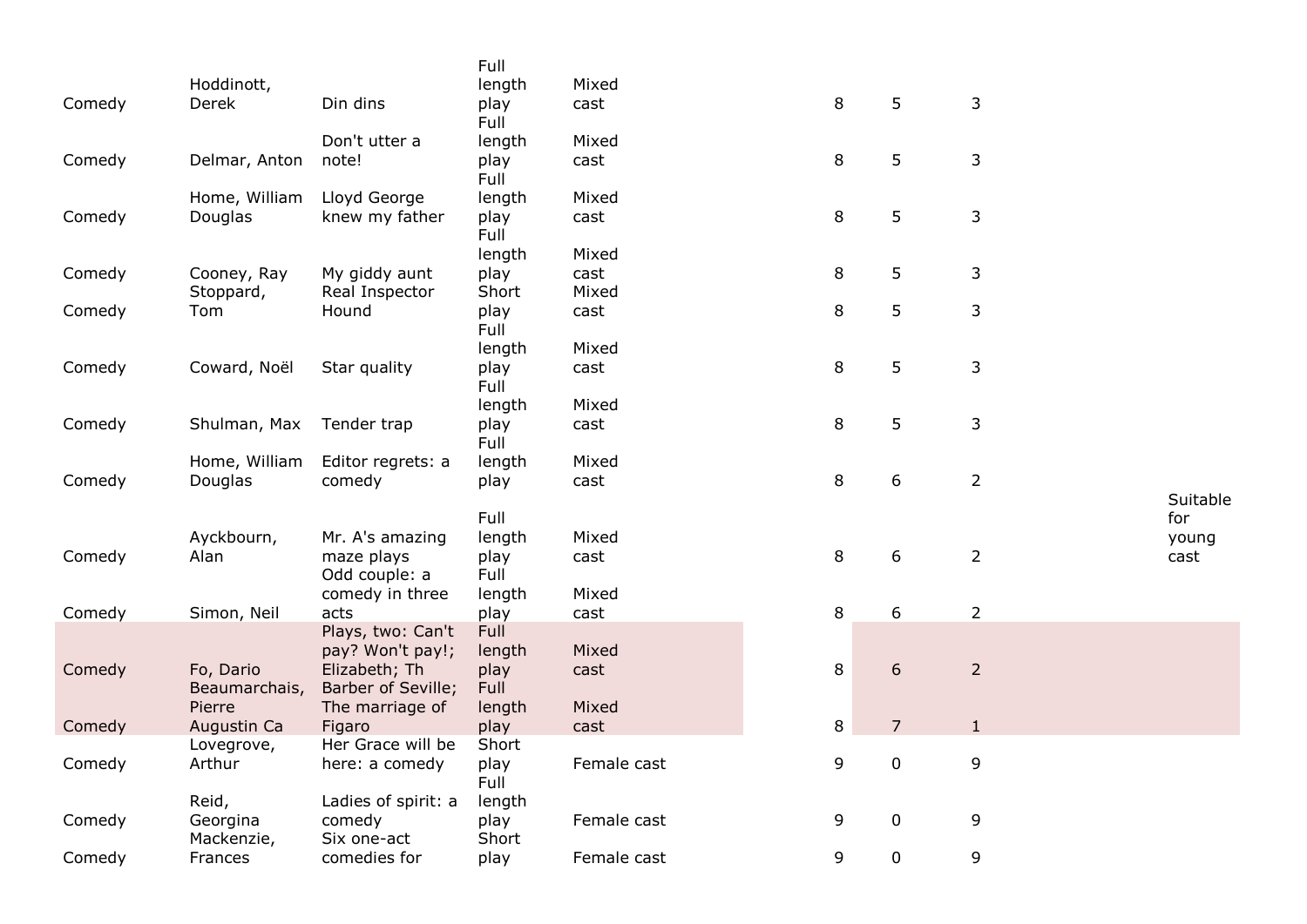| | | | | | | | | | |
|---|---|---|---|---|---|---|---|---|---|
| Comedy | Hoddinott, Derek | Din dins | Full length play | Mixed cast | | 8 | 5 | 3 | |
| Comedy | Delmar, Anton | Don't utter a note! | Full length play | Mixed cast | | 8 | 5 | 3 | |
| Comedy | Home, William Douglas | Lloyd George knew my father | Full length play | Mixed cast | | 8 | 5 | 3 | |
| Comedy | Cooney, Ray | My giddy aunt | Full length play | Mixed cast | | 8 | 5 | 3 | |
| Comedy | Stoppard, Tom | Real Inspector Hound | Short play | Mixed cast | | 8 | 5 | 3 | |
| Comedy | Coward, Noël | Star quality | Full length play | Mixed cast | | 8 | 5 | 3 | |
| Comedy | Shulman, Max | Tender trap | Full length play | Mixed cast | | 8 | 5 | 3 | |
| Comedy | Home, William Douglas | Editor regrets: a comedy | Full length play | Mixed cast | | 8 | 6 | 2 | |
| Comedy | Ayckbourn, Alan | Mr. A's amazing maze plays | Full length play | Mixed cast | | 8 | 6 | 2 | Suitable for young cast |
| Comedy | Simon, Neil | Odd couple: a comedy in three acts | Full length play | Mixed cast | | 8 | 6 | 2 | |
| Comedy | Fo, Dario | Plays, two: Can't pay? Won't pay!; Elizabeth; Th | Full length play | Mixed cast | | 8 | 6 | 2 | |
| Comedy | Beaumarchais, Pierre Augustin Ca | Barber of Seville; The marriage of Figaro | Full length play | Mixed cast | | 8 | 7 | 1 | |
| Comedy | Lovegrove, Arthur | Her Grace will be here: a comedy | Short play | Female cast | | 9 | 0 | 9 | |
| Comedy | Reid, Georgina | Ladies of spirit: a comedy | Full length play | Female cast | | 9 | 0 | 9 | |
| Comedy | Mackenzie, Frances | Six one-act comedies for | Short play | Female cast | | 9 | 0 | 9 | |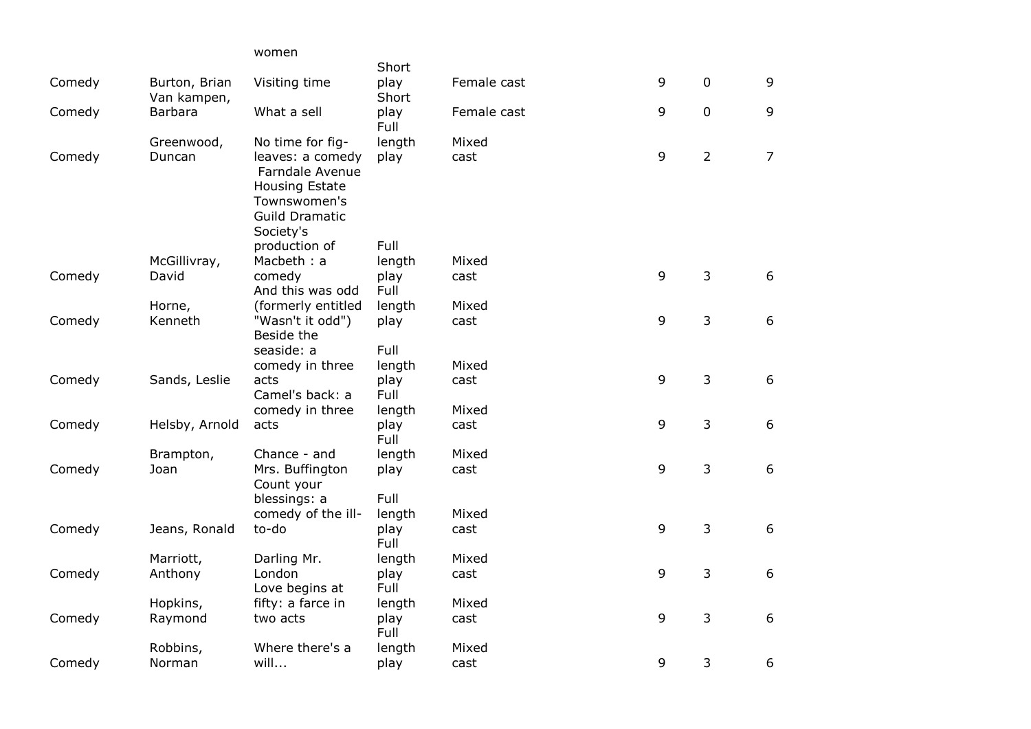| | | women | | | | | |
|---|---|---|---|---|---|---|---|
| Comedy | Burton, Brian | Visiting time | Short play | Female cast | 9 | 0 | 9 |
| Comedy | Van kampen, Barbara | What a sell | Short play | Female cast | 9 | 0 | 9 |
| Comedy | Greenwood, Duncan | No time for fig-leaves: a comedy | Full length play | Mixed cast | 9 | 2 | 7 |
| Comedy | McGillivray, David | Farndale Avenue Housing Estate Townswomen's Guild Dramatic Society's production of Macbeth : a comedy | Full length play | Mixed cast | 9 | 3 | 6 |
| Comedy | Horne, Kenneth | And this was odd (formerly entitled "Wasn't it odd") | Full length play | Mixed cast | 9 | 3 | 6 |
| Comedy | Sands, Leslie | Beside the seaside: a comedy in three acts | Full length play | Mixed cast | 9 | 3 | 6 |
| Comedy | Helsby, Arnold | Camel's back: a comedy in three acts | Full length play | Mixed cast | 9 | 3 | 6 |
| Comedy | Brampton, Joan | Chance - and Mrs. Buffington | Full length play | Mixed cast | 9 | 3 | 6 |
| Comedy | Jeans, Ronald | Count your blessings: a comedy of the ill-to-do | Full length play | Mixed cast | 9 | 3 | 6 |
| Comedy | Marriott, Anthony | Darling Mr. London | Full length play | Mixed cast | 9 | 3 | 6 |
| Comedy | Hopkins, Raymond | Love begins at fifty: a farce in two acts | Full length play | Mixed cast | 9 | 3 | 6 |
| Comedy | Robbins, Norman | Where there's a will... | Full length play | Mixed cast | 9 | 3 | 6 |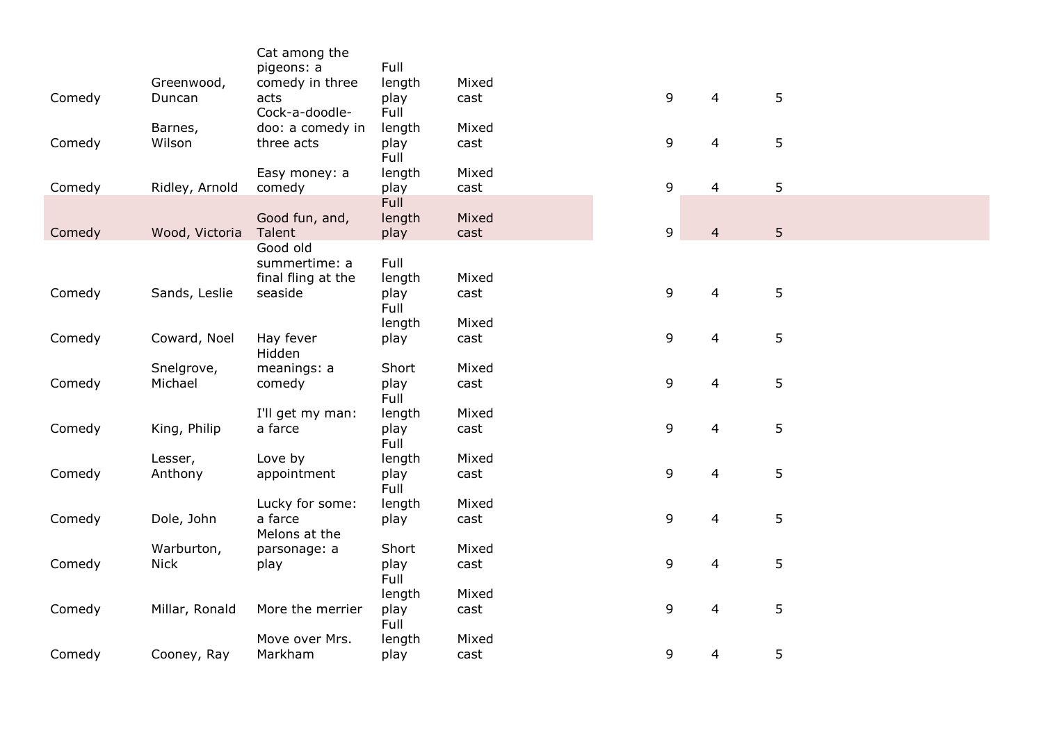| | | | | | | | | |
|---|---|---|---|---|---|---|---|---|
| Comedy | Greenwood, Duncan | Cat among the pigeons: a comedy in three acts | Full length play | Mixed cast | | 9 | 4 | 5 |
| Comedy | Barnes, Wilson | Cock-a-doodle-doo: a comedy in three acts | Full length play | Mixed cast | | 9 | 4 | 5 |
| Comedy | Ridley, Arnold | Easy money: a comedy | Full length play | Mixed cast | | 9 | 4 | 5 |
| Comedy | Wood, Victoria | Good fun, and, Talent | Full length play | Mixed cast | | 9 | 4 | 5 |
| Comedy | Sands, Leslie | Good old summertime: a final fling at the seaside | Full length play | Mixed cast | | 9 | 4 | 5 |
| Comedy | Coward, Noel | Hay fever | Full length play | Mixed cast | | 9 | 4 | 5 |
| Comedy | Snelgrove, Michael | Hidden meanings: a comedy | Short play | Mixed cast | | 9 | 4 | 5 |
| Comedy | King, Philip | I'll get my man: a farce | Full length play | Mixed cast | | 9 | 4 | 5 |
| Comedy | Lesser, Anthony | Love by appointment | Full length play | Mixed cast | | 9 | 4 | 5 |
| Comedy | Dole, John | Lucky for some: a farce | Full length play | Mixed cast | | 9 | 4 | 5 |
| Comedy | Warburton, Nick | Melons at the parsonage: a play | Short play | Mixed cast | | 9 | 4 | 5 |
| Comedy | Millar, Ronald | More the merrier | Full length play | Mixed cast | | 9 | 4 | 5 |
| Comedy | Cooney, Ray | Move over Mrs. Markham | Full length play | Mixed cast | | 9 | 4 | 5 |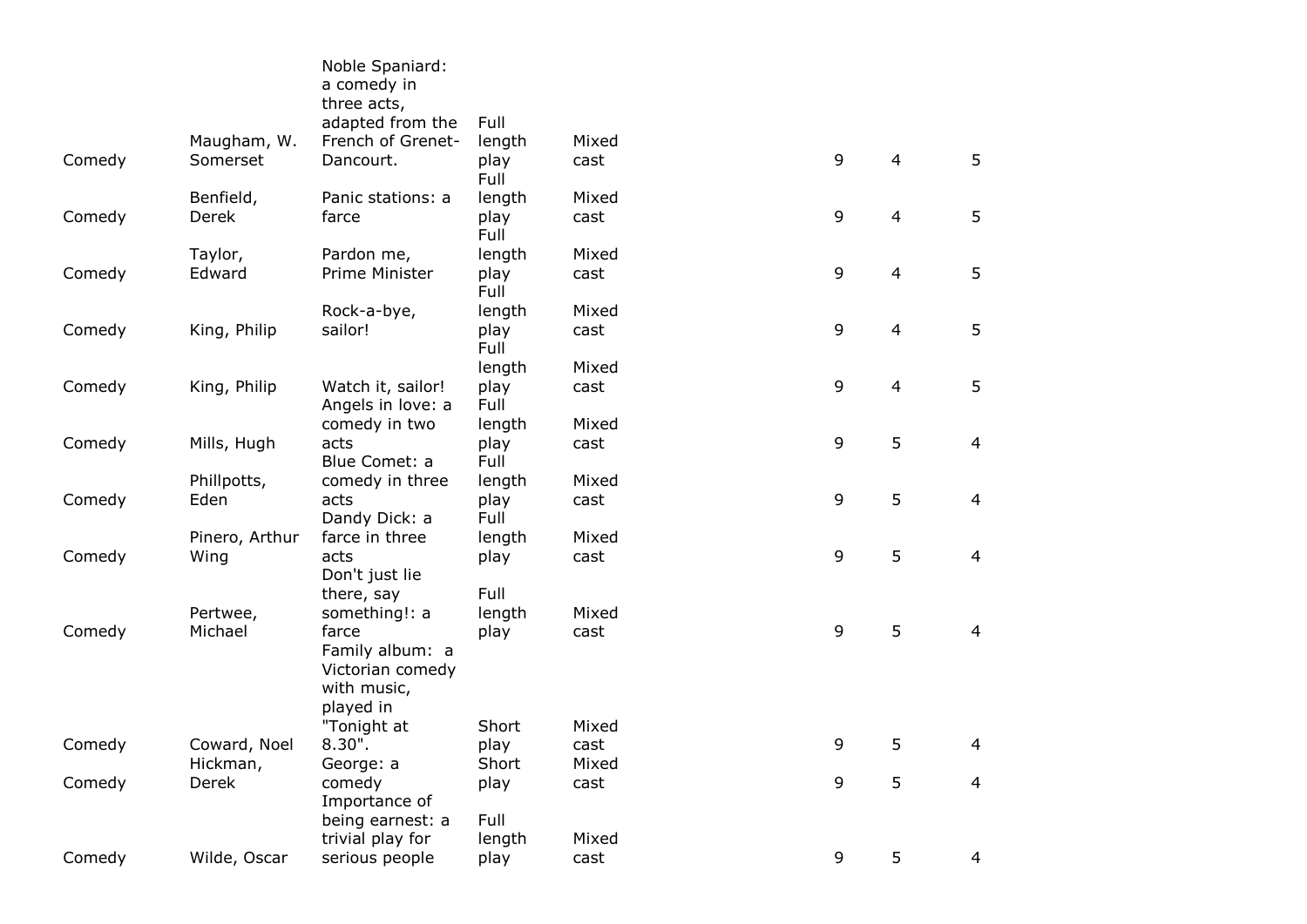| | | | | | | | | |
|---|---|---|---|---|---|---|---|---|
| Comedy | Maugham, W. Somerset | Noble Spaniard: a comedy in three acts, adapted from the French of Grenet-Dancourt. | Full length play | Mixed cast | | 9 | 4 | 5 |
| Comedy | Benfield, Derek | Panic stations: a farce | Full length play | Mixed cast | | 9 | 4 | 5 |
| Comedy | Taylor, Edward | Pardon me, Prime Minister | Full length play | Mixed cast | | 9 | 4 | 5 |
| Comedy | King, Philip | Rock-a-bye, sailor! | Full length play | Mixed cast | | 9 | 4 | 5 |
| Comedy | King, Philip | Watch it, sailor! | Full length play | Mixed cast | | 9 | 4 | 5 |
| Comedy | Mills, Hugh | Angels in love: a comedy in two acts | Full length play | Mixed cast | | 9 | 5 | 4 |
| Comedy | Phillpotts, Eden | Blue Comet: a comedy in three acts | Full length play | Mixed cast | | 9 | 5 | 4 |
| Comedy | Pinero, Arthur Wing | Dandy Dick: a farce in three acts | Full length play | Mixed cast | | 9 | 5 | 4 |
| Comedy | Pertwee, Michael | Don't just lie there, say something!: a farce | Full length play | Mixed cast | | 9 | 5 | 4 |
| Comedy | Coward, Noel | Family album: a Victorian comedy with music, played in "Tonight at 8.30". | Short play | Mixed cast | | 9 | 5 | 4 |
| Comedy | Hickman, Derek | George: a comedy | Short play | Mixed cast | | 9 | 5 | 4 |
| Comedy | Wilde, Oscar | Importance of being earnest: a trivial play for serious people | Full length play | Mixed cast | | 9 | 5 | 4 |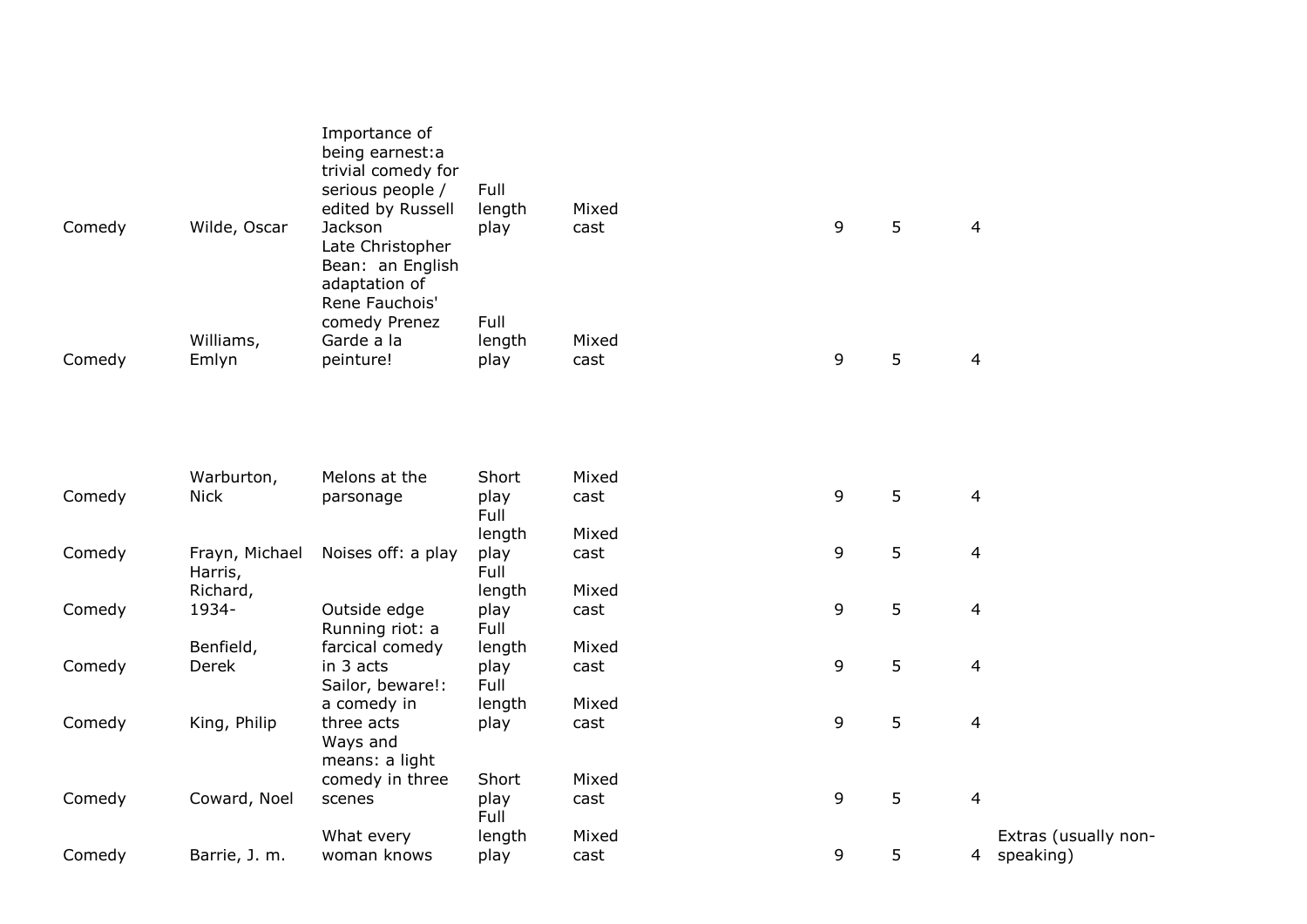| | | | | | | | | | |
|---|---|---|---|---|---|---|---|---|---|
| Comedy | Wilde, Oscar | Importance of being earnest:a trivial comedy for serious people / edited by Russell Jackson | Full length play | Mixed cast | | 9 | 5 | 4 | |
| Comedy | Williams, Emlyn | Late Christopher Bean: an English adaptation of Rene Fauchois' comedy Prenez Garde a la peinture! | Full length play | Mixed cast | | 9 | 5 | 4 | |
| Comedy | Warburton, Nick | Melons at the parsonage | Short play | Mixed cast | | 9 | 5 | 4 | |
| Comedy | Frayn, Michael | Noises off: a play | Full length play | Mixed cast | | 9 | 5 | 4 | |
| Comedy | Harris, Richard, 1934- | Outside edge | Full length play | Mixed cast | | 9 | 5 | 4 | |
| Comedy | Benfield, Derek | Running riot: a farcical comedy in 3 acts | Full length play | Mixed cast | | 9 | 5 | 4 | |
| Comedy | King, Philip | Sailor, beware!: a comedy in three acts | Full length play | Mixed cast | | 9 | 5 | 4 | |
| Comedy | Coward, Noel | Ways and means: a light comedy in three scenes | Short play | Mixed cast | | 9 | 5 | 4 | |
| Comedy | Barrie, J. m. | What every woman knows | Full length play | Mixed cast | | 9 | 5 | 4 | Extras (usually non-speaking) |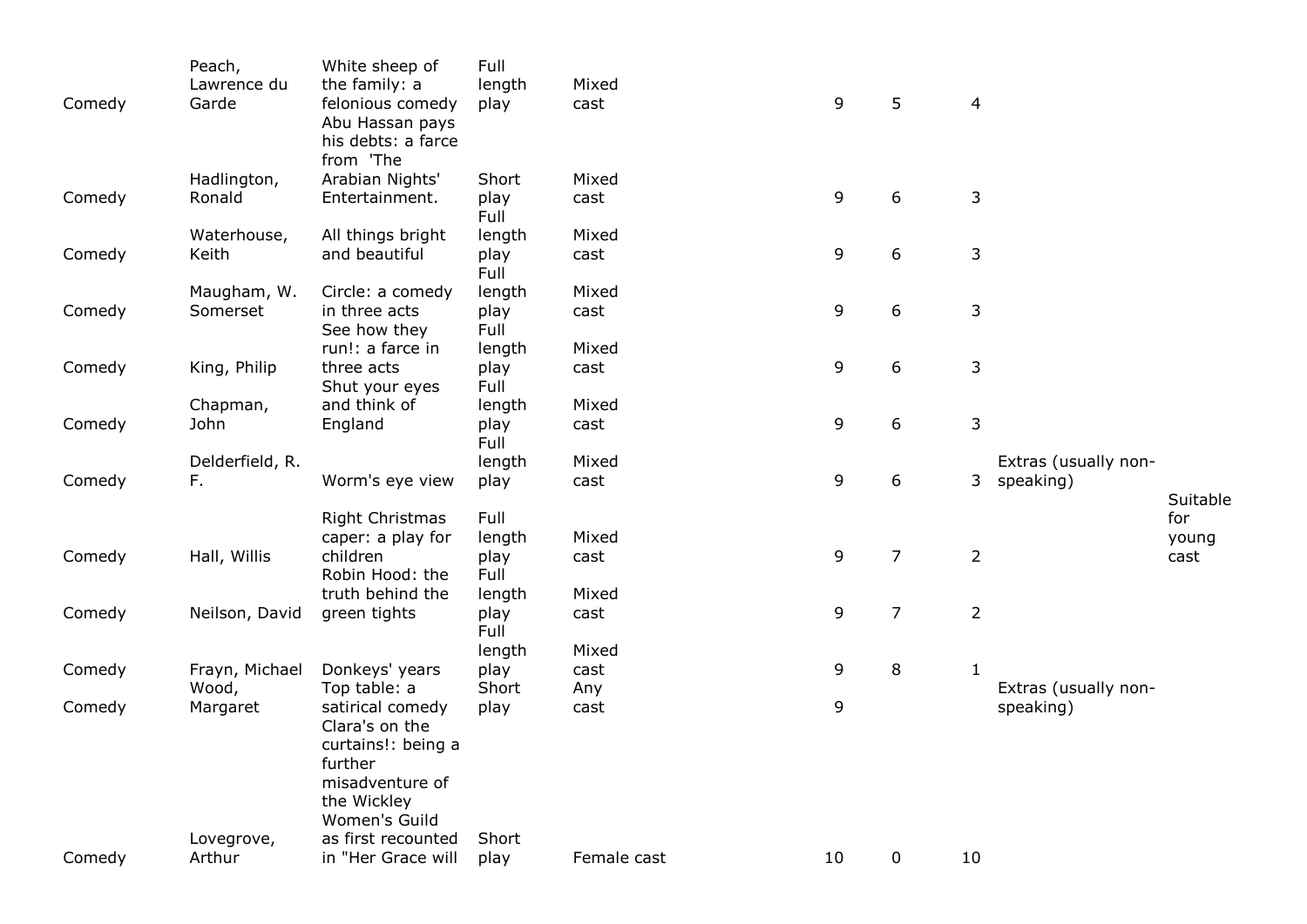| | | | | | | | | | | |
|---|---|---|---|---|---|---|---|---|---|---|
| Comedy | Peach, Lawrence du Garde | White sheep of the family: a felonious comedy | Full length play | Mixed cast | | 9 | 5 | 4 | | |
| Comedy | Hadlington, Ronald | Abu Hassan pays his debts: a farce from 'The Arabian Nights' Entertainment. | Short play | Mixed cast | | 9 | 6 | 3 | | |
| Comedy | Waterhouse, Keith | All things bright and beautiful | Full length play | Mixed cast | | 9 | 6 | 3 | | |
| Comedy | Maugham, W. Somerset | Circle: a comedy in three acts | Full length play | Mixed cast | | 9 | 6 | 3 | | |
| Comedy | King, Philip | See how they run!: a farce in three acts | Full length play | Mixed cast | | 9 | 6 | 3 | | |
| Comedy | Chapman, John | Shut your eyes and think of England | Full length play | Mixed cast | | 9 | 6 | 3 | | |
| Comedy | Delderfield, R. F. | Worm's eye view | Full length play | Mixed cast | | 9 | 6 | 3 | Extras (usually non-speaking) | |
| Comedy | Hall, Willis | Right Christmas caper: a play for children | Full length play | Mixed cast | | 9 | 7 | 2 | | Suitable for young cast |
| Comedy | Neilson, David | Robin Hood: the truth behind the green tights | Full length play | Mixed cast | | 9 | 7 | 2 | | |
| Comedy | Frayn, Michael | Donkeys' years | Full length play | Mixed cast | | 9 | 8 | 1 | | |
| Comedy | Wood, Margaret | Top table: a satirical comedy | Short play | Any cast | | 9 | | | Extras (usually non-speaking) | |
| Comedy | Lovegrove, Arthur | Clara's on the curtains!: being a further misadventure of the Wickley Women's Guild as first recounted in "Her Grace will | Short play | Female cast | | 10 | 0 | 10 | | |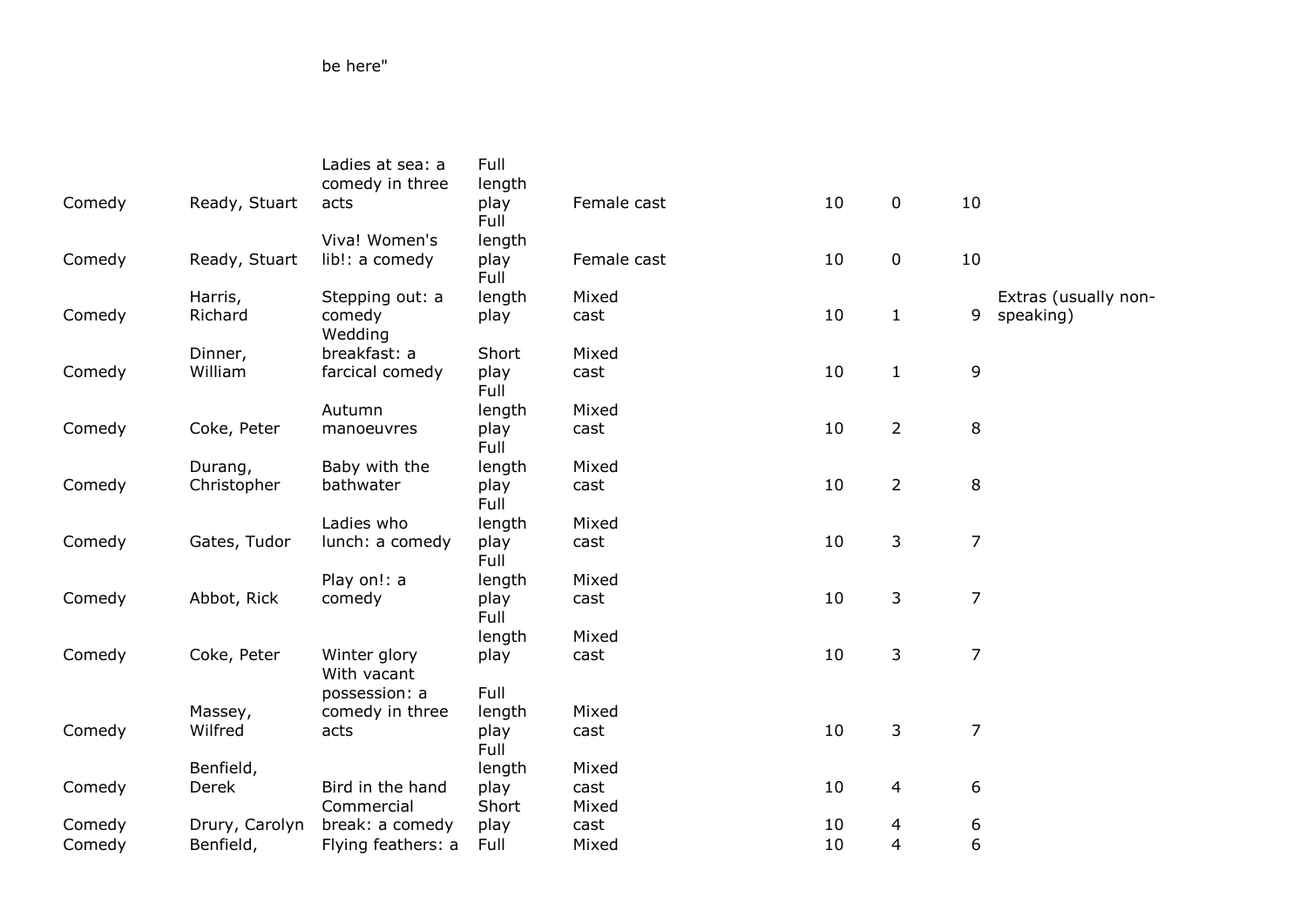|  |  | be here" |  |  |  |  |  |  |
|---|---|---|---|---|---|---|---|---|
| Comedy | Ready, Stuart | Ladies at sea: a comedy in three acts | Full length play | Female cast | 10 | 0 | 10 |  |
| Comedy | Ready, Stuart | Viva! Women's lib!: a comedy | Full length play | Female cast | 10 | 0 | 10 |  |
| Comedy | Harris, Richard | Stepping out: a comedy | Full length play | Mixed cast | 10 | 1 | 9 | Extras (usually non-speaking) |
| Comedy | Dinner, William | Wedding breakfast: a farcical comedy | Short play | Mixed cast | 10 | 1 | 9 |  |
| Comedy | Coke, Peter | Autumn manoeuvres | Full length play | Mixed cast | 10 | 2 | 8 |  |
| Comedy | Durang, Christopher | Baby with the bathwater | Full length play | Mixed cast | 10 | 2 | 8 |  |
| Comedy | Gates, Tudor | Ladies who lunch: a comedy | Full length play | Mixed cast | 10 | 3 | 7 |  |
| Comedy | Abbot, Rick | Play on!: a comedy | Full length play | Mixed cast | 10 | 3 | 7 |  |
| Comedy | Coke, Peter | Winter glory | Full length play | Mixed cast | 10 | 3 | 7 |  |
| Comedy | Massey, Wilfred | With vacant possession: a comedy in three acts | Full length play | Mixed cast | 10 | 3 | 7 |  |
| Comedy | Benfield, Derek | Bird in the hand | Full length play | Mixed cast | 10 | 4 | 6 |  |
| Comedy | Drury, Carolyn | Commercial break: a comedy | Short play | Mixed cast | 10 | 4 | 6 |  |
| Comedy | Benfield, | Flying feathers: a | Full | Mixed | 10 | 4 | 6 |  |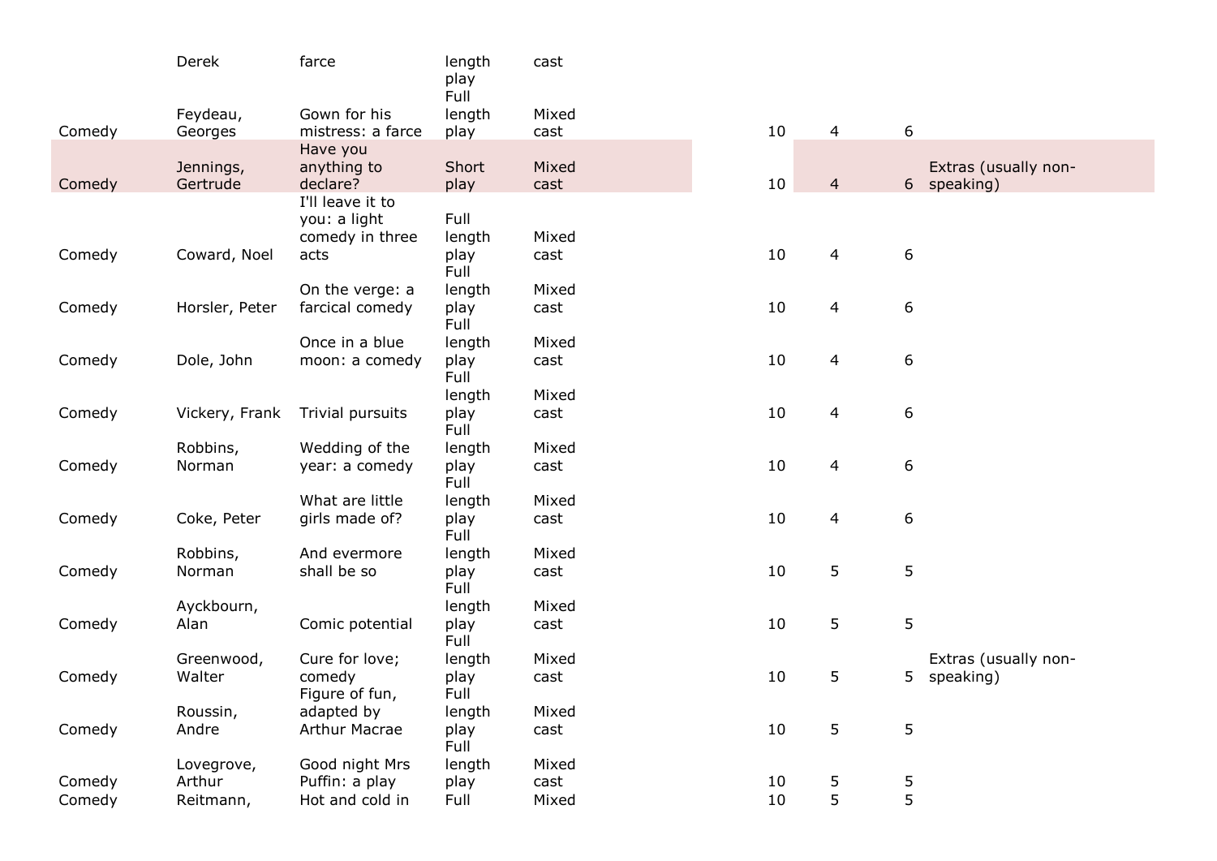| | | | | | | | | | |
|---|---|---|---|---|---|---|---|---|---|
| | Derek | farce | length play | cast | | | | | |
| Comedy | Feydeau, Georges | Gown for his mistress: a farce | Full length play | Mixed cast | | 10 | 4 | 6 | |
| Comedy | Jennings, Gertrude | Have you anything to declare? | Short play | Mixed cast | | 10 | 4 | 6 | Extras (usually non-speaking) |
| Comedy | Coward, Noel | I'll leave it to you: a light comedy in three acts | Full length play | Mixed cast | | 10 | 4 | 6 | |
| Comedy | Horsler, Peter | On the verge: a farcical comedy | Full length play | Mixed cast | | 10 | 4 | 6 | |
| Comedy | Dole, John | Once in a blue moon: a comedy | Full length play | Mixed cast | | 10 | 4 | 6 | |
| Comedy | Vickery, Frank | Trivial pursuits | Full length play | Mixed cast | | 10 | 4 | 6 | |
| Comedy | Robbins, Norman | Wedding of the year: a comedy | Full length play | Mixed cast | | 10 | 4 | 6 | |
| Comedy | Coke, Peter | What are little girls made of? | Full length play | Mixed cast | | 10 | 4 | 6 | |
| Comedy | Robbins, Norman | And evermore shall be so | Full length play | Mixed cast | | 10 | 5 | 5 | |
| Comedy | Ayckbourn, Alan | Comic potential | Full length play | Mixed cast | | 10 | 5 | 5 | |
| Comedy | Greenwood, Walter | Cure for love; comedy | Full length play | Mixed cast | | 10 | 5 | 5 | Extras (usually non-speaking) |
| Comedy | Roussin, Andre | Figure of fun, adapted by Arthur Macrae | Full length play | Mixed cast | | 10 | 5 | 5 | |
| Comedy | Lovegrove, Arthur | Good night Mrs Puffin: a play | Full length play | Mixed cast | | 10 | 5 | 5 | |
| Comedy | Reitmann, | Hot and cold in | Full | Mixed | | 10 | 5 | 5 | |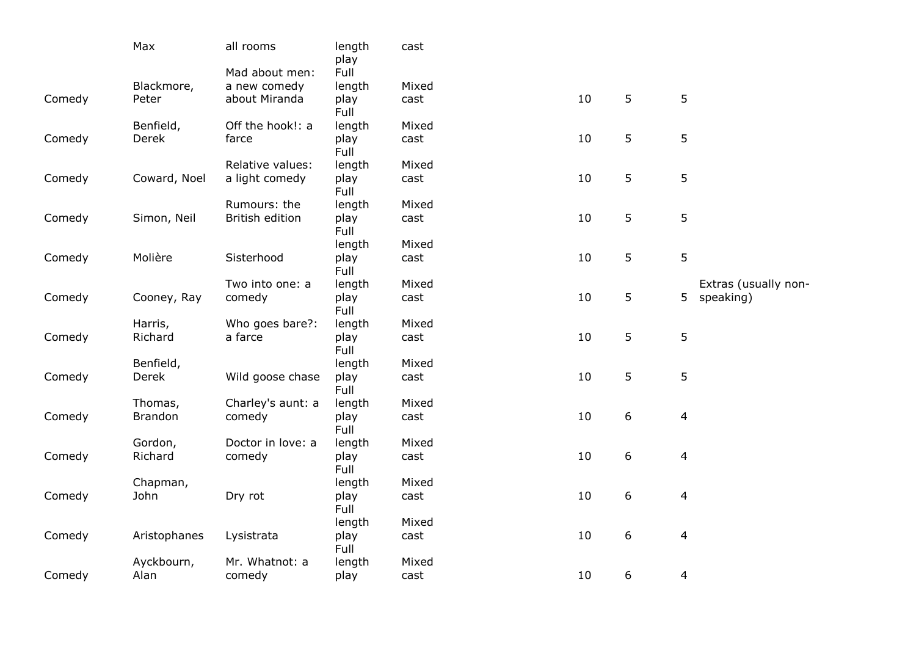| | | | | | | | | |
|---|---|---|---|---|---|---|---|---|
| | Max | all rooms | length play | cast | | | | |
| Comedy | Blackmore, Peter | Mad about men: a new comedy about Miranda | Full length play | Mixed cast | 10 | 5 | 5 | |
| Comedy | Benfield, Derek | Off the hook!: a farce | Full length play | Mixed cast | 10 | 5 | 5 | |
| Comedy | Coward, Noel | Relative values: a light comedy | Full length play | Mixed cast | 10 | 5 | 5 | |
| Comedy | Simon, Neil | Rumours: the British edition | Full length play | Mixed cast | 10 | 5 | 5 | |
| Comedy | Molière | Sisterhood | Full length play | Mixed cast | 10 | 5 | 5 | |
| Comedy | Cooney, Ray | Two into one: a comedy | Full length play | Mixed cast | 10 | 5 | 5 | Extras (usually non-speaking) |
| Comedy | Harris, Richard | Who goes bare?: a farce | Full length play | Mixed cast | 10 | 5 | 5 | |
| Comedy | Benfield, Derek | Wild goose chase | Full length play | Mixed cast | 10 | 5 | 5 | |
| Comedy | Thomas, Brandon | Charley's aunt: a comedy | Full length play | Mixed cast | 10 | 6 | 4 | |
| Comedy | Gordon, Richard | Doctor in love: a comedy | Full length play | Mixed cast | 10 | 6 | 4 | |
| Comedy | Chapman, John | Dry rot | Full length play | Mixed cast | 10 | 6 | 4 | |
| Comedy | Aristophanes | Lysistrata | Full length play | Mixed cast | 10 | 6 | 4 | |
| Comedy | Ayckbourn, Alan | Mr. Whatnot: a comedy | Full length play | Mixed cast | 10 | 6 | 4 | |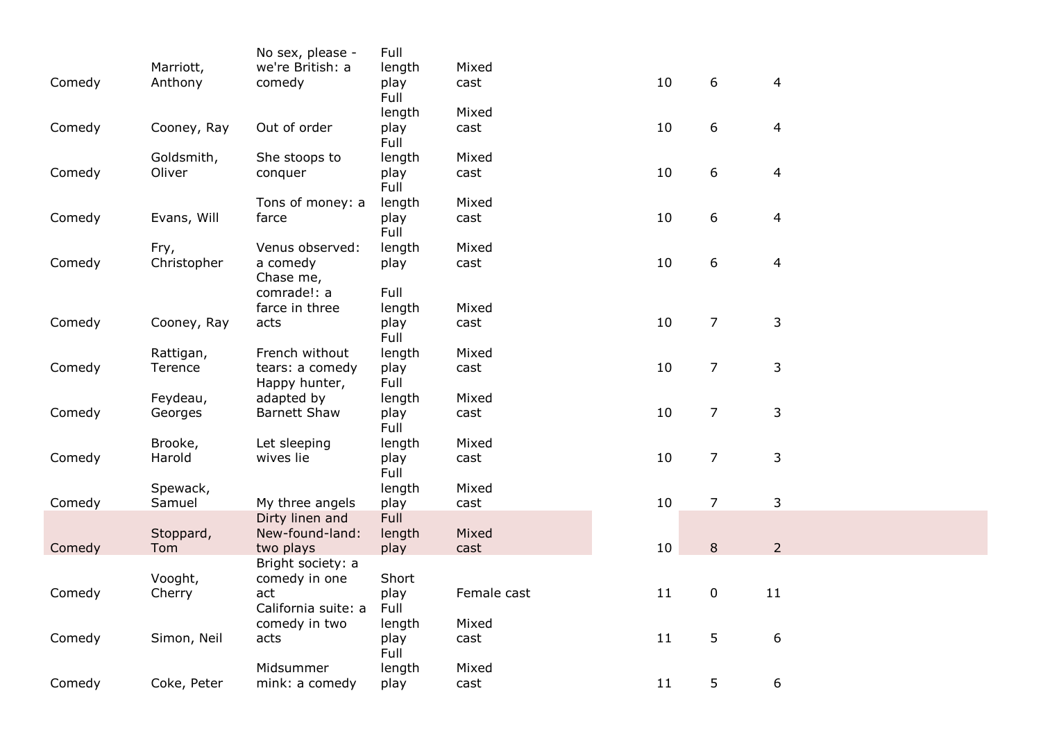| | | | | | | | |
|---|---|---|---|---|---|---|---|
| Comedy | Marriott, Anthony | No sex, please - we're British: a comedy | Full length play | Mixed cast | 10 | 6 | 4 |
| Comedy | Cooney, Ray | Out of order | Full length play | Mixed cast | 10 | 6 | 4 |
| Comedy | Goldsmith, Oliver | She stoops to conquer | Full length play | Mixed cast | 10 | 6 | 4 |
| Comedy | Evans, Will | Tons of money: a farce | Full length play | Mixed cast | 10 | 6 | 4 |
| Comedy | Fry, Christopher | Venus observed: a comedy | Full length play | Mixed cast | 10 | 6 | 4 |
| Comedy | Cooney, Ray | Chase me, comrade!: a farce in three acts | Full length play | Mixed cast | 10 | 7 | 3 |
| Comedy | Rattigan, Terence | French without tears: a comedy | Full length play | Mixed cast | 10 | 7 | 3 |
| Comedy | Feydeau, Georges | Happy hunter, adapted by Barnett Shaw | Full length play | Mixed cast | 10 | 7 | 3 |
| Comedy | Brooke, Harold | Let sleeping wives lie | Full length play | Mixed cast | 10 | 7 | 3 |
| Comedy | Spewack, Samuel | My three angels | Full length play | Mixed cast | 10 | 7 | 3 |
| Comedy | Stoppard, Tom | Dirty linen and New-found-land: two plays | Full length play | Mixed cast | 10 | 8 | 2 |
| Comedy | Vooght, Cherry | Bright society: a comedy in one act | Short play | Female cast | 11 | 0 | 11 |
| Comedy | Simon, Neil | California suite: a comedy in two acts | Full length play | Mixed cast | 11 | 5 | 6 |
| Comedy | Coke, Peter | Midsummer mink: a comedy | Full length play | Mixed cast | 11 | 5 | 6 |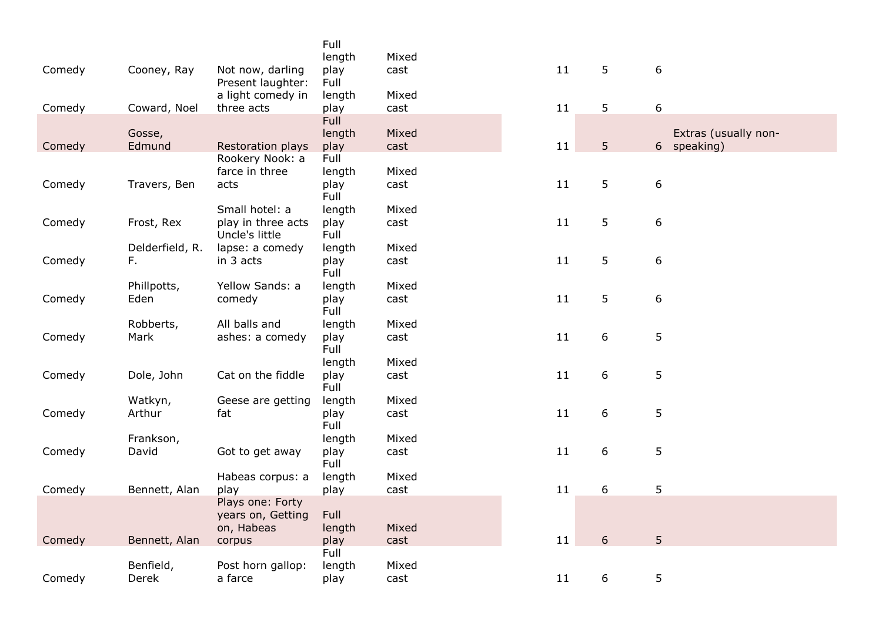| | | | | | | | | | |
|---|---|---|---|---|---|---|---|---|---|
| Comedy | Cooney, Ray | Not now, darling | Full length play | Mixed cast | | 11 | 5 | 6 | |
| Comedy | Coward, Noel | Present laughter: a light comedy in three acts | Full length play | Mixed cast | | 11 | 5 | 6 | |
| Comedy | Gosse, Edmund | Restoration plays | Full length play | Mixed cast | | 11 | 5 | 6 | Extras (usually non-speaking) |
| Comedy | Travers, Ben | Rookery Nook: a farce in three acts | Full length play | Mixed cast | | 11 | 5 | 6 | |
| Comedy | Frost, Rex | Small hotel: a play in three acts | Full length play | Mixed cast | | 11 | 5 | 6 | |
| Comedy | Delderfield, R. F. | Uncle's little lapse: a comedy in 3 acts | Full length play | Mixed cast | | 11 | 5 | 6 | |
| Comedy | Phillpotts, Eden | Yellow Sands: a comedy | Full length play | Mixed cast | | 11 | 5 | 6 | |
| Comedy | Robberts, Mark | All balls and ashes: a comedy | Full length play | Mixed cast | | 11 | 6 | 5 | |
| Comedy | Dole, John | Cat on the fiddle | Full length play | Mixed cast | | 11 | 6 | 5 | |
| Comedy | Watkyn, Arthur | Geese are getting fat | Full length play | Mixed cast | | 11 | 6 | 5 | |
| Comedy | Frankson, David | Got to get away | Full length play | Mixed cast | | 11 | 6 | 5 | |
| Comedy | Bennett, Alan | Habeas corpus: a play | Full length play | Mixed cast | | 11 | 6 | 5 | |
| Comedy | Bennett, Alan | Plays one: Forty years on, Getting on, Habeas corpus | Full length play | Mixed cast | | 11 | 6 | 5 | |
| Comedy | Benfield, Derek | Post horn gallop: a farce | Full length play | Mixed cast | | 11 | 6 | 5 | |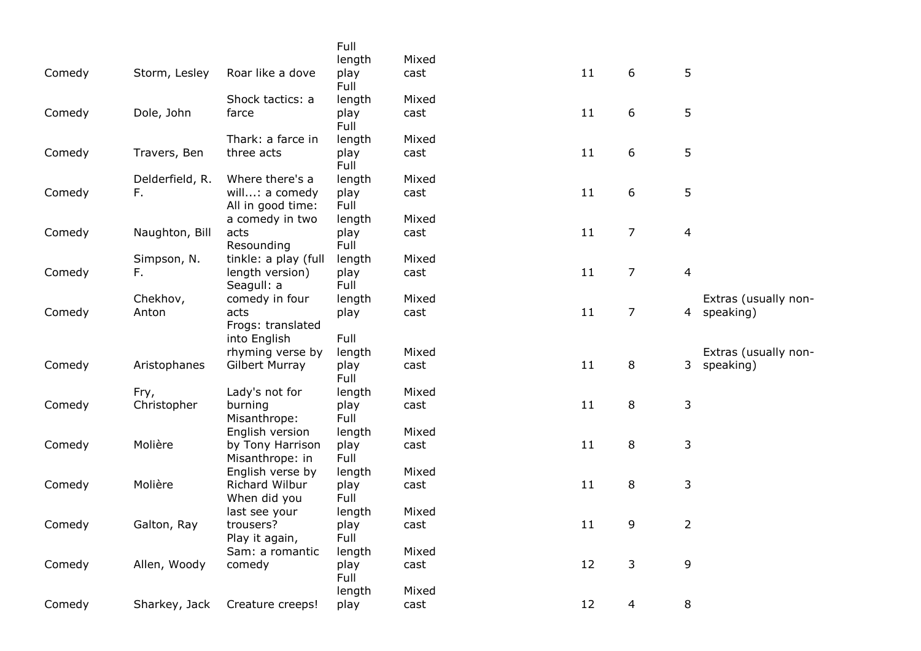| | | | | | | | | | |
|---|---|---|---|---|---|---|---|---|---|
| Comedy | Storm, Lesley | Roar like a dove | Full length play | Mixed cast | | 11 | 6 | 5 | |
| Comedy | Dole, John | Shock tactics: a farce | Full length play | Mixed cast | | 11 | 6 | 5 | |
| Comedy | Travers, Ben | Thark: a farce in three acts | Full length play | Mixed cast | | 11 | 6 | 5 | |
| Comedy | Delderfield, R. F. | Where there's a will...: a comedy | Full length play | Mixed cast | | 11 | 6 | 5 | |
| Comedy | Naughton, Bill | All in good time: a comedy in two acts | Full length play | Mixed cast | | 11 | 7 | 4 | |
| Comedy | Simpson, N. F. | Resounding tinkle: a play (full length version) | Full length play | Mixed cast | | 11 | 7 | 4 | |
| Comedy | Chekhov, Anton | Seagull: a comedy in four acts | Full length play | Mixed cast | | 11 | 7 | 4 | Extras (usually non-speaking) |
| Comedy | Aristophanes | Frogs: translated into English rhyming verse by Gilbert Murray | Full length play | Mixed cast | | 11 | 8 | 3 | Extras (usually non-speaking) |
| Comedy | Fry, Christopher | Lady's not for burning | Full length play | Mixed cast | | 11 | 8 | 3 | |
| Comedy | Molière | Misanthrope: English version by Tony Harrison | Full length play | Mixed cast | | 11 | 8 | 3 | |
| Comedy | Molière | Misanthrope: in English verse by Richard Wilbur | Full length play | Mixed cast | | 11 | 8 | 3 | |
| Comedy | Galton, Ray | When did you last see your trousers? | Full length play | Mixed cast | | 11 | 9 | 2 | |
| Comedy | Allen, Woody | Play it again, Sam: a romantic comedy | Full length play | Mixed cast | | 12 | 3 | 9 | |
| Comedy | Sharkey, Jack | Creature creeps! | Full length play | Mixed cast | | 12 | 4 | 8 | |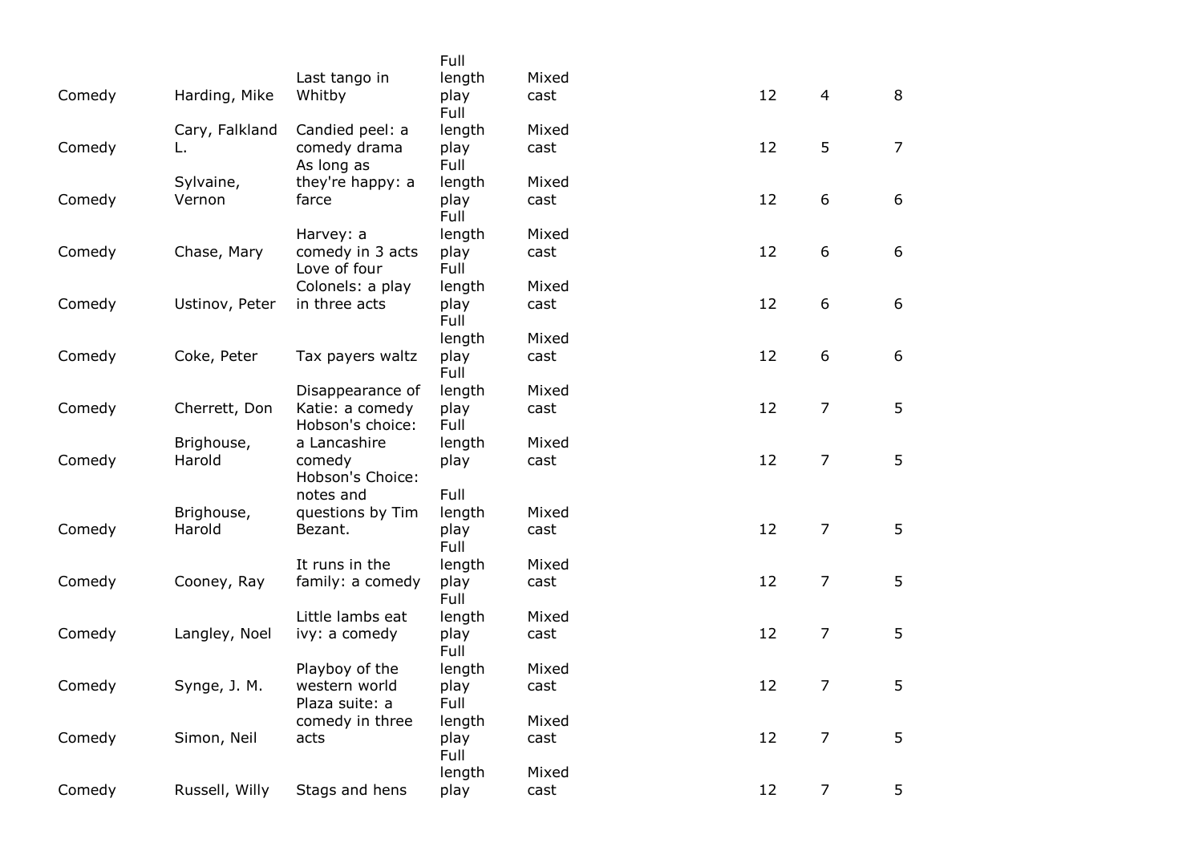| | | | | | | | |
|---|---|---|---|---|---|---|---|
| Comedy | Harding, Mike | Last tango in Whitby | Full length play | Mixed cast | 12 | 4 | 8 |
| Comedy | Cary, Falkland L. | Candied peel: a comedy drama | Full length play | Mixed cast | 12 | 5 | 7 |
| Comedy | Sylvaine, Vernon | As long as they're happy: a farce | Full length play | Mixed cast | 12 | 6 | 6 |
| Comedy | Chase, Mary | Harvey: a comedy in 3 acts | Full length play | Mixed cast | 12 | 6 | 6 |
| Comedy | Ustinov, Peter | Love of four Colonels: a play in three acts | Full length play | Mixed cast | 12 | 6 | 6 |
| Comedy | Coke, Peter | Tax payers waltz | Full length play | Mixed cast | 12 | 6 | 6 |
| Comedy | Cherrett, Don | Disappearance of Katie: a comedy | Full length play | Mixed cast | 12 | 7 | 5 |
| Comedy | Brighouse, Harold | Hobson's choice: a Lancashire comedy | Full length play | Mixed cast | 12 | 7 | 5 |
| Comedy | Brighouse, Harold | Hobson's Choice: notes and questions by Tim Bezant. | Full length play | Mixed cast | 12 | 7 | 5 |
| Comedy | Cooney, Ray | It runs in the family: a comedy | Full length play | Mixed cast | 12 | 7 | 5 |
| Comedy | Langley, Noel | Little lambs eat ivy: a comedy | Full length play | Mixed cast | 12 | 7 | 5 |
| Comedy | Synge, J. M. | Playboy of the western world | Full length play | Mixed cast | 12 | 7 | 5 |
| Comedy | Simon, Neil | Plaza suite: a comedy in three acts | Full length play | Mixed cast | 12 | 7 | 5 |
| Comedy | Russell, Willy | Stags and hens | Full length play | Mixed cast | 12 | 7 | 5 |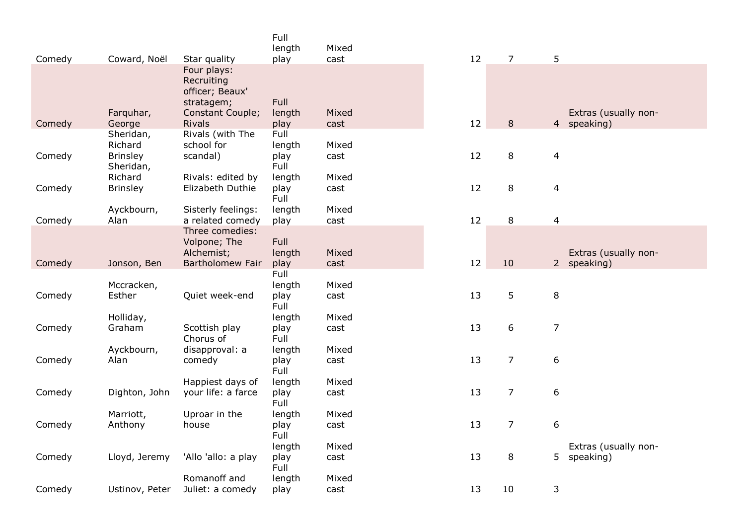| | | | | | | | | |
|---|---|---|---|---|---|---|---|---|
| Comedy | Coward, Noël | Star quality | Full length play | Mixed cast | 12 | 7 | 5 | |
| Comedy | Farquhar, George | Four plays: Recruiting officer; Beaux' stratagem; Constant Couple; Rivals | Full length play | Mixed cast | 12 | 8 | 4 | Extras (usually non-speaking) |
| Comedy | Sheridan, Richard Brinsley | Rivals (with The school for scandal) | Full length play | Mixed cast | 12 | 8 | 4 | |
| Comedy | Sheridan, Richard Brinsley | Rivals: edited by Elizabeth Duthie | Full length play | Mixed cast | 12 | 8 | 4 | |
| Comedy | Ayckbourn, Alan | Sisterly feelings: a related comedy | Full length play | Mixed cast | 12 | 8 | 4 | |
| Comedy | Jonson, Ben | Three comedies: Volpone; The Alchemist; Bartholomew Fair | Full length play | Mixed cast | 12 | 10 | 2 | Extras (usually non-speaking) |
| Comedy | Mccracken, Esther | Quiet week-end | Full length play | Mixed cast | 13 | 5 | 8 | |
| Comedy | Holliday, Graham | Scottish play | Full length play | Mixed cast | 13 | 6 | 7 | |
| Comedy | Ayckbourn, Alan | Chorus of disapproval: a comedy | Full length play | Mixed cast | 13 | 7 | 6 | |
| Comedy | Dighton, John | Happiest days of your life: a farce | Full length play | Mixed cast | 13 | 7 | 6 | |
| Comedy | Marriott, Anthony | Uproar in the house | Full length play | Mixed cast | 13 | 7 | 6 | |
| Comedy | Lloyd, Jeremy | 'Allo 'allo: a play | Full length play | Mixed cast | 13 | 8 | 5 | Extras (usually non-speaking) |
| Comedy | Ustinov, Peter | Romanoff and Juliet: a comedy | Full length play | Mixed cast | 13 | 10 | 3 | |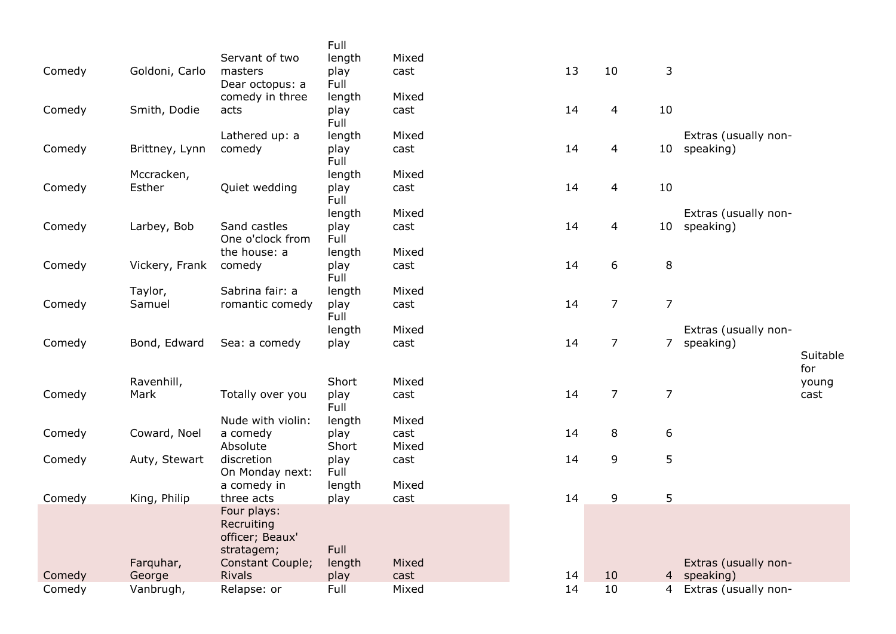| | | | | | | | | | | |
|---|---|---|---|---|---|---|---|---|---|---|
| Comedy | Goldoni, Carlo | Servant of two masters | Full length play | Mixed cast | | 13 | 10 | 3 | | |
| Comedy | Smith, Dodie | Dear octopus: a comedy in three acts | Full length play | Mixed cast | | 14 | 4 | 10 | | |
| Comedy | Brittney, Lynn | Lathered up: a comedy | Full length play | Mixed cast | | 14 | 4 | 10 | Extras (usually non-speaking) | |
| Comedy | Mccracken, Esther | Quiet wedding | Full length play | Mixed cast | | 14 | 4 | 10 | | |
| Comedy | Larbey, Bob | Sand castles | Full length play | Mixed cast | | 14 | 4 | 10 | Extras (usually non-speaking) | |
| Comedy | Vickery, Frank | One o'clock from the house: a comedy | Full length play | Mixed cast | | 14 | 6 | 8 | | |
| Comedy | Taylor, Samuel | Sabrina fair: a romantic comedy | Full length play | Mixed cast | | 14 | 7 | 7 | | |
| Comedy | Bond, Edward | Sea: a comedy | Full length play | Mixed cast | | 14 | 7 | 7 | Extras (usually non-speaking) | |
| Comedy | Ravenhill, Mark | Totally over you | Short play | Mixed cast | | 14 | 7 | 7 | | Suitable for young cast |
| Comedy | Coward, Noel | Nude with violin: a comedy | Full length play | Mixed cast | | 14 | 8 | 6 | | |
| Comedy | Auty, Stewart | Absolute discretion | Short play | Mixed cast | | 14 | 9 | 5 | | |
| Comedy | King, Philip | On Monday next: a comedy in three acts | Full length play | Mixed cast | | 14 | 9 | 5 | | |
| Comedy | Farquhar, George | Four plays: Recruiting officer; Beaux' stratagem; Constant Couple; Rivals | Full length play | Mixed cast | | 14 | 10 | 4 | Extras (usually non-speaking) | |
| Comedy | Vanbrugh, | Relapse: or | Full | Mixed | | 14 | 10 | 4 | Extras (usually non- | |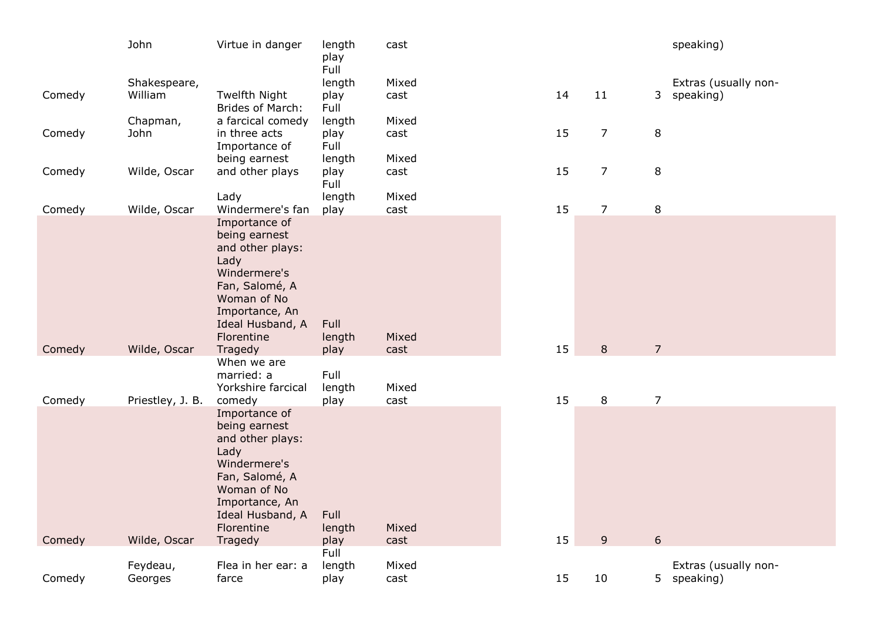| | | | | | | | | | | |
|---|---|---|---|---|---|---|---|---|---|---|
| | John | Virtue in danger | length play | cast | | | | | | speaking) |
| Comedy | Shakespeare, William | Twelfth Night | Full length play | Mixed cast | | | 14 | 11 | 3 | Extras (usually non-speaking) |
| Comedy | Chapman, John | Brides of March: a farcical comedy in three acts | Full length play | Mixed cast | | | 15 | 7 | 8 | |
| Comedy | Wilde, Oscar | Importance of being earnest and other plays | Full length play | Mixed cast | | | 15 | 7 | 8 | |
| Comedy | Wilde, Oscar | Lady Windermere's fan | Full length play | Mixed cast | | | 15 | 7 | 8 | |
| Comedy | Wilde, Oscar | Importance of being earnest and other plays: Lady Windermere's Fan, Salomé, A Woman of No Importance, An Ideal Husband, A Florentine Tragedy | Full length play | Mixed cast | | | 15 | 8 | 7 | |
| Comedy | Priestley, J. B. | When we are married: a Yorkshire farcical comedy | Full length play | Mixed cast | | | 15 | 8 | 7 | |
| Comedy | Wilde, Oscar | Importance of being earnest and other plays: Lady Windermere's Fan, Salomé, A Woman of No Importance, An Ideal Husband, A Florentine Tragedy | Full length play | Mixed cast | | | 15 | 9 | 6 | |
| Comedy | Feydeau, Georges | Flea in her ear: a farce | Full length play | Mixed cast | | | 15 | 10 | 5 | Extras (usually non-speaking) |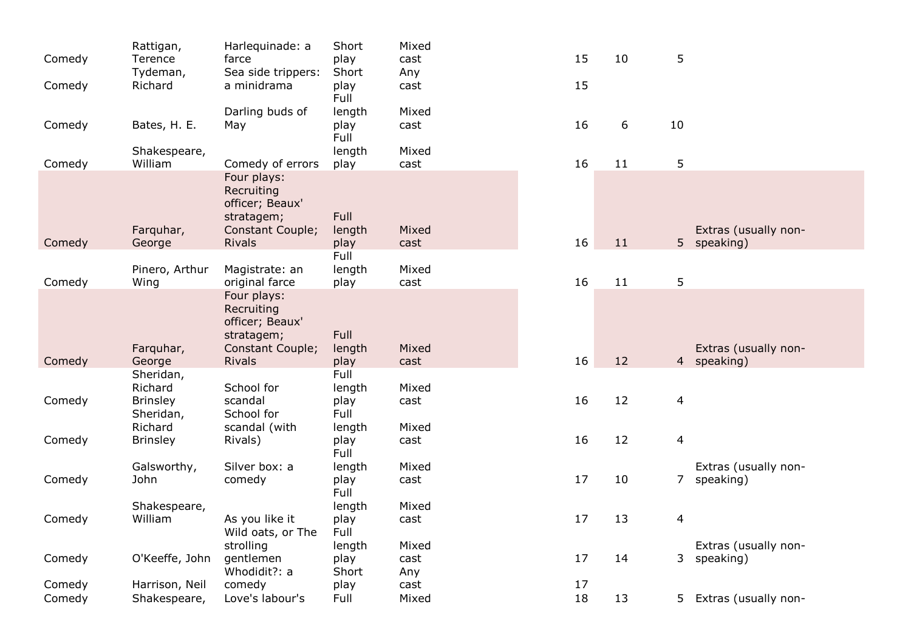| | | | | | | | | | |
|---|---|---|---|---|---|---|---|---|---|
| Comedy | Rattigan, Terence | Harlequinade: a farce | Short play | Mixed cast | | 15 | 10 | 5 | |
| Comedy | Tydeman, Richard | Sea side trippers: a minidrama | Short play | Any cast | | 15 | | | |
| Comedy | Bates, H. E. | Darling buds of May | Full length play | Mixed cast | | 16 | 6 | 10 | |
| Comedy | Shakespeare, William | Comedy of errors | Full length play | Mixed cast | | 16 | 11 | 5 | |
| Comedy | Farquhar, George | Four plays: Recruiting officer; Beaux' stratagem; Constant Couple; Rivals | Full length play | Mixed cast | | 16 | 11 | 5 | Extras (usually non-speaking) |
| Comedy | Pinero, Arthur Wing | Magistrate: an original farce | Full length play | Mixed cast | | 16 | 11 | 5 | |
| Comedy | Farquhar, George | Four plays: Recruiting officer; Beaux' stratagem; Constant Couple; Rivals | Full length play | Mixed cast | | 16 | 12 | 4 | Extras (usually non-speaking) |
| Comedy | Sheridan, Richard Brinsley | School for scandal | Full length play | Mixed cast | | 16 | 12 | 4 | |
| Comedy | Sheridan, Richard Brinsley | School for scandal (with Rivals) | Full length play | Mixed cast | | 16 | 12 | 4 | |
| Comedy | Galsworthy, John | Silver box: a comedy | Full length play | Mixed cast | | 17 | 10 | 7 | Extras (usually non-speaking) |
| Comedy | Shakespeare, William | As you like it | Full length play | Mixed cast | | 17 | 13 | 4 | |
| Comedy | O'Keeffe, John | Wild oats, or The strolling gentlemen | Full length play | Mixed cast | | 17 | 14 | 3 | Extras (usually non-speaking) |
| Comedy | Harrison, Neil | Whodidit?: a comedy | Short play | Any cast | | 17 | | | |
| Comedy | Shakespeare, | Love's labour's | Full | Mixed | | 18 | 13 | 5 | Extras (usually non- |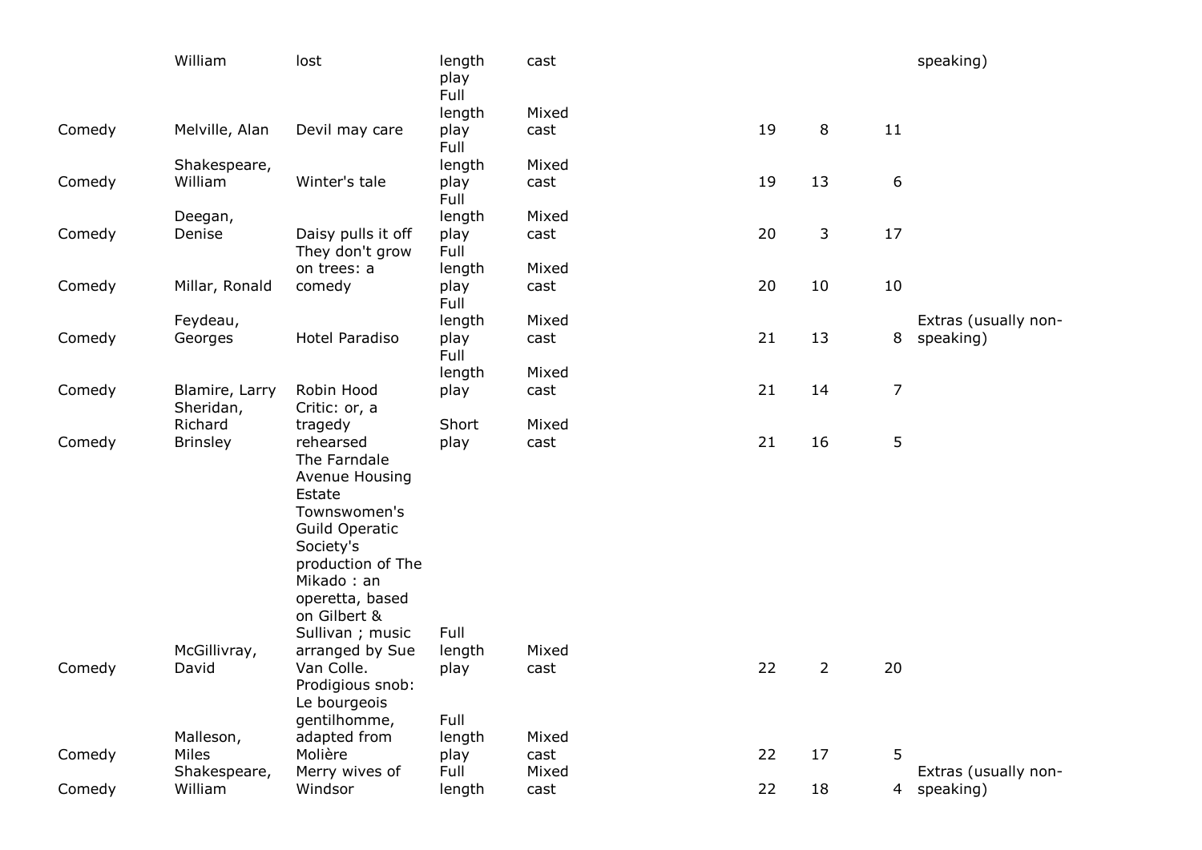| | | | | | | | | | |
|---|---|---|---|---|---|---|---|---|---|
| | William | lost | length play | cast | | | | | speaking) |
| Comedy | Melville, Alan | Devil may care | Full length play | Mixed cast | | 19 | 8 | 11 | |
| Comedy | Shakespeare, William | Winter's tale | Full length play | Mixed cast | | 19 | 13 | 6 | |
| Comedy | Deegan, Denise | Daisy pulls it off | Full length play | Mixed cast | | 20 | 3 | 17 | |
| Comedy | Millar, Ronald | They don't grow on trees: a comedy | Full length play | Mixed cast | | 20 | 10 | 10 | |
| Comedy | Feydeau, Georges | Hotel Paradiso | Full length play | Mixed cast | | 21 | 13 | 8 | Extras (usually non-speaking) |
| Comedy | Blamire, Larry | Robin Hood | Full length play | Mixed cast | | 21 | 14 | 7 | |
| Comedy | Sheridan, Richard Brinsley | Critic: or, a tragedy rehearsed | Short play | Mixed cast | | 21 | 16 | 5 | |
| Comedy | McGillivray, David | The Farndale Avenue Housing Estate Townswomen's Guild Operatic Society's production of The Mikado : an operetta, based on Gilbert & Sullivan ; music arranged by Sue Van Colle. | Full length play | Mixed cast | | 22 | 2 | 20 | |
| Comedy | Malleson, Miles | Prodigious snob: Le bourgeois gentilhomme, adapted from Molière | Full length play | Mixed cast | | 22 | 17 | 5 | |
| Comedy | Shakespeare, William | Merry wives of Windsor | Full length | Mixed cast | | 22 | 18 | 4 | Extras (usually non-speaking) |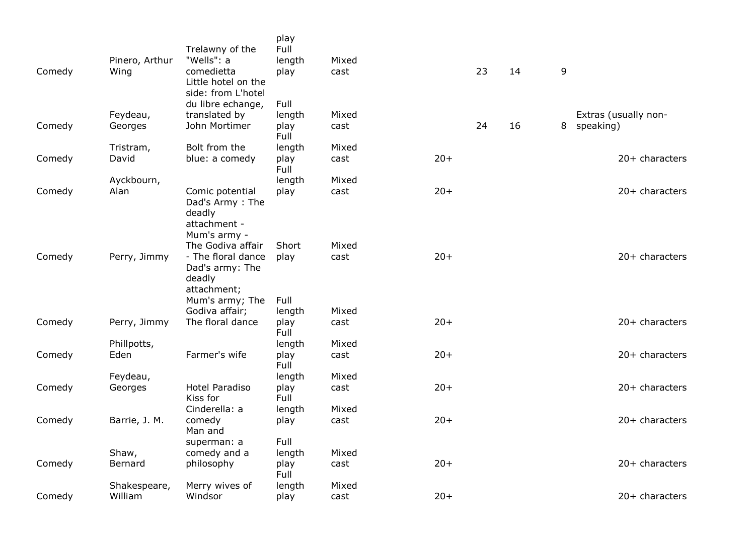| | | | | | | | | | |
|---|---|---|---|---|---|---|---|---|---|
| Comedy | Pinero, Arthur Wing | Trelawny of the "Wells": a comedietta | Full length play | Mixed cast | | 23 | 14 | 9 | |
| Comedy | Feydeau, Georges | Little hotel on the side: from L'hotel du libre echange, translated by John Mortimer | Full length play | Mixed cast | | 24 | 16 | 8 | Extras (usually non-speaking) |
| Comedy | Tristram, David | Bolt from the blue: a comedy | Full length play | Mixed cast | 20+ | | | | 20+ characters |
| Comedy | Ayckbourn, Alan | Comic potential | Full length play | Mixed cast | 20+ | | | | 20+ characters |
| Comedy | Perry, Jimmy | Dad's Army : The deadly attachment - Mum's army - The Godiva affair - The floral dance | Short play | Mixed cast | 20+ | | | | 20+ characters |
| Comedy | Perry, Jimmy | Dad's army: The deadly attachment; Mum's army; The Godiva affair; The floral dance | Full length play | Mixed cast | 20+ | | | | 20+ characters |
| Comedy | Phillpotts, Eden | Farmer's wife | Full length play | Mixed cast | 20+ | | | | 20+ characters |
| Comedy | Feydeau, Georges | Hotel Paradiso | Full length play | Mixed cast | 20+ | | | | 20+ characters |
| Comedy | Barrie, J. M. | Kiss for Cinderella: a comedy | Full length play | Mixed cast | 20+ | | | | 20+ characters |
| Comedy | Shaw, Bernard | Man and superman: a comedy and a philosophy | Full length play | Mixed cast | 20+ | | | | 20+ characters |
| Comedy | Shakespeare, William | Merry wives of Windsor | Full length play | Mixed cast | 20+ | | | | 20+ characters |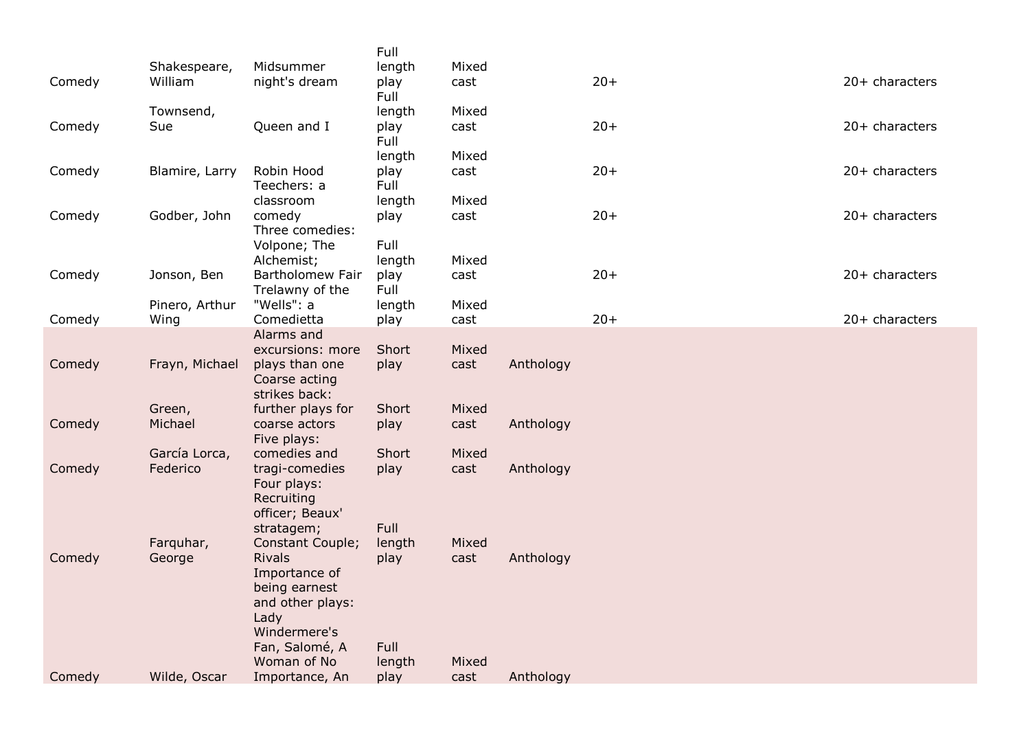| | | | | | | | |
|---|---|---|---|---|---|---|---|
| Comedy | Shakespeare, William | Midsummer night's dream | Full length play | Mixed cast | | 20+ | 20+ characters |
| Comedy | Townsend, Sue | Queen and I | Full length play | Mixed cast | | 20+ | 20+ characters |
| Comedy | Blamire, Larry | Robin Hood | Full length play | Mixed cast | | 20+ | 20+ characters |
| Comedy | Godber, John | Teechers: a classroom comedy | Full length play | Mixed cast | | 20+ | 20+ characters |
| Comedy | Jonson, Ben | Three comedies: Volpone; The Alchemist; Bartholomew Fair | Full length play | Mixed cast | | 20+ | 20+ characters |
| Comedy | Pinero, Arthur Wing | Trelawny of the "Wells": a Comedietta | Full length play | Mixed cast | | 20+ | 20+ characters |
| Comedy | Frayn, Michael | Alarms and excursions: more plays than one | Short play | Mixed cast | Anthology | | |
| Comedy | Green, Michael | Coarse acting strikes back: further plays for coarse actors | Short play | Mixed cast | Anthology | | |
| Comedy | García Lorca, Federico | Five plays: comedies and tragi-comedies | Short play | Mixed cast | Anthology | | |
| Comedy | Farquhar, George | Four plays: Recruiting officer; Beaux' stratagem; Constant Couple; Rivals | Full length play | Mixed cast | Anthology | | |
| Comedy | Wilde, Oscar | Importance of being earnest and other plays: Lady Windermere's Fan, Salomé, A Woman of No Importance, An | Full length play | Mixed cast | Anthology | | |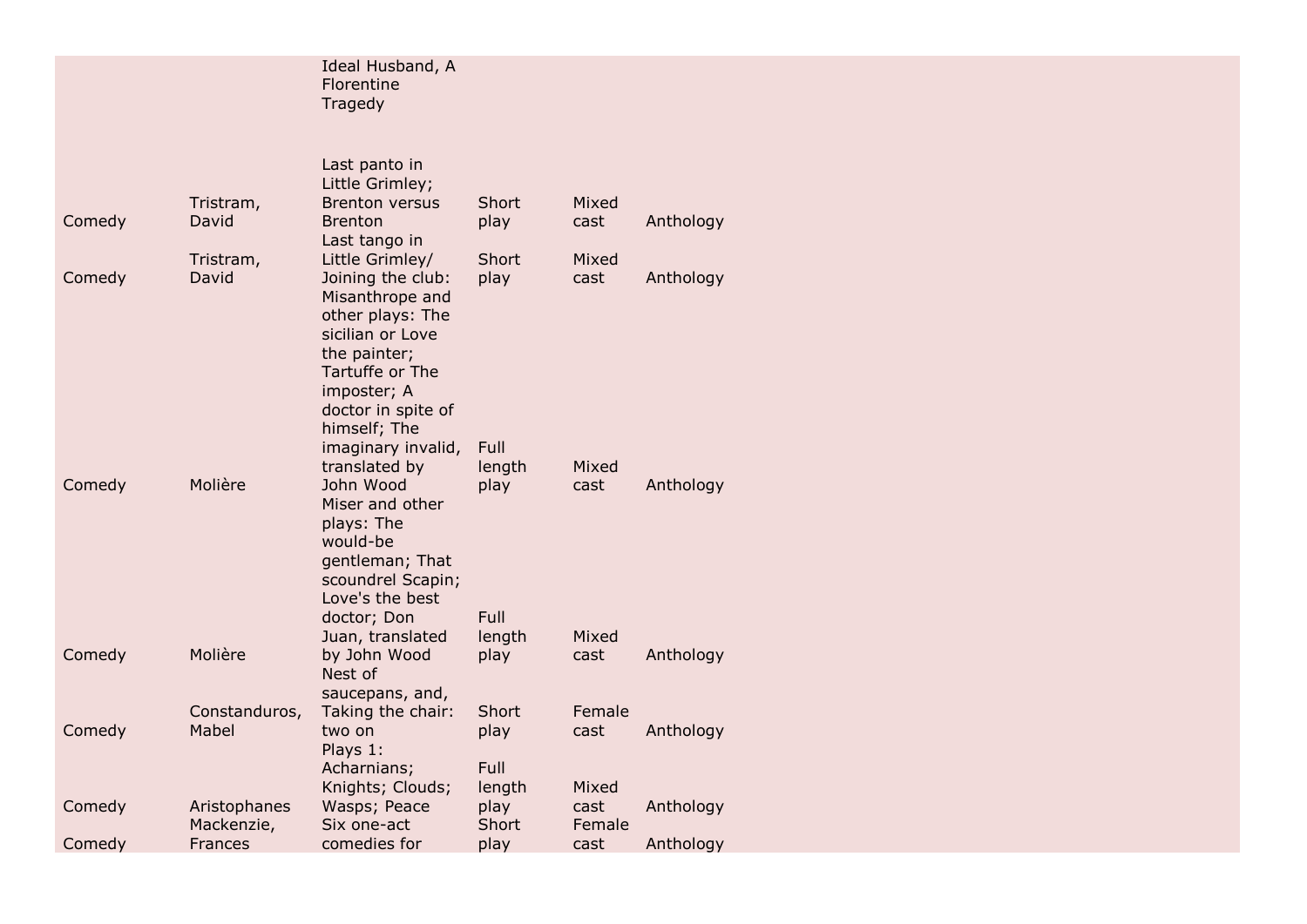| | | | | | |
|---|---|---|---|---|---|
| | | Ideal Husband, A Florentine Tragedy | | | |
| Comedy | Tristram, David | Last panto in Little Grimley; Brenton versus Brenton | Short play | Mixed cast | Anthology |
| Comedy | Tristram, David | Last tango in Little Grimley/ Joining the club: | Short play | Mixed cast | Anthology |
| Comedy | Molière | Misanthrope and other plays: The sicilian or Love the painter; Tartuffe or The imposter; A doctor in spite of himself; The imaginary invalid, translated by John Wood | Full length play | Mixed cast | Anthology |
| Comedy | Molière | Miser and other plays: The would-be gentleman; That scoundrel Scapin; Love's the best doctor; Don Juan, translated by John Wood | Full length play | Mixed cast | Anthology |
| Comedy | Constanduros, Mabel | Nest of saucepans, and, Taking the chair: two on | Short play | Female cast | Anthology |
| Comedy | Aristophanes | Plays 1: Acharnians; Knights; Clouds; Wasps; Peace | Full length play | Mixed cast | Anthology |
| Comedy | Mackenzie, Frances | Six one-act comedies for | Short play | Female cast | Anthology |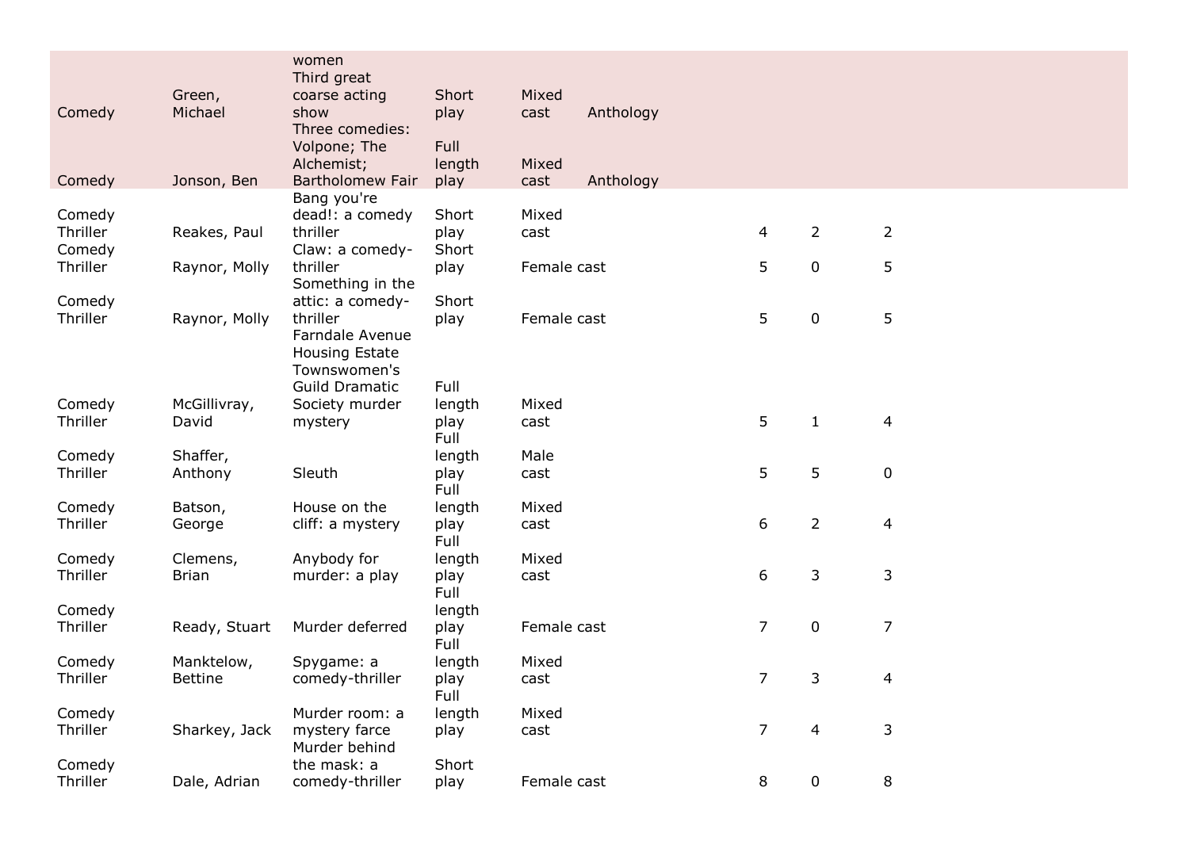| | | | | | | | | |
|---|---|---|---|---|---|---|---|---|
| | | women | | | | | | |
| Comedy | Green, Michael | Third great coarse acting show | Short play | Mixed cast | Anthology | | | |
| Comedy | Jonson, Ben | Three comedies: Volpone; The Alchemist; Bartholomew Fair | Full length play | Mixed cast | Anthology | | | |
| Comedy Thriller | Reakes, Paul | Bang you're dead!: a comedy thriller | Short play | Mixed cast | | 4 | 2 | 2 |
| Comedy Thriller | Raynor, Molly | Claw: a comedy-thriller | Short play | Female cast | | 5 | 0 | 5 |
| Comedy Thriller | Raynor, Molly | Something in the attic: a comedy-thriller | Short play | Female cast | | 5 | 0 | 5 |
| Comedy Thriller | McGillivray, David | Farndale Avenue Housing Estate Townswomen's Guild Dramatic Society murder mystery | Full length play | Mixed cast | | 5 | 1 | 4 |
| Comedy Thriller | Shaffer, Anthony | Sleuth | Full length play | Male cast | | 5 | 5 | 0 |
| Comedy Thriller | Batson, George | House on the cliff: a mystery | Full length play | Mixed cast | | 6 | 2 | 4 |
| Comedy Thriller | Clemens, Brian | Anybody for murder: a play | Full length play | Mixed cast | | 6 | 3 | 3 |
| Comedy Thriller | Ready, Stuart | Murder deferred | Full length play | Female cast | | 7 | 0 | 7 |
| Comedy Thriller | Manktelow, Bettine | Spygame: a comedy-thriller | Full length play | Mixed cast | | 7 | 3 | 4 |
| Comedy Thriller | Sharkey, Jack | Murder room: a mystery farce | Full length play | Mixed cast | | 7 | 4 | 3 |
| Comedy Thriller | Dale, Adrian | Murder behind the mask: a comedy-thriller | Short play | Female cast | | 8 | 0 | 8 |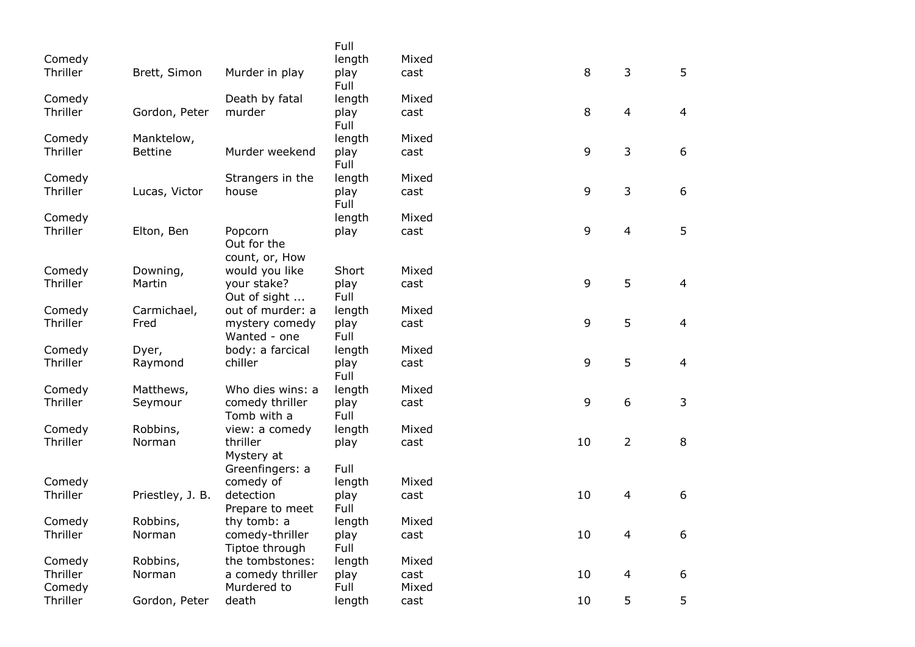| | | | | | | | |
|---|---|---|---|---|---|---|---|
| Comedy Thriller | Brett, Simon | Murder in play | Full length play | Mixed cast | 8 | 3 | 5 |
| Comedy Thriller | Gordon, Peter | Death by fatal murder | Full length play | Mixed cast | 8 | 4 | 4 |
| Comedy Thriller | Manktelow, Bettine | Murder weekend | Full length play | Mixed cast | 9 | 3 | 6 |
| Comedy Thriller | Lucas, Victor | Strangers in the house | Full length play | Mixed cast | 9 | 3 | 6 |
| Comedy Thriller | Elton, Ben | Popcorn | Full length play | Mixed cast | 9 | 4 | 5 |
| Comedy Thriller | Downing, Martin | Out for the count, or, How would you like your stake? | Short play | Mixed cast | 9 | 5 | 4 |
| Comedy Thriller | Carmichael, Fred | Out of sight ... out of murder: a mystery comedy | Full length play | Mixed cast | 9 | 5 | 4 |
| Comedy Thriller | Dyer, Raymond | Wanted - one body: a farcical chiller | Full length play | Mixed cast | 9 | 5 | 4 |
| Comedy Thriller | Matthews, Seymour | Who dies wins: a comedy thriller | Full length play | Mixed cast | 9 | 6 | 3 |
| Comedy Thriller | Robbins, Norman | Tomb with a view: a comedy thriller | Full length play | Mixed cast | 10 | 2 | 8 |
| Comedy Thriller | Priestley, J. B. | Mystery at Greenfingers: a comedy of detection | Full length play | Mixed cast | 10 | 4 | 6 |
| Comedy Thriller | Robbins, Norman | Prepare to meet thy tomb: a comedy-thriller | Full length play | Mixed cast | 10 | 4 | 6 |
| Comedy Thriller | Robbins, Norman | Tiptoe through the tombstones: a comedy thriller | Full length play | Mixed cast | 10 | 4 | 6 |
| Comedy Thriller | Gordon, Peter | Murdered to death | Full length | Mixed cast | 10 | 5 | 5 |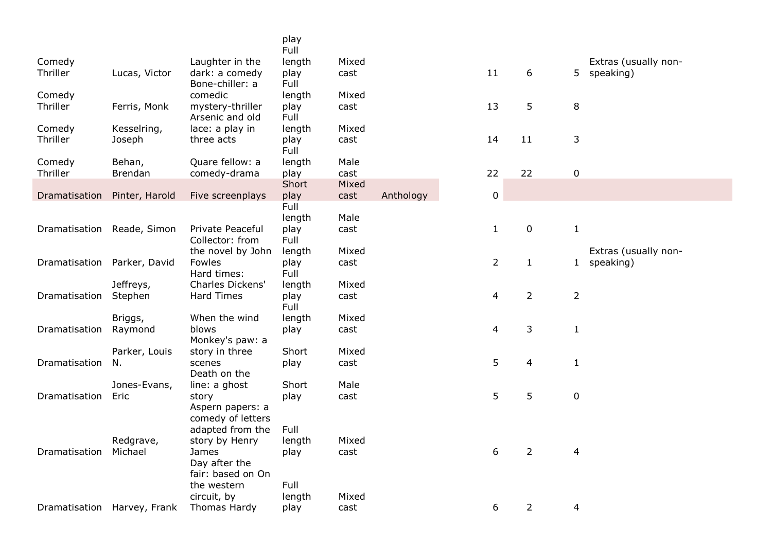| | | | | | | | | | |
|---|---|---|---|---|---|---|---|---|---|
| | | | play | | | | | | |
| Comedy Thriller | Lucas, Victor | Laughter in the dark: a comedy | Full length play | Mixed cast | | 11 | 6 | 5 | Extras (usually non-speaking) |
| Comedy Thriller | Ferris, Monk | Bone-chiller: a comedic mystery-thriller | Full length play | Mixed cast | | 13 | 5 | 8 | |
| Comedy Thriller | Kesselring, Joseph | Arsenic and old lace: a play in three acts | Full length play | Mixed cast | | 14 | 11 | 3 | |
| Comedy Thriller | Behan, Brendan | Quare fellow: a comedy-drama | Full length play | Male cast | | 22 | 22 | 0 | |
| Dramatisation | Pinter, Harold | Five screenplays | Short play | Mixed cast | Anthology | 0 | | | |
| Dramatisation | Reade, Simon | Private Peaceful | Full length play | Male cast | | 1 | 0 | 1 | |
| Dramatisation | Parker, David | Collector: from the novel by John Fowles | Full length play | Mixed cast | | 2 | 1 | 1 | Extras (usually non-speaking) |
| Dramatisation | Jeffreys, Stephen | Hard times: Charles Dickens' Hard Times | Full length play | Mixed cast | | 4 | 2 | 2 | |
| Dramatisation | Briggs, Raymond | When the wind blows | Full length play | Mixed cast | | 4 | 3 | 1 | |
| Dramatisation | Parker, Louis N. | Monkey's paw: a story in three scenes | Short play | Mixed cast | | 5 | 4 | 1 | |
| Dramatisation | Jones-Evans, Eric | Death on the line: a ghost story | Short play | Male cast | | 5 | 5 | 0 | |
| Dramatisation | Redgrave, Michael | Aspern papers: a comedy of letters adapted from the story by Henry James | Full length play | Mixed cast | | 6 | 2 | 4 | |
| Dramatisation | Harvey, Frank | Day after the fair: based on On the western circuit, by Thomas Hardy | Full length play | Mixed cast | | 6 | 2 | 4 | |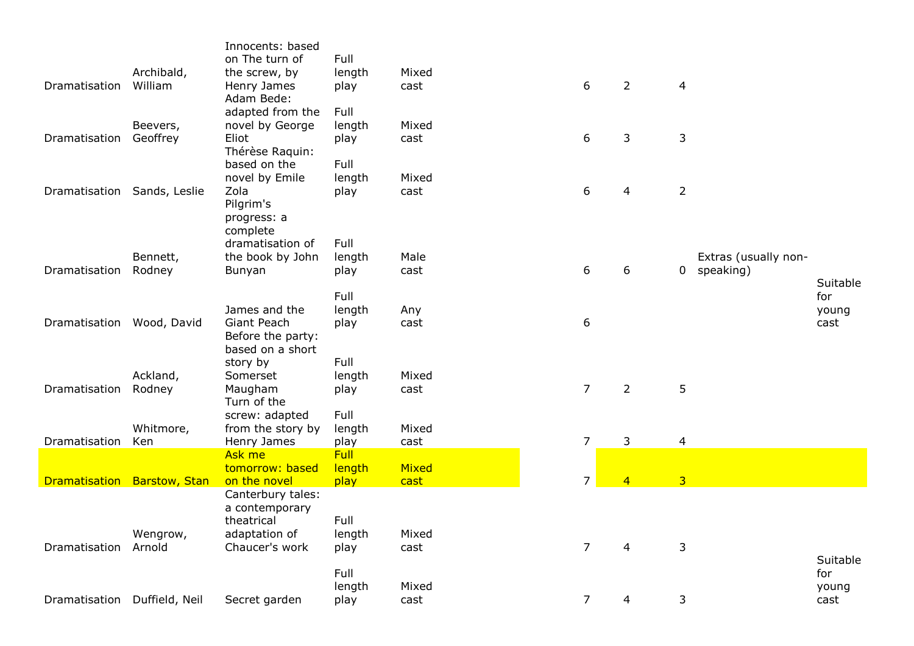| | | | | | | | | | | |
|---|---|---|---|---|---|---|---|---|---|---|
| Dramatisation | Archibald, William | Innocents: based on The turn of the screw, by Henry James | Full length play | Mixed cast | | 6 | 2 | 4 | | |
| Dramatisation | Beevers, Geoffrey | Adam Bede: adapted from the novel by George Eliot | Full length play | Mixed cast | | 6 | 3 | 3 | | |
| Dramatisation | Sands, Leslie | Thérèse Raquin: based on the novel by Emile Zola | Full length play | Mixed cast | | 6 | 4 | 2 | | |
| Dramatisation | Bennett, Rodney | Pilgrim's progress: a complete dramatisation of the book by John Bunyan | Full length play | Male cast | | 6 | 6 | 0 | Extras (usually non-speaking) | |
| Dramatisation | Wood, David | James and the Giant Peach | Full length play | Any cast | | 6 | | | | Suitable for young cast |
| Dramatisation | Ackland, Rodney | Before the party: based on a short story by Somerset Maugham | Full length play | Mixed cast | | 7 | 2 | 5 | | |
| Dramatisation | Whitmore, Ken | Turn of the screw: adapted from the story by Henry James | Full length play | Mixed cast | | 7 | 3 | 4 | | |
| Dramatisation | Barstow, Stan | Ask me tomorrow: based on the novel | Full length play | Mixed cast | | 7 | 4 | 3 | | |
| Dramatisation | Wengrow, Arnold | Canterbury tales: a contemporary theatrical adaptation of Chaucer's work | Full length play | Mixed cast | | 7 | 4 | 3 | | |
| Dramatisation | Duffield, Neil | Secret garden | Full length play | Mixed cast | | 7 | 4 | 3 | | Suitable for young cast |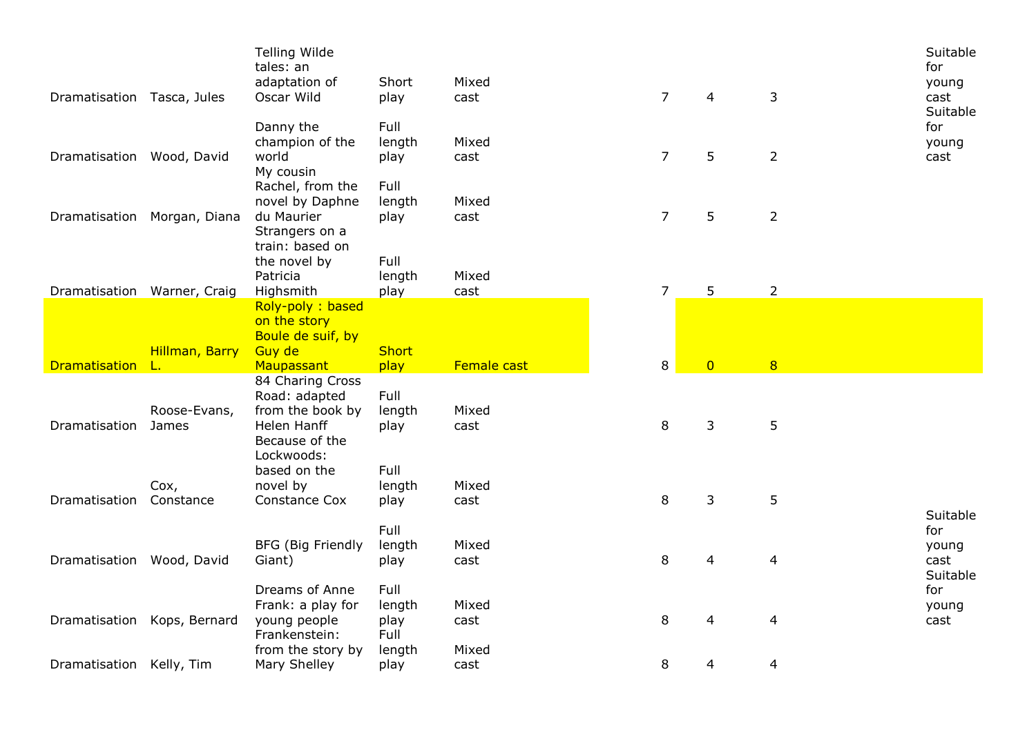| | | | | | | | | | | |
|---|---|---|---|---|---|---|---|---|---|---|
| Dramatisation | Tasca, Jules | Telling Wilde tales: an adaptation of Oscar Wild | Short play | Mixed cast | | 7 | 4 | 3 | | Suitable for young cast |
| Dramatisation | Wood, David | Danny the champion of the world | Full length play | Mixed cast | | 7 | 5 | 2 | | Suitable for young cast |
| Dramatisation | Morgan, Diana | My cousin Rachel, from the novel by Daphne du Maurier | Full length play | Mixed cast | | 7 | 5 | 2 | | |
| Dramatisation | Warner, Craig | Strangers on a train: based on the novel by Patricia Highsmith | Full length play | Mixed cast | | 7 | 5 | 2 | | |
| Dramatisation | Hillman, Barry L. | Roly-poly : based on the story Boule de suif, by Guy de Maupassant | Short play | Female cast | | 8 | 0 | 8 | | |
| Dramatisation | Roose-Evans, James | 84 Charing Cross Road: adapted from the book by Helen Hanff | Full length play | Mixed cast | | 8 | 3 | 5 | | |
| Dramatisation | Cox, Constance | Because of the Lockwoods: based on the novel by Constance Cox | Full length play | Mixed cast | | 8 | 3 | 5 | | |
| Dramatisation | Wood, David | BFG (Big Friendly Giant) | Full length play | Mixed cast | | 8 | 4 | 4 | | Suitable for young cast |
| Dramatisation | Kops, Bernard | Dreams of Anne Frank: a play for young people | Full length play | Mixed cast | | 8 | 4 | 4 | | Suitable for young cast |
| Dramatisation | Kelly, Tim | Frankenstein: from the story by Mary Shelley | Full length play | Mixed cast | | 8 | 4 | 4 | | |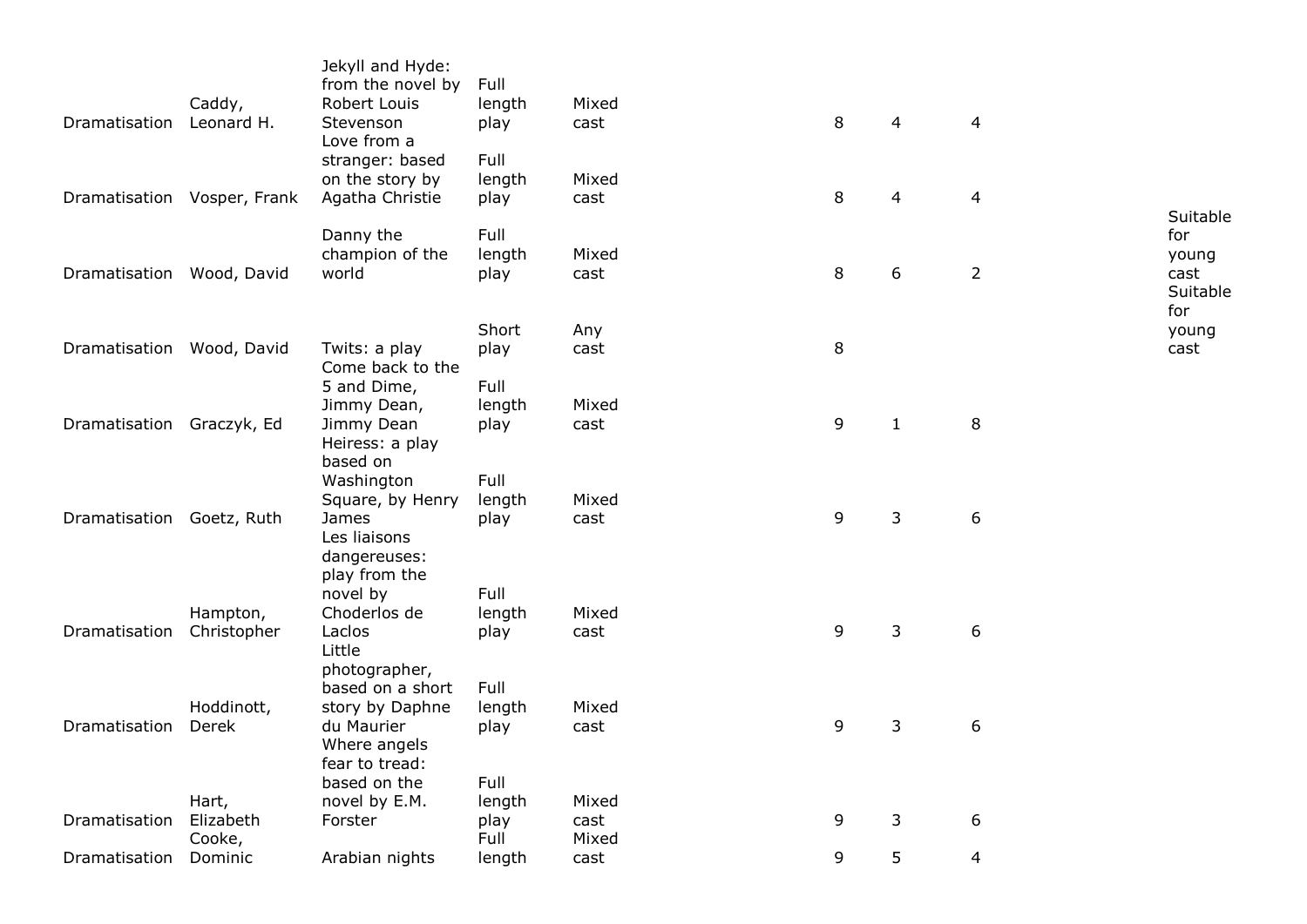| | | | | | | | | | | |
|---|---|---|---|---|---|---|---|---|---|---|
| Dramatisation | Caddy, Leonard H. | Jekyll and Hyde: from the novel by Robert Louis Stevenson | Full length play | Mixed cast | | 8 | 4 | 4 | | |
| Dramatisation | Vosper, Frank | Love from a stranger: based on the story by Agatha Christie | Full length play | Mixed cast | | 8 | 4 | 4 | | |
| Dramatisation | Wood, David | Danny the champion of the world | Full length play | Mixed cast | | 8 | 6 | 2 | | Suitable for young cast |
| Dramatisation | Wood, David | Twits: a play | Short play | Any cast | | 8 | | | | Suitable for young cast |
| Dramatisation | Graczyk, Ed | Come back to the 5 and Dime, Jimmy Dean, Jimmy Dean | Full length play | Mixed cast | | 9 | 1 | 8 | | |
| Dramatisation | Goetz, Ruth | Heiress: a play based on Washington Square, by Henry James | Full length play | Mixed cast | | 9 | 3 | 6 | | |
| Dramatisation | Hampton, Christopher | Les liaisons dangereuses: play from the novel by Choderlos de Laclos | Full length play | Mixed cast | | 9 | 3 | 6 | | |
| Dramatisation | Hoddinott, Derek | Little photographer, based on a short story by Daphne du Maurier | Full length play | Mixed cast | | 9 | 3 | 6 | | |
| Dramatisation | Hart, Elizabeth | Where angels fear to tread: based on the novel by E.M. Forster | Full length play | Mixed cast | | 9 | 3 | 6 | | |
| Dramatisation | Cooke, Dominic | Arabian nights | Full length | Mixed cast | | 9 | 5 | 4 | | |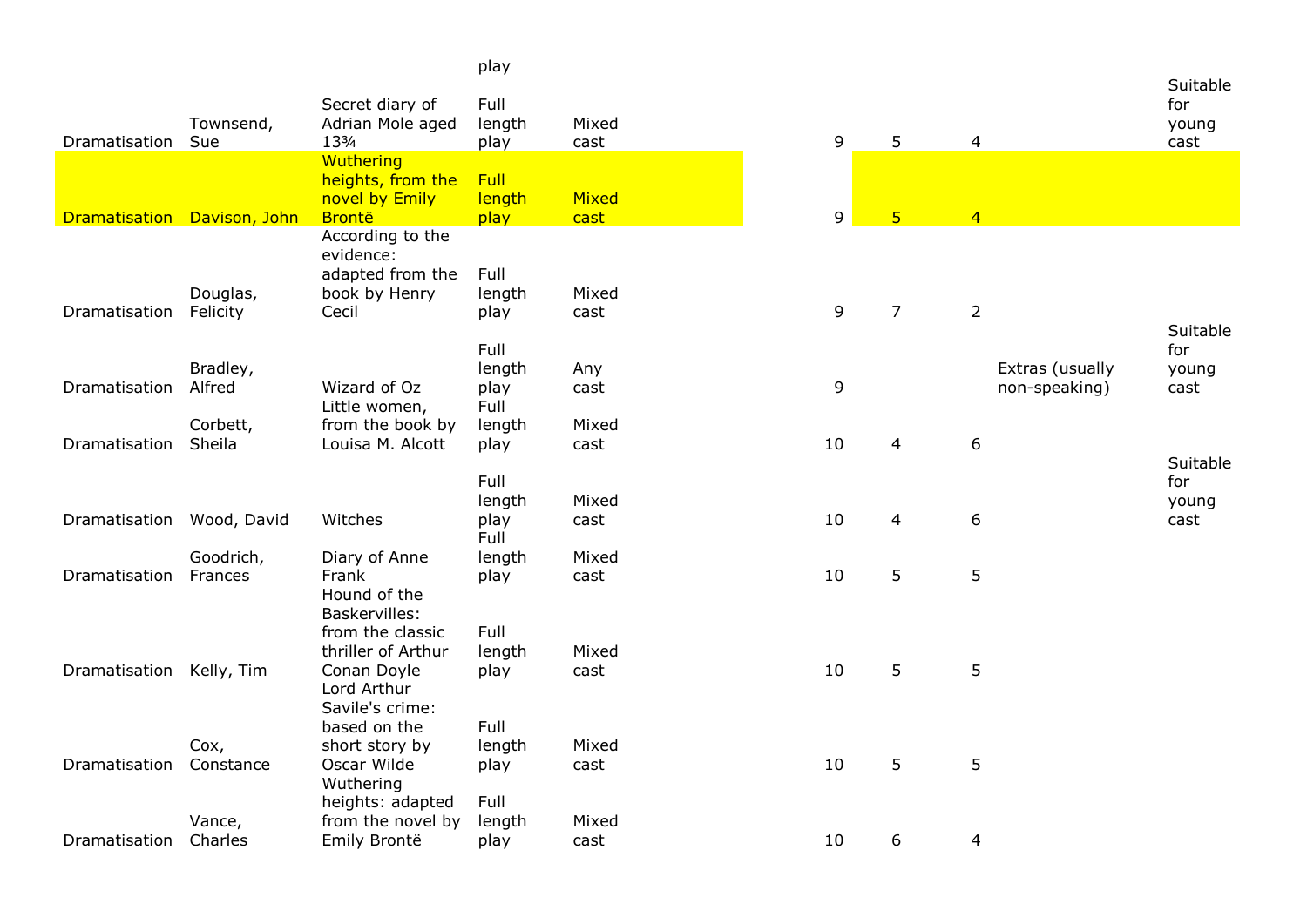| | | | play | | | | | | | |
|---|---|---|---|---|---|---|---|---|---|---|
| Dramatisation | Townsend, Sue | Secret diary of Adrian Mole aged 13¾ | Full length play | Mixed cast | | 9 | 5 | 4 | | Suitable for young cast |
| Dramatisation | Davison, John | Wuthering heights, from the novel by Emily Brontë | Full length play | Mixed cast | | 9 | 5 | 4 | | |
| Dramatisation | Douglas, Felicity | According to the evidence: adapted from the book by Henry Cecil | Full length play | Mixed cast | | 9 | 7 | 2 | | |
| Dramatisation | Bradley, Alfred | Wizard of Oz | Full length play | Any cast | | 9 | | | Extras (usually non-speaking) | Suitable for young cast |
| Dramatisation | Corbett, Sheila | Little women, from the book by Louisa M. Alcott | Full length play | Mixed cast | | 10 | 4 | 6 | | |
| Dramatisation | Wood, David | Witches | Full length play | Mixed cast | | 10 | 4 | 6 | | Suitable for young cast |
| Dramatisation | Goodrich, Frances | Diary of Anne Frank | Full length play | Mixed cast | | 10 | 5 | 5 | | |
| Dramatisation | Kelly, Tim | Hound of the Baskervilles: from the classic thriller of Arthur Conan Doyle | Full length play | Mixed cast | | 10 | 5 | 5 | | |
| Dramatisation | Cox, Constance | Lord Arthur Savile's crime: based on the short story by Oscar Wilde | Full length play | Mixed cast | | 10 | 5 | 5 | | |
| Dramatisation | Vance, Charles | Wuthering heights: adapted from the novel by Emily Brontë | Full length play | Mixed cast | | 10 | 6 | 4 | | |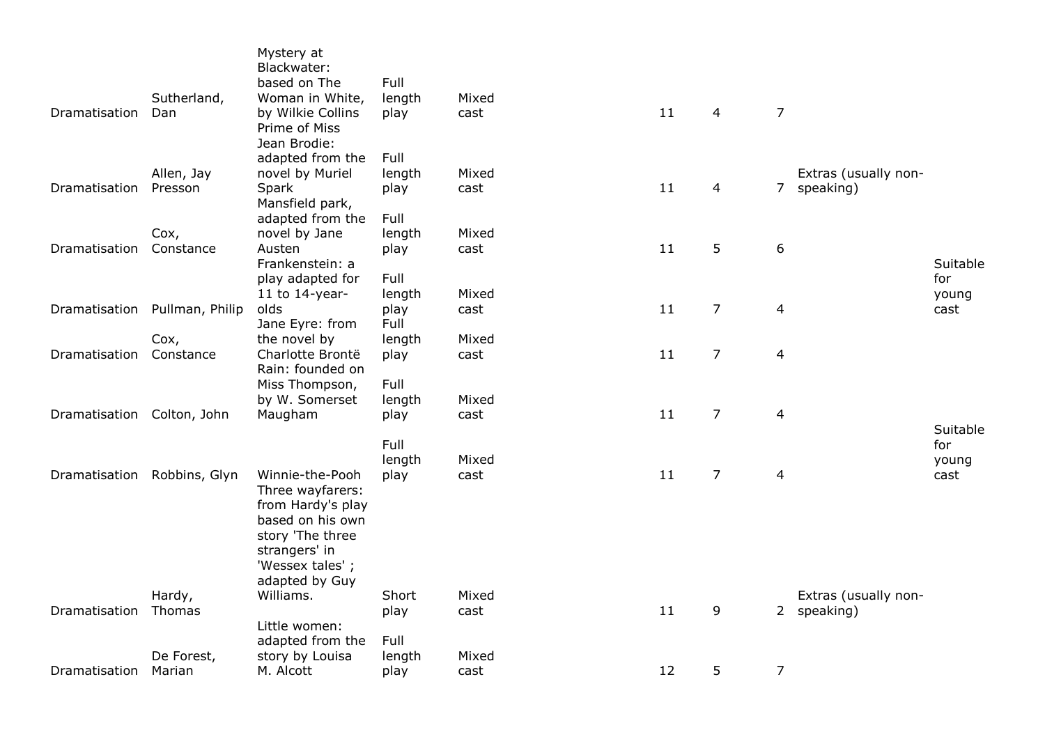| | | | | | | | | | | |
|---|---|---|---|---|---|---|---|---|---|---|
| Dramatisation | Sutherland, Dan | Mystery at Blackwater: based on The Woman in White, by Wilkie Collins | Full length play | Mixed cast | | 11 | 4 | 7 | | |
| Dramatisation | Allen, Jay Presson | Prime of Miss Jean Brodie: adapted from the novel by Muriel Spark | Full length play | Mixed cast | | 11 | 4 | 7 | Extras (usually non-speaking) | |
| Dramatisation | Cox, Constance | Mansfield park, adapted from the novel by Jane Austen | Full length play | Mixed cast | | 11 | 5 | 6 | | |
| Dramatisation | Pullman, Philip | Frankenstein: a play adapted for 11 to 14-year-olds | Full length play | Mixed cast | | 11 | 7 | 4 | | Suitable for young cast |
| Dramatisation | Cox, Constance | Jane Eyre: from the novel by Charlotte Brontë | Full length play | Mixed cast | | 11 | 7 | 4 | | |
| Dramatisation | Colton, John | Rain: founded on Miss Thompson, by W. Somerset Maugham | Full length play | Mixed cast | | 11 | 7 | 4 | | |
| Dramatisation | Robbins, Glyn | Winnie-the-Pooh | Full length play | Mixed cast | | 11 | 7 | 4 | | Suitable for young cast |
| Dramatisation | Hardy, Thomas | Three wayfarers: from Hardy's play based on his own story 'The three strangers' in 'Wessex tales' ; adapted by Guy Williams. | Short play | Mixed cast | | 11 | 9 | 2 | Extras (usually non-speaking) | |
| Dramatisation | De Forest, Marian | Little women: adapted from the story by Louisa M. Alcott | Full length play | Mixed cast | | 12 | 5 | 7 | | |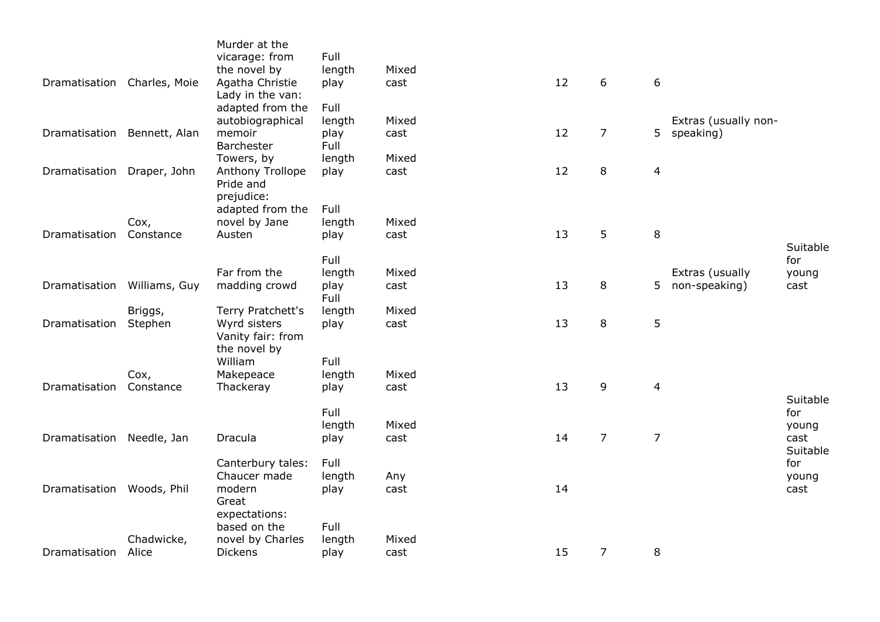| | | | | | | | | | | |
|---|---|---|---|---|---|---|---|---|---|---|
| Dramatisation | Charles, Moie | Murder at the vicarage: from the novel by Agatha Christie | Full length play | Mixed cast | | 12 | 6 | 6 | | |
| Dramatisation | Bennett, Alan | Lady in the van: adapted from the autobiographical memoir | Full length play | Mixed cast | | 12 | 7 | 5 | Extras (usually non-speaking) | |
| Dramatisation | Draper, John | Barchester Towers, by Anthony Trollope | Full length play | Mixed cast | | 12 | 8 | 4 | | |
| Dramatisation | Cox, Constance | Pride and prejudice: adapted from the novel by Jane Austen | Full length play | Mixed cast | | 13 | 5 | 8 | | |
| Dramatisation | Williams, Guy | Far from the madding crowd | Full length play | Mixed cast | | 13 | 8 | 5 | Extras (usually non-speaking) | Suitable for young cast |
| Dramatisation | Briggs, Stephen | Terry Pratchett's Wyrd sisters | Full length play | Mixed cast | | 13 | 8 | 5 | | |
| Dramatisation | Cox, Constance | Vanity fair: from the novel by William Makepeace Thackeray | Full length play | Mixed cast | | 13 | 9 | 4 | | |
| Dramatisation | Needle, Jan | Dracula | Full length play | Mixed cast | | 14 | 7 | 7 | | Suitable for young cast |
| Dramatisation | Woods, Phil | Canterbury tales: Chaucer made modern | Full length play | Any cast | | 14 | | | | Suitable for young cast |
| Dramatisation | Chadwicke, Alice | Great expectations: based on the novel by Charles Dickens | Full length play | Mixed cast | | 15 | 7 | 8 | | |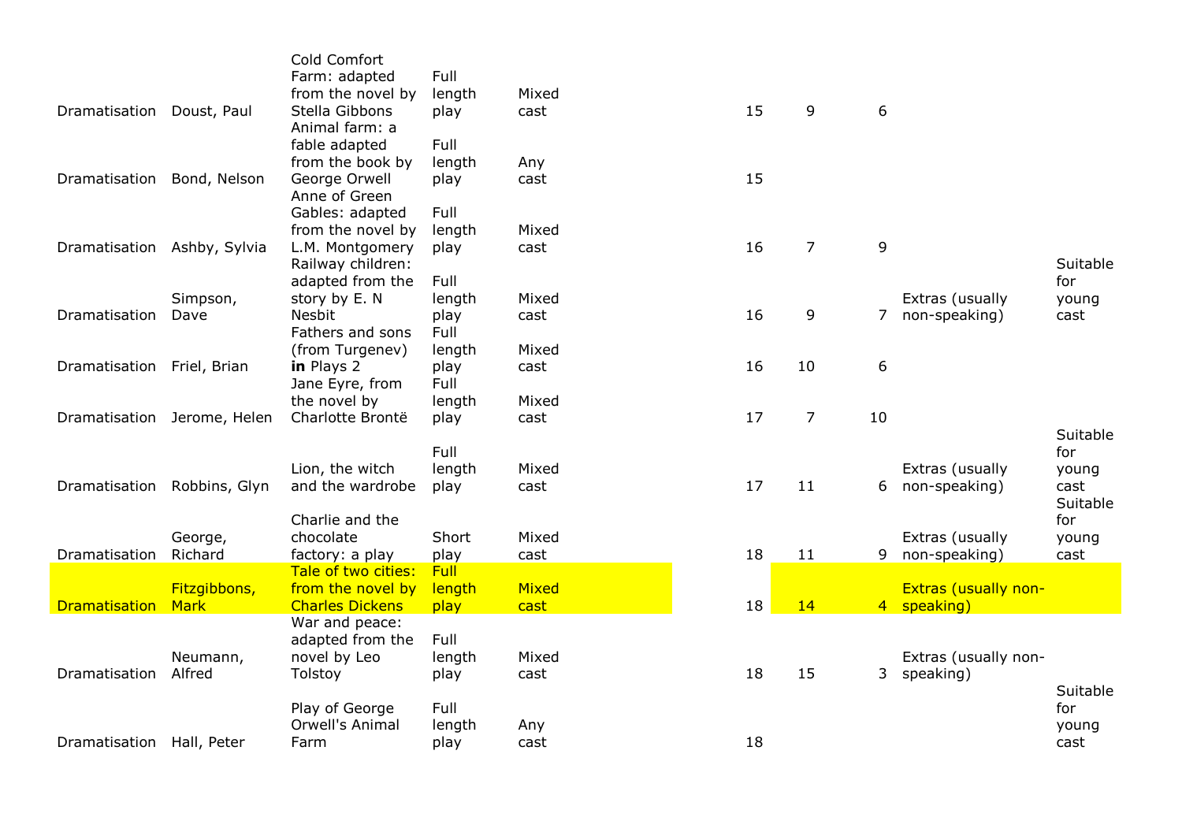| | | | | | | | | | | |
|---|---|---|---|---|---|---|---|---|---|---|
| Dramatisation | Doust, Paul | Cold Comfort Farm: adapted from the novel by Stella Gibbons | Full length play | Mixed cast | | 15 | 9 | 6 | | |
| Dramatisation | Bond, Nelson | Animal farm: a fable adapted from the book by George Orwell | Full length play | Any cast | | 15 | | | | |
| Dramatisation | Ashby, Sylvia | Anne of Green Gables: adapted from the novel by L.M. Montgomery | Full length play | Mixed cast | | 16 | 7 | 9 | | |
| Dramatisation | Simpson, Dave | Railway children: adapted from the story by E. N Nesbit | Full length play | Mixed cast | | 16 | 9 | 7 | Extras (usually non-speaking) | Suitable for young cast |
| Dramatisation | Friel, Brian | Fathers and sons (from Turgenev) **in** Plays 2 | Full length play | Mixed cast | | 16 | 10 | 6 | | |
| Dramatisation | Jerome, Helen | Jane Eyre, from the novel by Charlotte Brontë | Full length play | Mixed cast | | 17 | 7 | 10 | | |
| Dramatisation | Robbins, Glyn | Lion, the witch and the wardrobe | Full length play | Mixed cast | | 17 | 11 | 6 | Extras (usually non-speaking) | Suitable for young cast |
| Dramatisation | George, Richard | Charlie and the chocolate factory: a play | Short play | Mixed cast | | 18 | 11 | 9 | Extras (usually non-speaking) | Suitable for young cast |
| Dramatisation | Fitzgibbons, Mark | Tale of two cities: from the novel by Charles Dickens | Full length play | Mixed cast | | 18 | 14 | 4 | Extras (usually non-speaking) | |
| Dramatisation | Neumann, Alfred | War and peace: adapted from the novel by Leo Tolstoy | Full length play | Mixed cast | | 18 | 15 | 3 | Extras (usually non-speaking) | |
| Dramatisation | Hall, Peter | Play of George Orwell's Animal Farm | Full length play | Any cast | | 18 | | | | Suitable for young cast |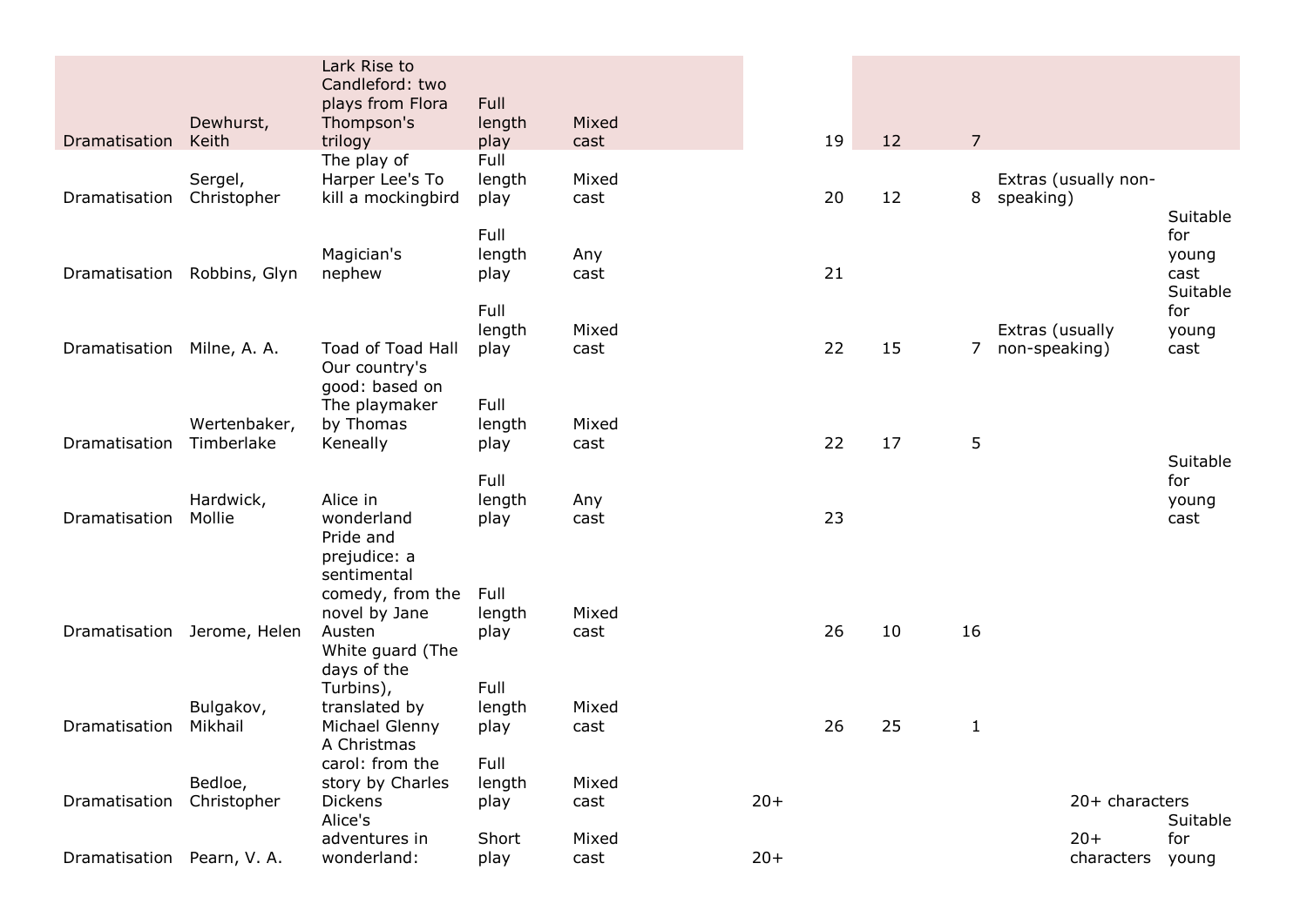| | | | | | | | | | | |
|---|---|---|---|---|---|---|---|---|---|---|
| Dramatisation | Dewhurst, Keith | Lark Rise to Candleford: two plays from Flora Thompson's trilogy | Full length play | Mixed cast | | 19 | 12 | 7 | | |
| Dramatisation | Sergel, Christopher | The play of Harper Lee's To kill a mockingbird | Full length play | Mixed cast | | 20 | 12 | 8 | Extras (usually non-speaking) | |
| Dramatisation | Robbins, Glyn | Magician's nephew | Full length play | Any cast | | 21 | | | | Suitable for young cast |
| Dramatisation | Milne, A. A. | Toad of Toad Hall | Full length play | Mixed cast | | 22 | 15 | 7 | Extras (usually non-speaking) | Suitable for young cast |
| Dramatisation | Wertenbaker, Timberlake | Our country's good: based on The playmaker by Thomas Keneally | Full length play | Mixed cast | | 22 | 17 | 5 | | |
| Dramatisation | Hardwick, Mollie | Alice in wonderland | Full length play | Any cast | | 23 | | | | Suitable for young cast |
| Dramatisation | Jerome, Helen | Pride and prejudice: a sentimental comedy, from the novel by Jane Austen | Full length play | Mixed cast | | 26 | 10 | 16 | | |
| Dramatisation | Bulgakov, Mikhail | White guard (The days of the Turbins), translated by Michael Glenny | Full length play | Mixed cast | | 26 | 25 | 1 | | |
| Dramatisation | Bedloe, Christopher | A Christmas carol: from the story by Charles Dickens | Full length play | Mixed cast | 20+ | | | | 20+ characters | |
| Dramatisation | Pearn, V. A. | Alice's adventures in wonderland: | Short play | Mixed cast | 20+ | | | | 20+ characters | Suitable for young |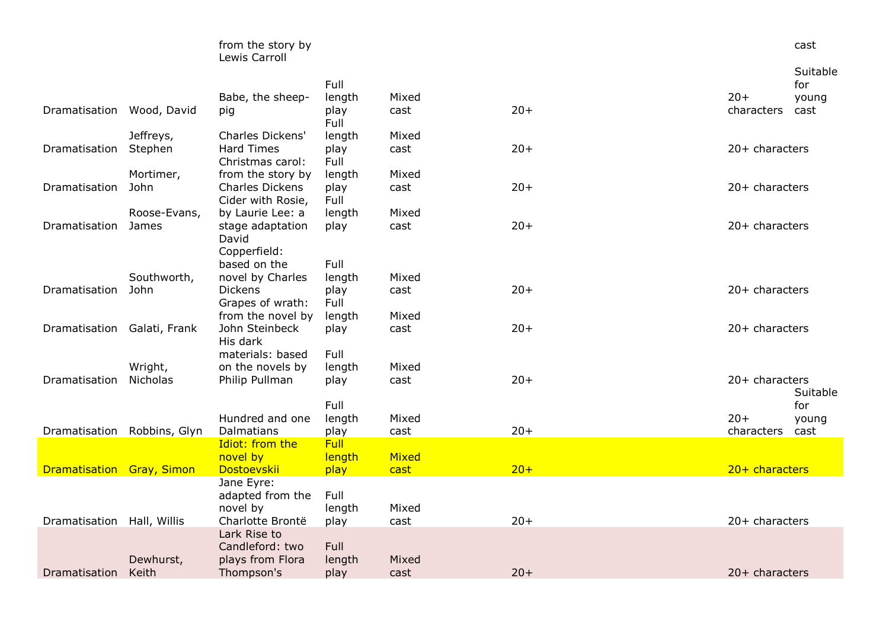| | | | | | | | | |
|---|---|---|---|---|---|---|---|---|
| | | from the story by Lewis Carroll | | | | | | cast |
| Dramatisation | Wood, David | Babe, the sheep-pig | Full length play | Mixed cast | 20+ | | 20+ characters | Suitable for young cast |
| Dramatisation | Jeffreys, Stephen | Charles Dickens' Hard Times | Full length play | Mixed cast | 20+ | | 20+ characters | |
| Dramatisation | Mortimer, John | Christmas carol: from the story by Charles Dickens | Full length play | Mixed cast | 20+ | | 20+ characters | |
| Dramatisation | Roose-Evans, James | Cider with Rosie, by Laurie Lee: a stage adaptation | Full length play | Mixed cast | 20+ | | 20+ characters | |
| Dramatisation | Southworth, John | David Copperfield: based on the novel by Charles Dickens | Full length play | Mixed cast | 20+ | | 20+ characters | |
| Dramatisation | Galati, Frank | Grapes of wrath: from the novel by John Steinbeck | Full length play | Mixed cast | 20+ | | 20+ characters | |
| Dramatisation | Wright, Nicholas | His dark materials: based on the novels by Philip Pullman | Full length play | Mixed cast | 20+ | | 20+ characters | |
| Dramatisation | Robbins, Glyn | Hundred and one Dalmatians | Full length play | Mixed cast | 20+ | | 20+ characters | Suitable for young cast |
| Dramatisation | Gray, Simon | Idiot: from the novel by Dostoevskii | Full length play | Mixed cast | 20+ | | 20+ characters | |
| Dramatisation | Hall, Willis | Jane Eyre: adapted from the novel by Charlotte Brontë | Full length play | Mixed cast | 20+ | | 20+ characters | |
| Dramatisation | Dewhurst, Keith | Lark Rise to Candleford: two plays from Flora Thompson's | Full length play | Mixed cast | 20+ | | 20+ characters | |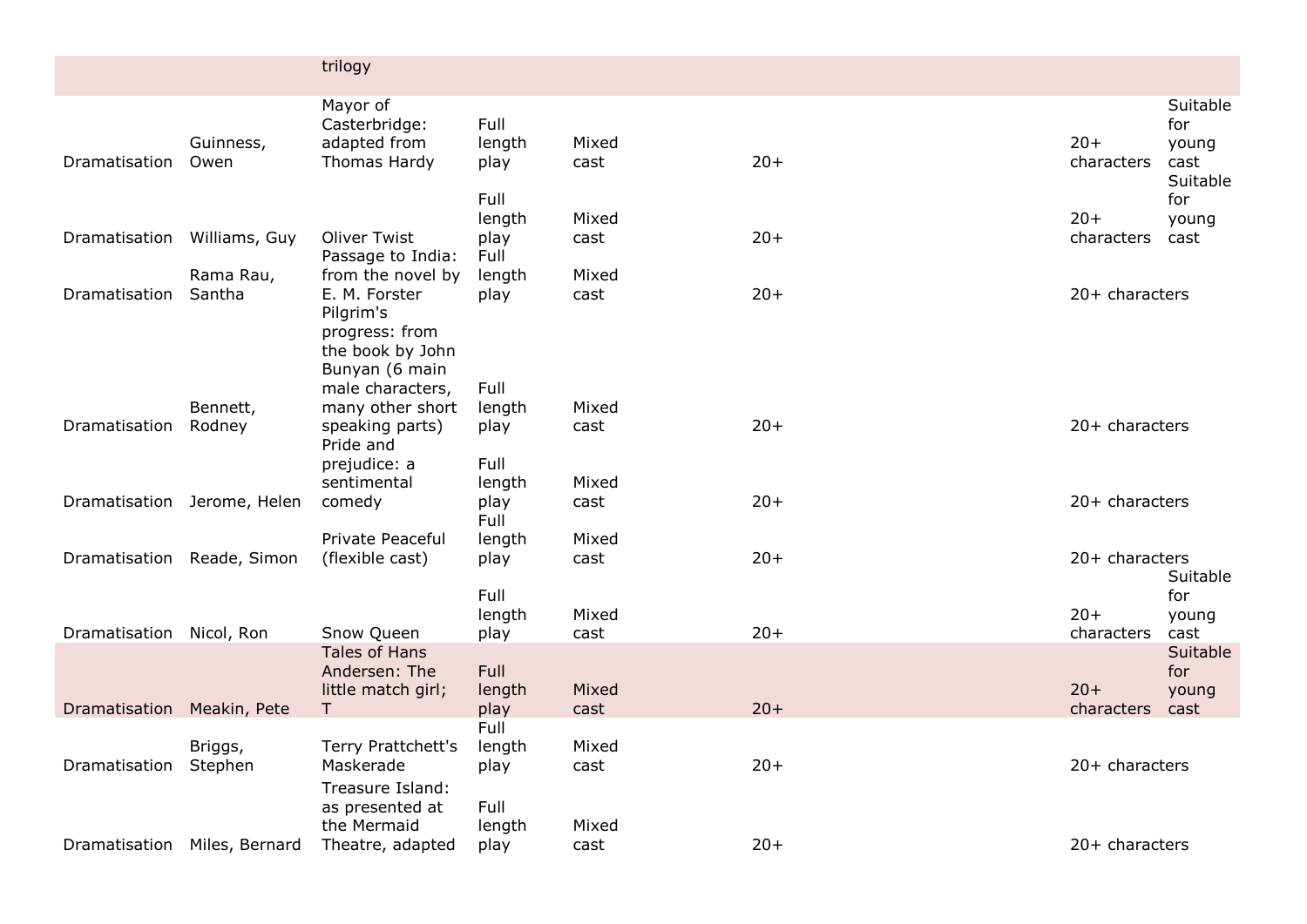| | | | | | | | |
|---|---|---|---|---|---|---|---|
| | | trilogy | | | | | |
| Dramatisation | Guinness, Owen | Mayor of Casterbridge: adapted from Thomas Hardy | Full length play | Mixed cast | 20+ | 20+ characters | Suitable for young cast |
| Dramatisation | Williams, Guy | Oliver Twist | Full length play | Mixed cast | 20+ | 20+ characters | Suitable for young cast |
| Dramatisation | Rama Rau, Santha | Passage to India: from the novel by E. M. Forster | Full length play | Mixed cast | 20+ | 20+ characters | |
| Dramatisation | Bennett, Rodney | Pilgrim's progress: from the book by John Bunyan (6 main male characters, many other short speaking parts) | Full length play | Mixed cast | 20+ | 20+ characters | |
| Dramatisation | Jerome, Helen | Pride and prejudice: a sentimental comedy | Full length play | Mixed cast | 20+ | 20+ characters | |
| Dramatisation | Reade, Simon | Private Peaceful (flexible cast) | Full length play | Mixed cast | 20+ | 20+ characters | |
| Dramatisation | Nicol, Ron | Snow Queen | Full length play | Mixed cast | 20+ | 20+ characters | Suitable for young cast |
| Dramatisation | Meakin, Pete | Tales of Hans Andersen: The little match girl; T | Full length play | Mixed cast | 20+ | 20+ characters | Suitable for young cast |
| Dramatisation | Briggs, Stephen | Terry Prattchett's Maskerade | Full length play | Mixed cast | 20+ | 20+ characters | |
| Dramatisation | Miles, Bernard | Treasure Island: as presented at the Mermaid Theatre, adapted | Full length play | Mixed cast | 20+ | 20+ characters | |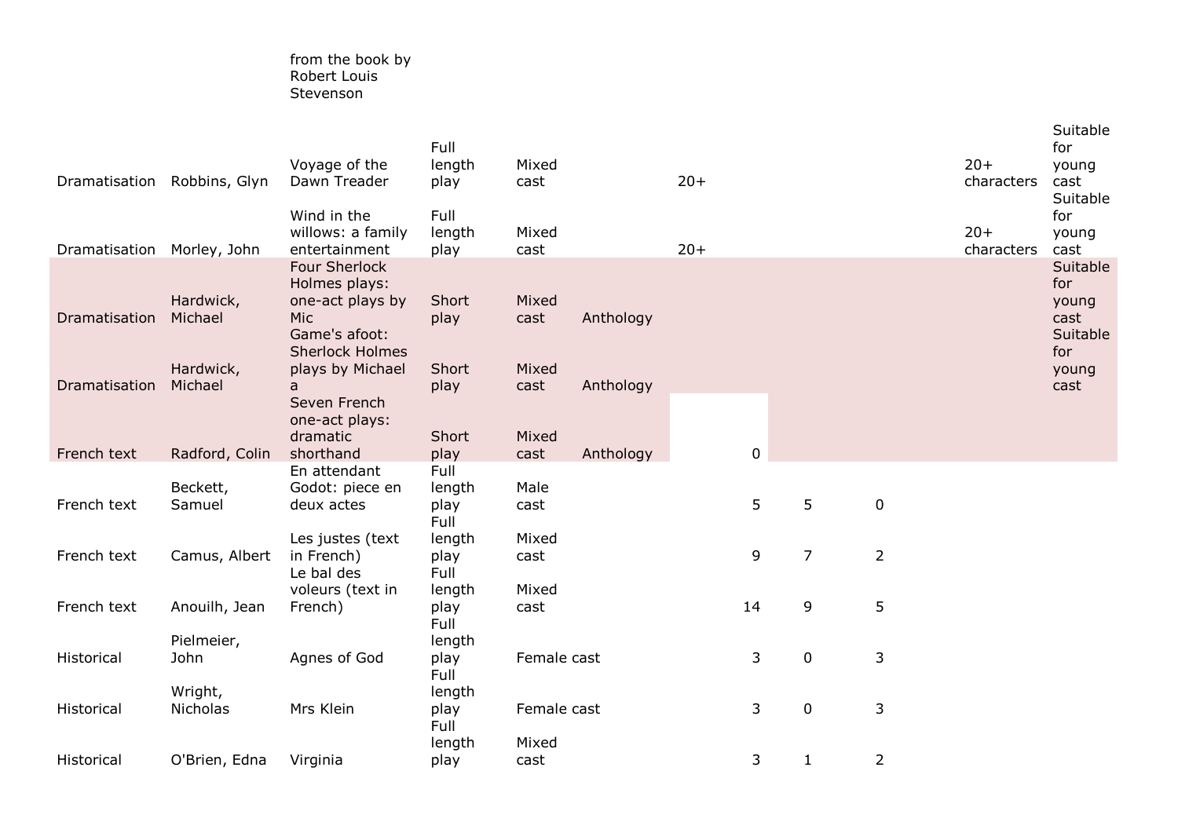| | | | | | | | | | | |
|---|---|---|---|---|---|---|---|---|---|---|
| | | from the book by Robert Louis Stevenson | | | | | | | | |
| Dramatisation | Robbins, Glyn | Voyage of the Dawn Treader | Full length play | Mixed cast | | 20+ | | | 20+ characters | Suitable for young cast |
| Dramatisation | Morley, John | Wind in the willows: a family entertainment | Full length play | Mixed cast | | 20+ | | | 20+ characters | Suitable for young cast |
| Dramatisation | Hardwick, Michael | Four Sherlock Holmes plays: one-act plays by Mic | Short play | Mixed cast | Anthology | | | | | Suitable for young cast |
| Dramatisation | Hardwick, Michael | Game's afoot: Sherlock Holmes plays by Michael a | Short play | Mixed cast | Anthology | | | | | Suitable for young cast |
| French text | Radford, Colin | Seven French one-act plays: dramatic shorthand | Short play | Mixed cast | Anthology | 0 | | | | |
| French text | Beckett, Samuel | En attendant Godot: piece en deux actes | Full length play | Male cast | | 5 | 5 | 0 | | |
| French text | Camus, Albert | Les justes (text in French) | Full length play | Mixed cast | | 9 | 7 | 2 | | |
| French text | Anouilh, Jean | Le bal des voleurs (text in French) | Full length play | Mixed cast | | 14 | 9 | 5 | | |
| Historical | Pielmeier, John | Agnes of God | Full length play | Female cast | | 3 | 0 | 3 | | |
| Historical | Wright, Nicholas | Mrs Klein | Full length play | Female cast | | 3 | 0 | 3 | | |
| Historical | O'Brien, Edna | Virginia | Full length play | Mixed cast | | 3 | 1 | 2 | | |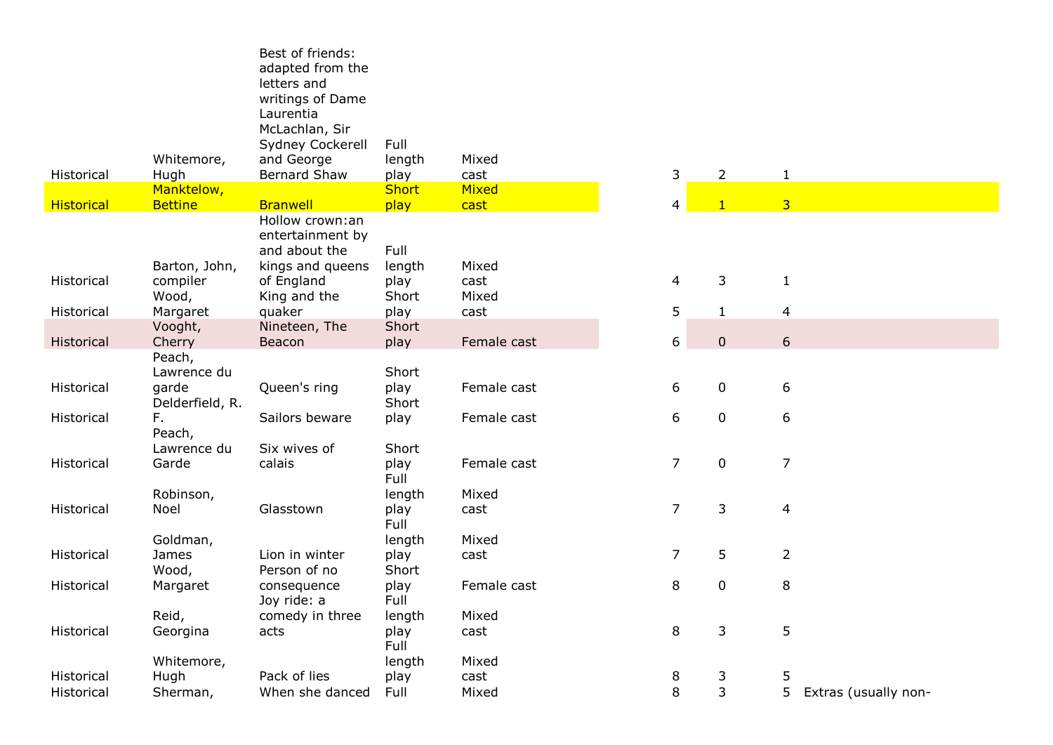| | | | | | | | | | |
|---|---|---|---|---|---|---|---|---|---|
| Historical | Whitemore, Hugh | Best of friends: adapted from the letters and writings of Dame Laurentia McLachlan, Sir Sydney Cockerell and George Bernard Shaw | Full length play | Mixed cast | | 3 | 2 | 1 | |
| Historical | Manktelow, Bettine | Branwell | Short play | Mixed cast | | 4 | 1 | 3 | |
| Historical | Barton, John, compiler | Hollow crown:an entertainment by and about the kings and queens of England | Full length play | Mixed cast | | 4 | 3 | 1 | |
| Historical | Wood, Margaret | King and the quaker | Short play | Mixed cast | | 5 | 1 | 4 | |
| Historical | Vooght, Cherry | Nineteen, The Beacon | Short play | Female cast | | 6 | 0 | 6 | |
| Historical | Peach, Lawrence du garde | Queen's ring | Short play | Female cast | | 6 | 0 | 6 | |
| Historical | Delderfield, R. F. | Sailors beware | Short play | Female cast | | 6 | 0 | 6 | |
| Historical | Peach, Lawrence du Garde | Six wives of calais | Short play | Female cast | | 7 | 0 | 7 | |
| Historical | Robinson, Noel | Glasstown | Full length play | Mixed cast | | 7 | 3 | 4 | |
| Historical | Goldman, James | Lion in winter | Full length play | Mixed cast | | 7 | 5 | 2 | |
| Historical | Wood, Margaret | Person of no consequence | Short play | Female cast | | 8 | 0 | 8 | |
| Historical | Reid, Georgina | Joy ride: a comedy in three acts | Full length play | Mixed cast | | 8 | 3 | 5 | |
| Historical | Whitemore, Hugh | Pack of lies | Full length play | Mixed cast | | 8 | 3 | 5 | |
| Historical | Sherman, | When she danced | Full | Mixed | | 8 | 3 | 5 | Extras (usually non- |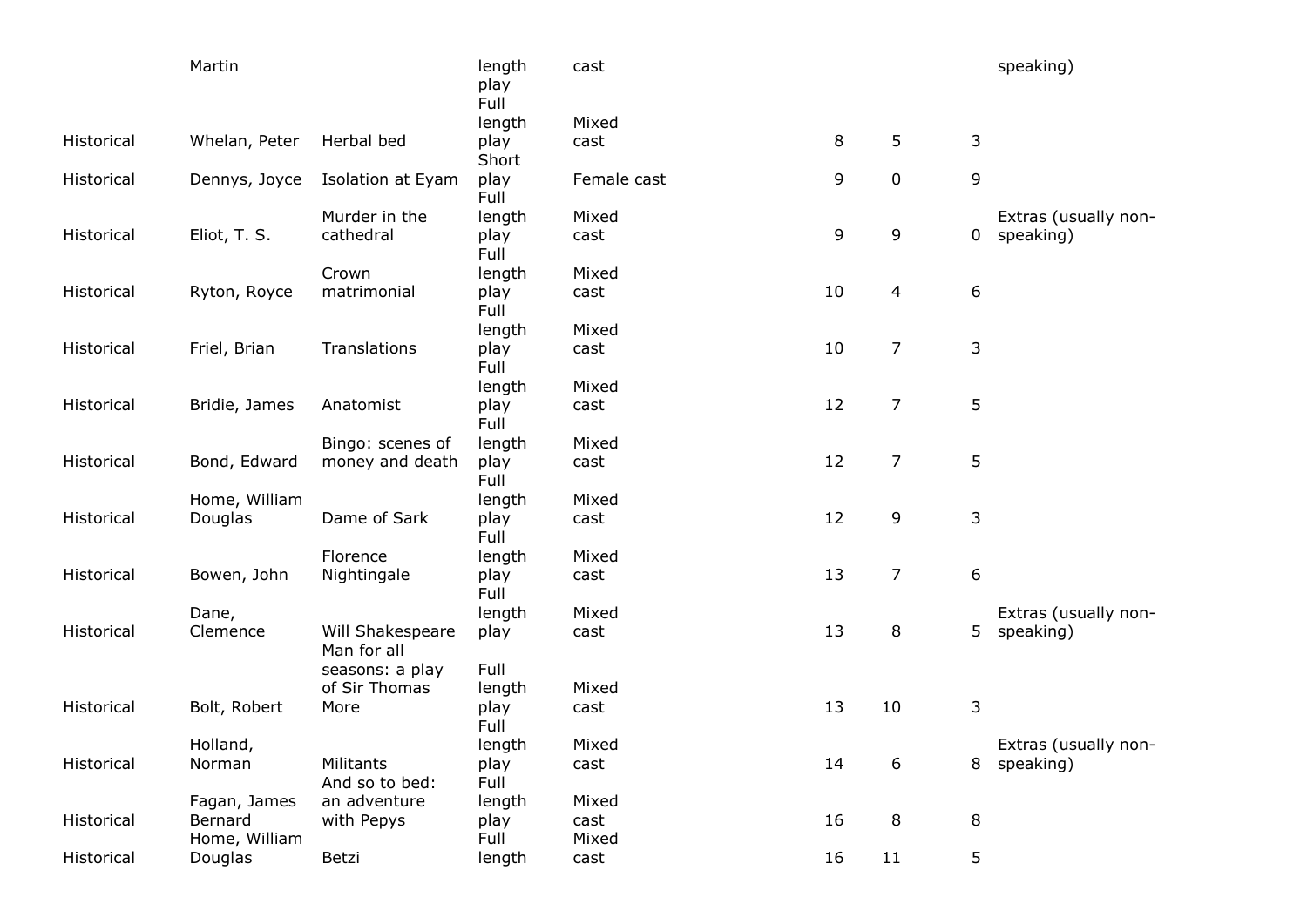| | | | | | | | | |
|---|---|---|---|---|---|---|---|---|
| | Martin | | length play | cast | | | | speaking) |
| Historical | Whelan, Peter | Herbal bed | Full length play | Mixed cast | 8 | 5 | 3 | |
| Historical | Dennys, Joyce | Isolation at Eyam | Short play | Female cast | 9 | 0 | 9 | |
| Historical | Eliot, T. S. | Murder in the cathedral | Full length play | Mixed cast | 9 | 9 | 0 | Extras (usually non-speaking) |
| Historical | Ryton, Royce | Crown matrimonial | Full length play | Mixed cast | 10 | 4 | 6 | |
| Historical | Friel, Brian | Translations | Full length play | Mixed cast | 10 | 7 | 3 | |
| Historical | Bridie, James | Anatomist | Full length play | Mixed cast | 12 | 7 | 5 | |
| Historical | Bond, Edward | Bingo: scenes of money and death | Full length play | Mixed cast | 12 | 7 | 5 | |
| Historical | Home, William Douglas | Dame of Sark | Full length play | Mixed cast | 12 | 9 | 3 | |
| Historical | Bowen, John | Florence Nightingale | Full length play | Mixed cast | 13 | 7 | 6 | |
| Historical | Dane, Clemence | Will Shakespeare | Full length play | Mixed cast | 13 | 8 | 5 | Extras (usually non-speaking) |
| Historical | Bolt, Robert | Man for all seasons: a play of Sir Thomas More | Full length play | Mixed cast | 13 | 10 | 3 | |
| Historical | Holland, Norman | Militants | Full length play | Mixed cast | 14 | 6 | 8 | Extras (usually non-speaking) |
| Historical | Fagan, James Bernard | And so to bed: an adventure with Pepys | Full length play | Mixed cast | 16 | 8 | 8 | |
| Historical | Home, William Douglas | Betzi | Full length | Mixed cast | 16 | 11 | 5 | |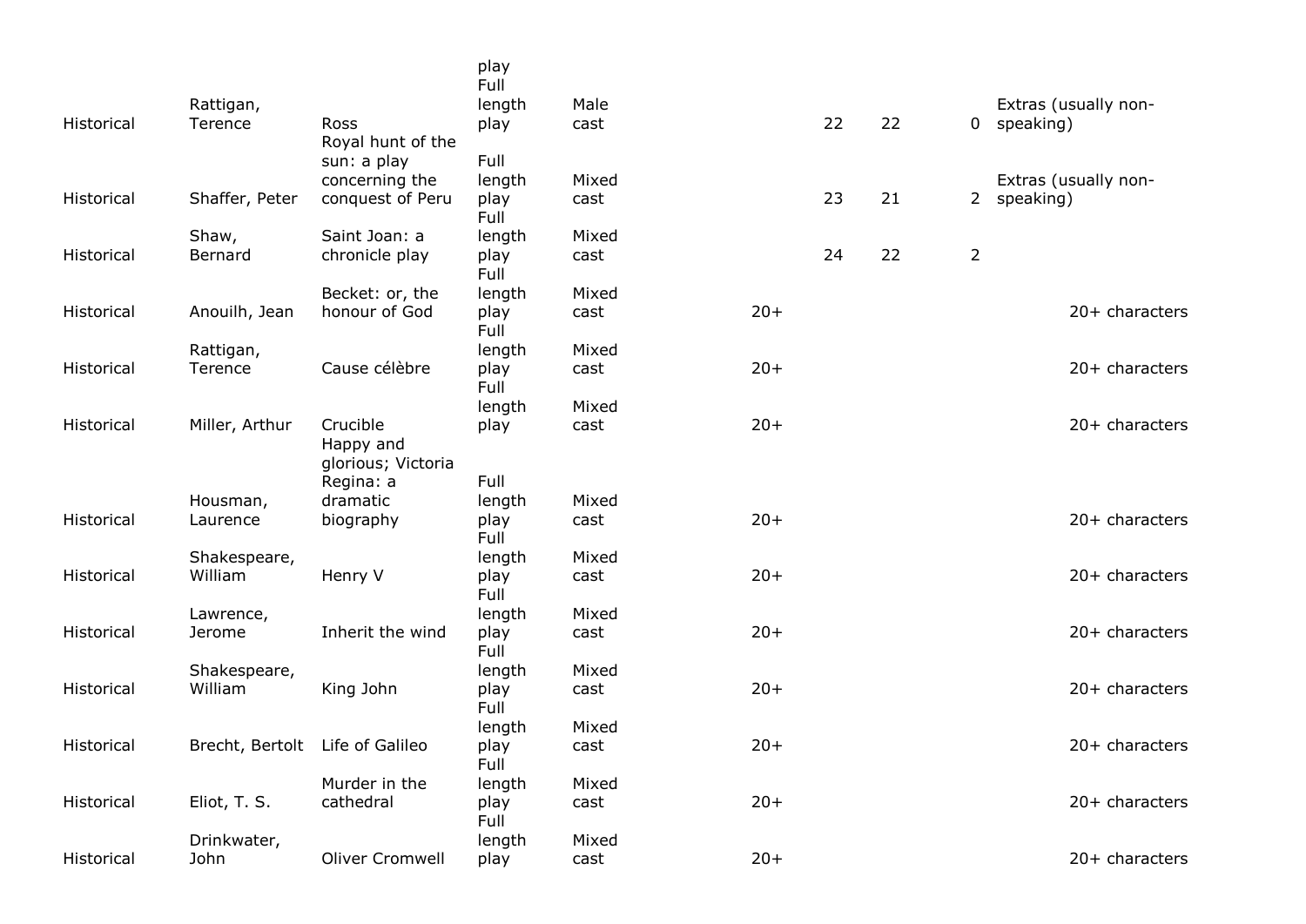| | | | | | | | | | |
|---|---|---|---|---|---|---|---|---|---|
| | | | play | | | | | | |
| Historical | Rattigan, Terence | Ross | Full length play | Male cast | | 22 | 22 | 0 | Extras (usually non-speaking) |
| Historical | Shaffer, Peter | Royal hunt of the sun: a play concerning the conquest of Peru | Full length play | Mixed cast | | 23 | 21 | 2 | Extras (usually non-speaking) |
| Historical | Shaw, Bernard | Saint Joan: a chronicle play | Full length play | Mixed cast | | 24 | 22 | 2 | |
| Historical | Anouilh, Jean | Becket: or, the honour of God | Full length play | Mixed cast | 20+ | | | | 20+ characters |
| Historical | Rattigan, Terence | Cause célèbre | Full length play | Mixed cast | 20+ | | | | 20+ characters |
| Historical | Miller, Arthur | Crucible | Full length play | Mixed cast | 20+ | | | | 20+ characters |
| Historical | Housman, Laurence | Happy and glorious; Victoria Regina: a dramatic biography | Full length play | Mixed cast | 20+ | | | | 20+ characters |
| Historical | Shakespeare, William | Henry V | Full length play | Mixed cast | 20+ | | | | 20+ characters |
| Historical | Lawrence, Jerome | Inherit the wind | Full length play | Mixed cast | 20+ | | | | 20+ characters |
| Historical | Shakespeare, William | King John | Full length play | Mixed cast | 20+ | | | | 20+ characters |
| Historical | Brecht, Bertolt | Life of Galileo | Full length play | Mixed cast | 20+ | | | | 20+ characters |
| Historical | Eliot, T. S. | Murder in the cathedral | Full length play | Mixed cast | 20+ | | | | 20+ characters |
| Historical | Drinkwater, John | Oliver Cromwell | Full length play | Mixed cast | 20+ | | | | 20+ characters |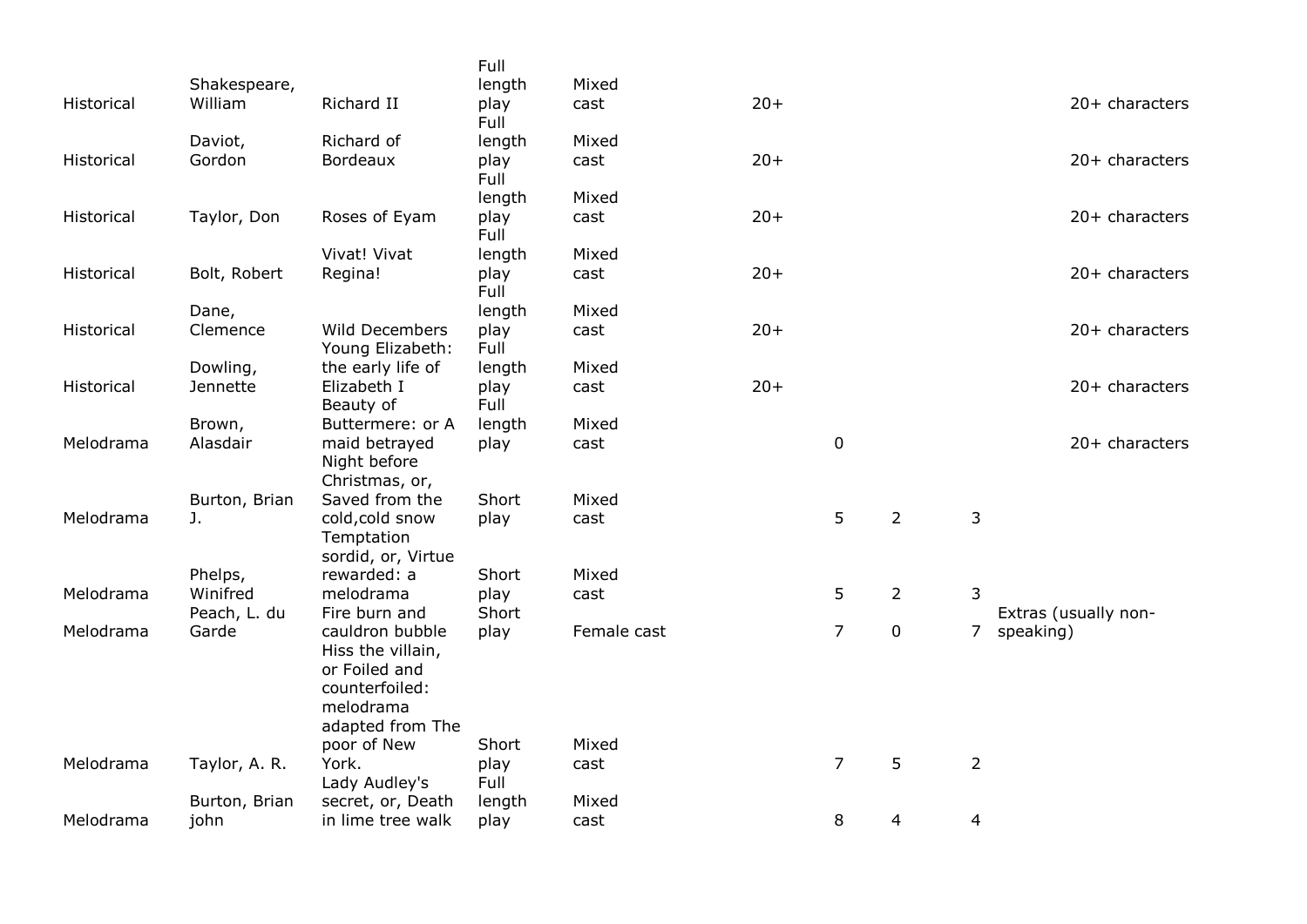| | | | | | | | | | |
|---|---|---|---|---|---|---|---|---|---|
| Historical | Shakespeare, William | Richard II | Full length play | Mixed cast | 20+ | | | | 20+ characters |
| Historical | Daviot, Gordon | Richard of Bordeaux | Full length play | Mixed cast | 20+ | | | | 20+ characters |
| Historical | Taylor, Don | Roses of Eyam | Full length play | Mixed cast | 20+ | | | | 20+ characters |
| Historical | Bolt, Robert | Vivat! Vivat Regina! | Full length play | Mixed cast | 20+ | | | | 20+ characters |
| Historical | Dane, Clemence | Wild Decembers | Full length play | Mixed cast | 20+ | | | | 20+ characters |
| Historical | Dowling, Jennette | Young Elizabeth: the early life of Elizabeth I | Full length play | Mixed cast | 20+ | | | | 20+ characters |
| Melodrama | Brown, Alasdair | Beauty of Buttermere: or A maid betrayed | Full length play | Mixed cast | | 0 | | | 20+ characters |
| Melodrama | Burton, Brian J. | Night before Christmas, or, Saved from the cold,cold snow | Short play | Mixed cast | | 5 | 2 | 3 | |
| Melodrama | Phelps, Winifred | Temptation sordid, or, Virtue rewarded: a melodrama | Short play | Mixed cast | | 5 | 2 | 3 | |
| Melodrama | Peach, L. du Garde | Fire burn and cauldron bubble | Short play | Female cast | | 7 | 0 | 7 | Extras (usually non-speaking) |
| Melodrama | Taylor, A. R. | Hiss the villain, or Foiled and counterfoiled: melodrama adapted from The poor of New York. | Short play | Mixed cast | | 7 | 5 | 2 | |
| Melodrama | Burton, Brian john | Lady Audley's secret, or, Death in lime tree walk | Full length play | Mixed cast | | 8 | 4 | 4 | |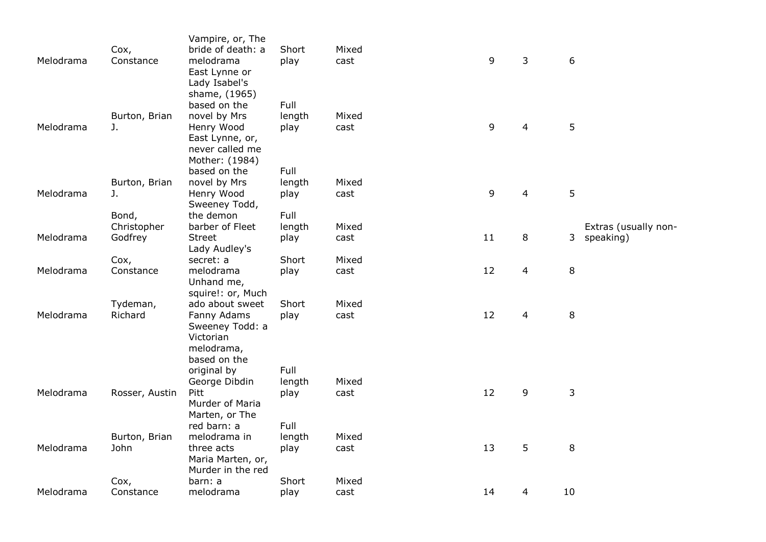| | | | | | | | | |
|---|---|---|---|---|---|---|---|---|
| Melodrama | Cox, Constance | Vampire, or, The bride of death: a melodrama | Short play | Mixed cast | 9 | 3 | 6 | |
| Melodrama | Burton, Brian J. | East Lynne or Lady Isabel's shame, (1965) based on the novel by Mrs Henry Wood | Full length play | Mixed cast | 9 | 4 | 5 | |
| Melodrama | Burton, Brian J. | East Lynne, or, never called me Mother: (1984) based on the novel by Mrs Henry Wood | Full length play | Mixed cast | 9 | 4 | 5 | |
| Melodrama | Bond, Christopher Godfrey | Sweeney Todd, the demon barber of Fleet Street | Full length play | Mixed cast | 11 | 8 | 3 | Extras (usually non-speaking) |
| Melodrama | Cox, Constance | Lady Audley's secret: a melodrama | Short play | Mixed cast | 12 | 4 | 8 | |
| Melodrama | Tydeman, Richard | Unhand me, squire!: or, Much ado about sweet Fanny Adams | Short play | Mixed cast | 12 | 4 | 8 | |
| Melodrama | Rosser, Austin | Sweeney Todd: a Victorian melodrama, based on the original by George Dibdin Pitt | Full length play | Mixed cast | 12 | 9 | 3 | |
| Melodrama | Burton, Brian John | Murder of Maria Marten, or The red barn: a melodrama in three acts | Full length play | Mixed cast | 13 | 5 | 8 | |
| Melodrama | Cox, Constance | Maria Marten, or, Murder in the red barn: a melodrama | Short play | Mixed cast | 14 | 4 | 10 | |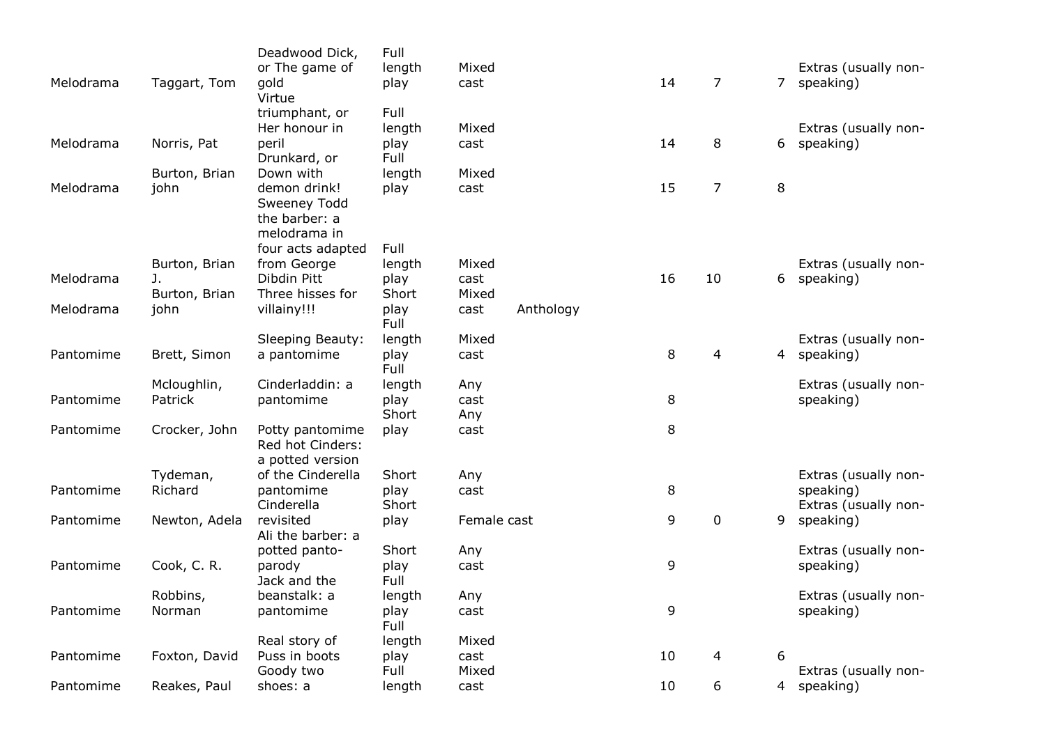| | | | | | | | | | |
|---|---|---|---|---|---|---|---|---|---|
| Melodrama | Taggart, Tom | Deadwood Dick, or The game of gold | Full length play | Mixed cast | | 14 | 7 | 7 | Extras (usually non-speaking) |
| Melodrama | Norris, Pat | Virtue triumphant, or Her honour in peril | Full length play | Mixed cast | | 14 | 8 | 6 | Extras (usually non-speaking) |
| Melodrama | Burton, Brian john | Drunkard, or Down with demon drink! | Full length play | Mixed cast | | 15 | 7 | 8 | |
| Melodrama | Burton, Brian J. | Sweeney Todd the barber: a melodrama in four acts adapted from George Dibdin Pitt | Full length play | Mixed cast | | 16 | 10 | 6 | Extras (usually non-speaking) |
| Melodrama | Burton, Brian john | Three hisses for villainy!!! | Short play | Mixed cast | Anthology | | | | |
| Pantomime | Brett, Simon | Sleeping Beauty: a pantomime | Full length play | Mixed cast | | 8 | 4 | 4 | Extras (usually non-speaking) |
| Pantomime | Mcloughlin, Patrick | Cinderladdin: a pantomime | Full length play | Any cast | | 8 | | | Extras (usually non-speaking) |
| Pantomime | Crocker, John | Potty pantomime | Short play | Any cast | | 8 | | | |
| Pantomime | Tydeman, Richard | Red hot Cinders: a potted version of the Cinderella pantomime | Short play | Any cast | | 8 | | | Extras (usually non-speaking) |
| Pantomime | Newton, Adela | Cinderella revisited | Short play | Female cast | | 9 | 0 | 9 | Extras (usually non-speaking) |
| Pantomime | Cook, C. R. | Ali the barber: a potted panto-parody | Short play | Any cast | | 9 | | | Extras (usually non-speaking) |
| Pantomime | Robbins, Norman | Jack and the beanstalk: a pantomime | Full length play | Any cast | | 9 | | | Extras (usually non-speaking) |
| Pantomime | Foxton, David | Real story of Puss in boots | Full length play | Mixed cast | | 10 | 4 | 6 | |
| Pantomime | Reakes, Paul | Goody two shoes: a | Full length | Mixed cast | | 10 | 6 | 4 | Extras (usually non-speaking) |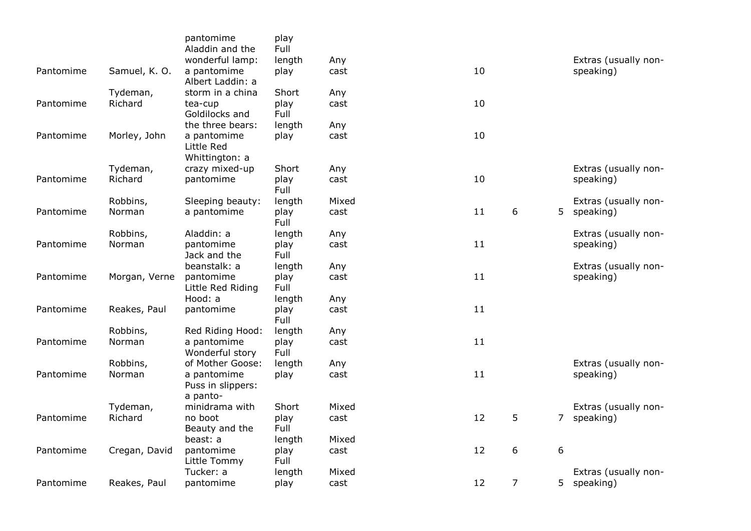| | | | | | | | | |
|---|---|---|---|---|---|---|---|---|
| | | pantomime | play | | | | | |
| Pantomime | Samuel, K. O. | Aladdin and the wonderful lamp: a pantomime | Full length play | Any cast | 10 | | | Extras (usually non-speaking) |
| Pantomime | Tydeman, Richard | Albert Laddin: a storm in a china tea-cup | Short play | Any cast | 10 | | | |
| Pantomime | Morley, John | Goldilocks and the three bears: a pantomime | Full length play | Any cast | 10 | | | |
| Pantomime | Tydeman, Richard | Little Red Whittington: a crazy mixed-up pantomime | Short play | Any cast | 10 | | | Extras (usually non-speaking) |
| Pantomime | Robbins, Norman | Sleeping beauty: a pantomime | Full length play | Mixed cast | 11 | 6 | 5 | Extras (usually non-speaking) |
| Pantomime | Robbins, Norman | Aladdin: a pantomime | Full length play | Any cast | 11 | | | Extras (usually non-speaking) |
| Pantomime | Morgan, Verne | Jack and the beanstalk: a pantomime | Full length play | Any cast | 11 | | | Extras (usually non-speaking) |
| Pantomime | Reakes, Paul | Little Red Riding Hood: a pantomime | Full length play | Any cast | 11 | | | |
| Pantomime | Robbins, Norman | Red Riding Hood: a pantomime | Full length play | Any cast | 11 | | | |
| Pantomime | Robbins, Norman | Wonderful story of Mother Goose: a pantomime | Full length play | Any cast | 11 | | | Extras (usually non-speaking) |
| Pantomime | Tydeman, Richard | Puss in slippers: a panto-minidrama with no boot | Short play | Mixed cast | 12 | 5 | 7 | Extras (usually non-speaking) |
| Pantomime | Cregan, David | Beauty and the beast: a pantomime | Full length play | Mixed cast | 12 | 6 | 6 | |
| Pantomime | Reakes, Paul | Little Tommy Tucker: a pantomime | Full length play | Mixed cast | 12 | 7 | 5 | Extras (usually non-speaking) |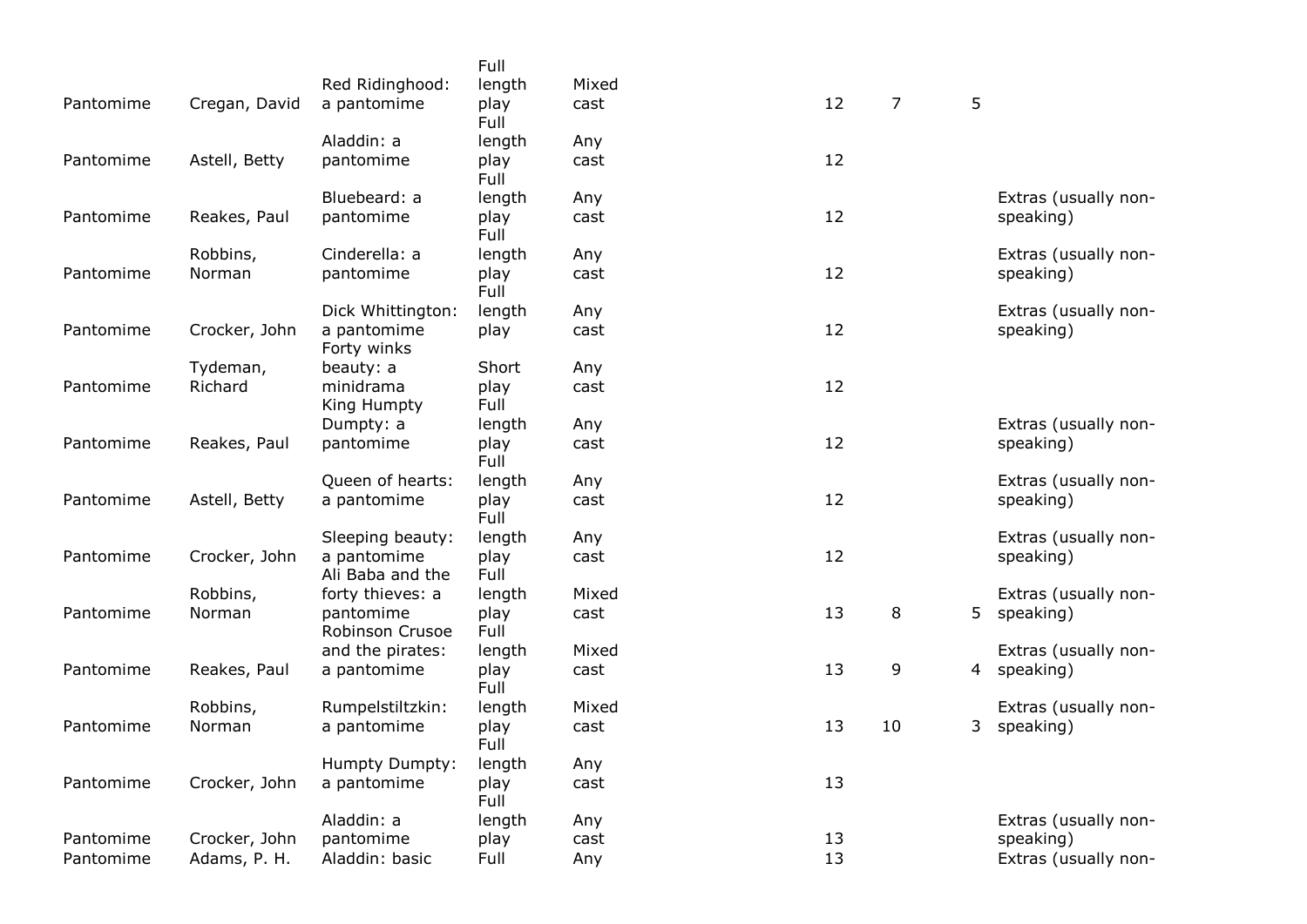| | | | | | | | | | |
|---|---|---|---|---|---|---|---|---|---|
| Pantomime | Cregan, David | Red Ridinghood: a pantomime | Full length play | Mixed cast | | 12 | 7 | 5 | |
| Pantomime | Astell, Betty | Aladdin: a pantomime | Full length play | Any cast | | 12 | | | |
| Pantomime | Reakes, Paul | Bluebeard: a pantomime | Full length play | Any cast | | 12 | | | Extras (usually non-speaking) |
| Pantomime | Robbins, Norman | Cinderella: a pantomime | Full length play | Any cast | | 12 | | | Extras (usually non-speaking) |
| Pantomime | Crocker, John | Dick Whittington: a pantomime | Full length play | Any cast | | 12 | | | Extras (usually non-speaking) |
| Pantomime | Tydeman, Richard | Forty winks beauty: a minidrama | Short play | Any cast | | 12 | | | |
| Pantomime | Reakes, Paul | King Humpty Dumpty: a pantomime | Full length play | Any cast | | 12 | | | Extras (usually non-speaking) |
| Pantomime | Astell, Betty | Queen of hearts: a pantomime | Full length play | Any cast | | 12 | | | Extras (usually non-speaking) |
| Pantomime | Crocker, John | Sleeping beauty: a pantomime | Full length play | Any cast | | 12 | | | Extras (usually non-speaking) |
| Pantomime | Robbins, Norman | Ali Baba and the forty thieves: a pantomime | Full length play | Mixed cast | | 13 | 8 | 5 | Extras (usually non-speaking) |
| Pantomime | Reakes, Paul | Robinson Crusoe and the pirates: a pantomime | Full length play | Mixed cast | | 13 | 9 | 4 | Extras (usually non-speaking) |
| Pantomime | Robbins, Norman | Rumpelstiltzkin: a pantomime | Full length play | Mixed cast | | 13 | 10 | 3 | Extras (usually non-speaking) |
| Pantomime | Crocker, John | Humpty Dumpty: a pantomime | Full length play | Any cast | | 13 | | | |
| Pantomime | Crocker, John | Aladdin: a pantomime | Full length play | Any cast | | 13 | | | Extras (usually non-speaking) |
| Pantomime | Adams, P. H. | Aladdin: basic | Full | Any | | 13 | | | Extras (usually non- |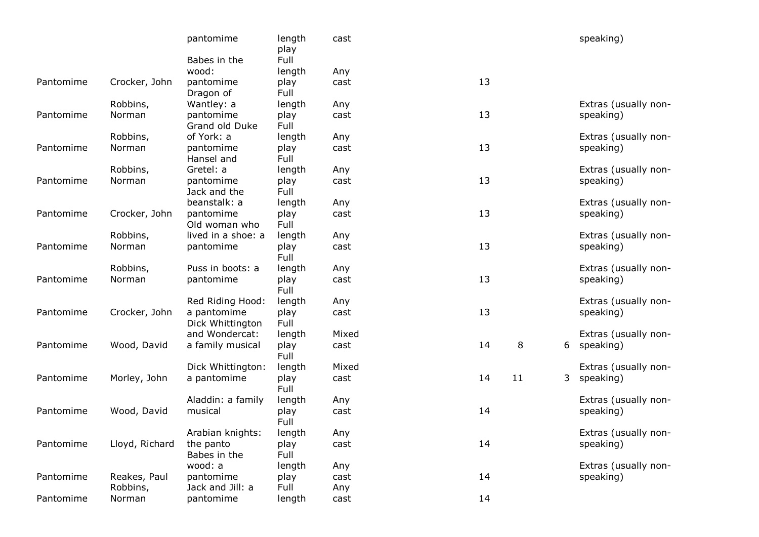| | | | | | | | | |
|---|---|---|---|---|---|---|---|---|
| | | pantomime | length play | cast | | | | speaking) |
| Pantomime | Crocker, John | Babes in the wood: pantomime | Full length play | Any cast | 13 | | | |
| Pantomime | Robbins, Norman | Dragon of Wantley: a pantomime | Full length play | Any cast | 13 | | | Extras (usually non-speaking) |
| Pantomime | Robbins, Norman | Grand old Duke of York: a pantomime | Full length play | Any cast | 13 | | | Extras (usually non-speaking) |
| Pantomime | Robbins, Norman | Hansel and Gretel: a pantomime | Full length play | Any cast | 13 | | | Extras (usually non-speaking) |
| Pantomime | Crocker, John | Jack and the beanstalk: a pantomime | Full length play | Any cast | 13 | | | Extras (usually non-speaking) |
| Pantomime | Robbins, Norman | Old woman who lived in a shoe: a pantomime | Full length play | Any cast | 13 | | | Extras (usually non-speaking) |
| Pantomime | Robbins, Norman | Puss in boots: a pantomime | Full length play | Any cast | 13 | | | Extras (usually non-speaking) |
| Pantomime | Crocker, John | Red Riding Hood: a pantomime | Full length play | Any cast | 13 | | | Extras (usually non-speaking) |
| Pantomime | Wood, David | Dick Whittington and Wondercat: a family musical | Full length play | Mixed cast | 14 | 8 | 6 | Extras (usually non-speaking) |
| Pantomime | Morley, John | Dick Whittington: a pantomime | Full length play | Mixed cast | 14 | 11 | 3 | Extras (usually non-speaking) |
| Pantomime | Wood, David | Aladdin: a family musical | Full length play | Any cast | 14 | | | Extras (usually non-speaking) |
| Pantomime | Lloyd, Richard | Arabian knights: the panto | Full length play | Any cast | 14 | | | Extras (usually non-speaking) |
| Pantomime | Reakes, Paul | Babes in the wood: a pantomime | Full length play | Any cast | 14 | | | Extras (usually non-speaking) |
| Pantomime | Robbins, Norman | Jack and Jill: a pantomime | Full length | Any cast | 14 | | | |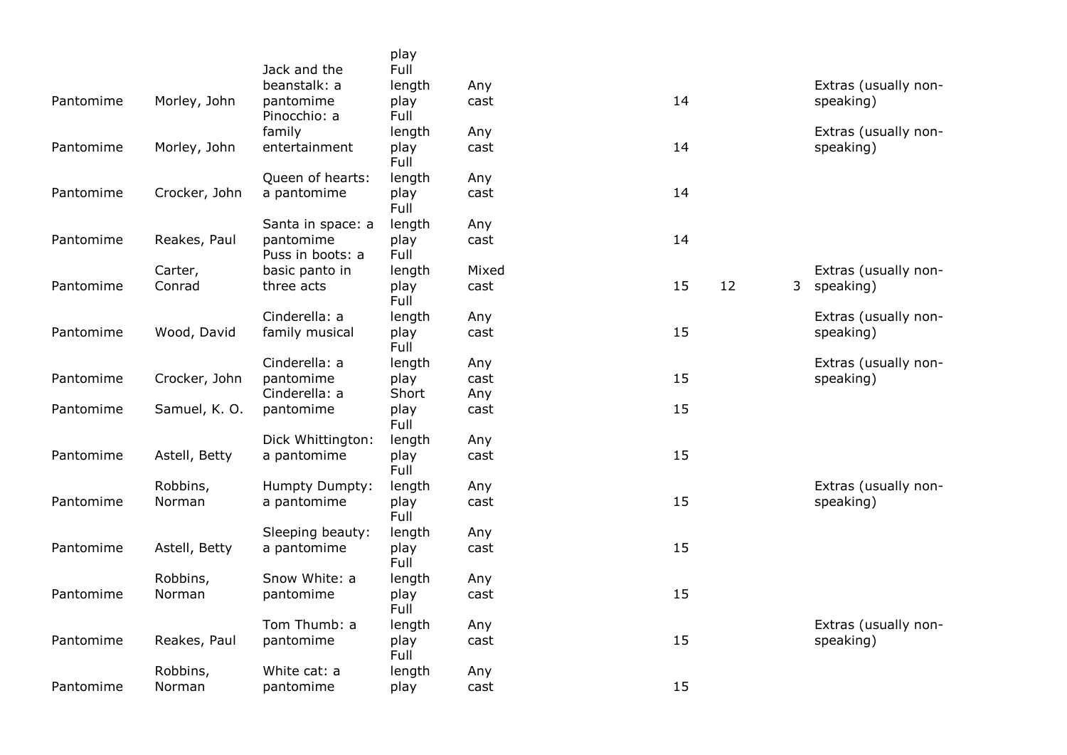| | | | | | | | | |
|---|---|---|---|---|---|---|---|---|
| | | | play | | | | | |
| Pantomime | Morley, John | Jack and the beanstalk: a pantomime | Full length play | Any cast | 14 | | | Extras (usually non-speaking) |
| Pantomime | Morley, John | Pinocchio: a family entertainment | Full length play | Any cast | 14 | | | Extras (usually non-speaking) |
| Pantomime | Crocker, John | Queen of hearts: a pantomime | Full length play | Any cast | 14 | | | |
| Pantomime | Reakes, Paul | Santa in space: a pantomime | Full length play | Any cast | 14 | | | |
| Pantomime | Carter, Conrad | Puss in boots: a basic panto in three acts | Full length play | Mixed cast | 15 | 12 | 3 | Extras (usually non-speaking) |
| Pantomime | Wood, David | Cinderella: a family musical | Full length play | Any cast | 15 | | | Extras (usually non-speaking) |
| Pantomime | Crocker, John | Cinderella: a pantomime | Full length play | Any cast | 15 | | | Extras (usually non-speaking) |
| Pantomime | Samuel, K. O. | Cinderella: a pantomime | Short play | Any cast | 15 | | | |
| Pantomime | Astell, Betty | Dick Whittington: a pantomime | Full length play | Any cast | 15 | | | |
| Pantomime | Robbins, Norman | Humpty Dumpty: a pantomime | Full length play | Any cast | 15 | | | Extras (usually non-speaking) |
| Pantomime | Astell, Betty | Sleeping beauty: a pantomime | Full length play | Any cast | 15 | | | |
| Pantomime | Robbins, Norman | Snow White: a pantomime | Full length play | Any cast | 15 | | | |
| Pantomime | Reakes, Paul | Tom Thumb: a pantomime | Full length play | Any cast | 15 | | | Extras (usually non-speaking) |
| Pantomime | Robbins, Norman | White cat: a pantomime | Full length play | Any cast | 15 | | | |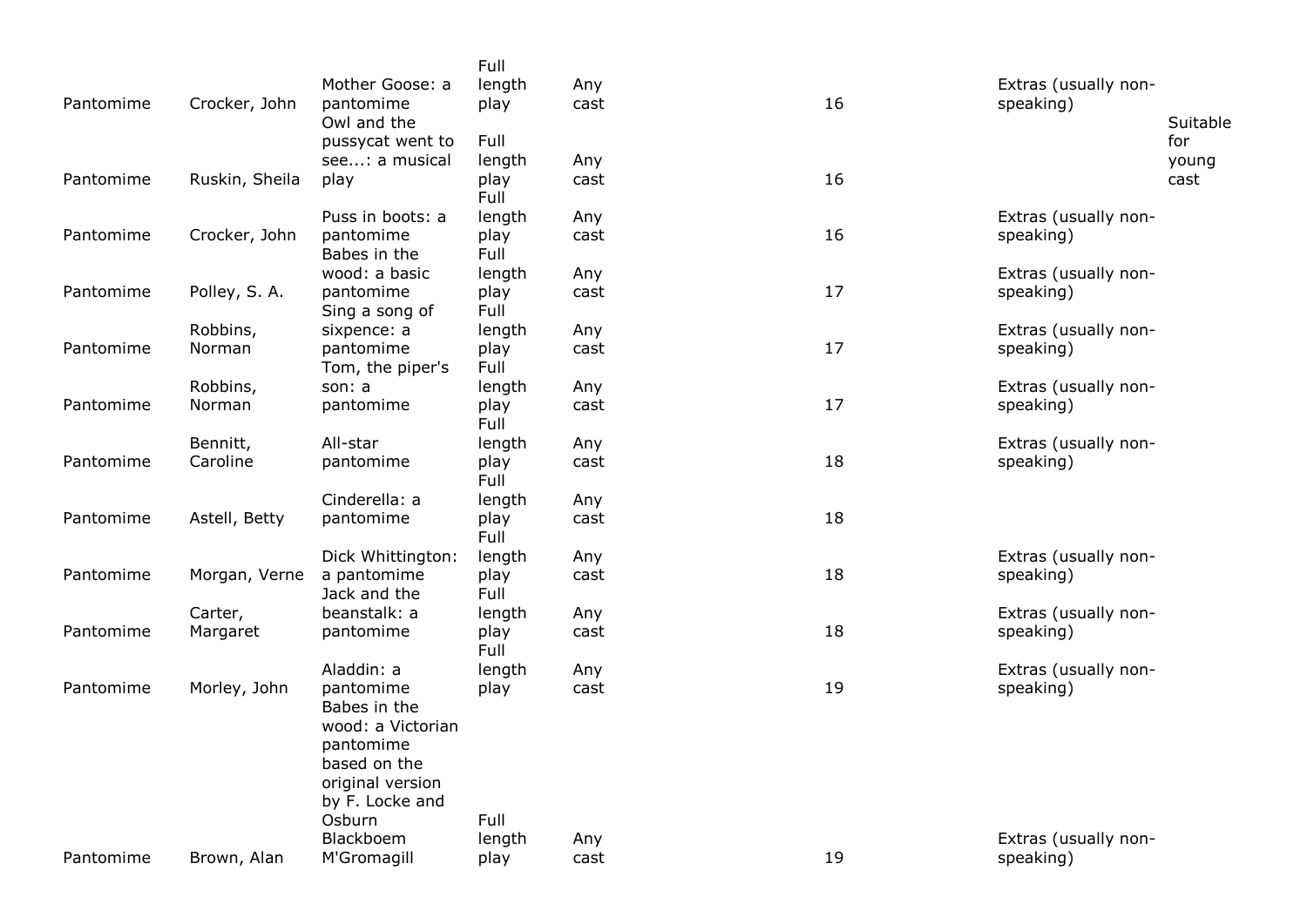| Pantomime | Crocker, John | Mother Goose: a pantomime | Full length play | Any cast | 16 | Extras (usually non-speaking) | |
|---|---|---|---|---|---|---|---|
| Pantomime | Ruskin, Sheila | Owl and the pussycat went to see...: a musical play | Full length play | Any cast | 16 | | Suitable for young cast |
| Pantomime | Crocker, John | Puss in boots: a pantomime | Full length play | Any cast | 16 | Extras (usually non-speaking) | |
| Pantomime | Polley, S. A. | Babes in the wood: a basic pantomime | Full length play | Any cast | 17 | Extras (usually non-speaking) | |
| Pantomime | Robbins, Norman | Sing a song of sixpence: a pantomime | Full length play | Any cast | 17 | Extras (usually non-speaking) | |
| Pantomime | Robbins, Norman | Tom, the piper's son: a pantomime | Full length play | Any cast | 17 | Extras (usually non-speaking) | |
| Pantomime | Bennitt, Caroline | All-star pantomime | Full length play | Any cast | 18 | Extras (usually non-speaking) | |
| Pantomime | Astell, Betty | Cinderella: a pantomime | Full length play | Any cast | 18 | | |
| Pantomime | Morgan, Verne | Dick Whittington: a pantomime | Full length play | Any cast | 18 | Extras (usually non-speaking) | |
| Pantomime | Carter, Margaret | Jack and the beanstalk: a pantomime | Full length play | Any cast | 18 | Extras (usually non-speaking) | |
| Pantomime | Morley, John | Aladdin: a pantomime | Full length play | Any cast | 19 | Extras (usually non-speaking) | |
| Pantomime | Brown, Alan | Babes in the wood: a Victorian pantomime based on the original version by F. Locke and Osburn Blackboem M'Gromagill | Full length play | Any cast | 19 | Extras (usually non-speaking) | |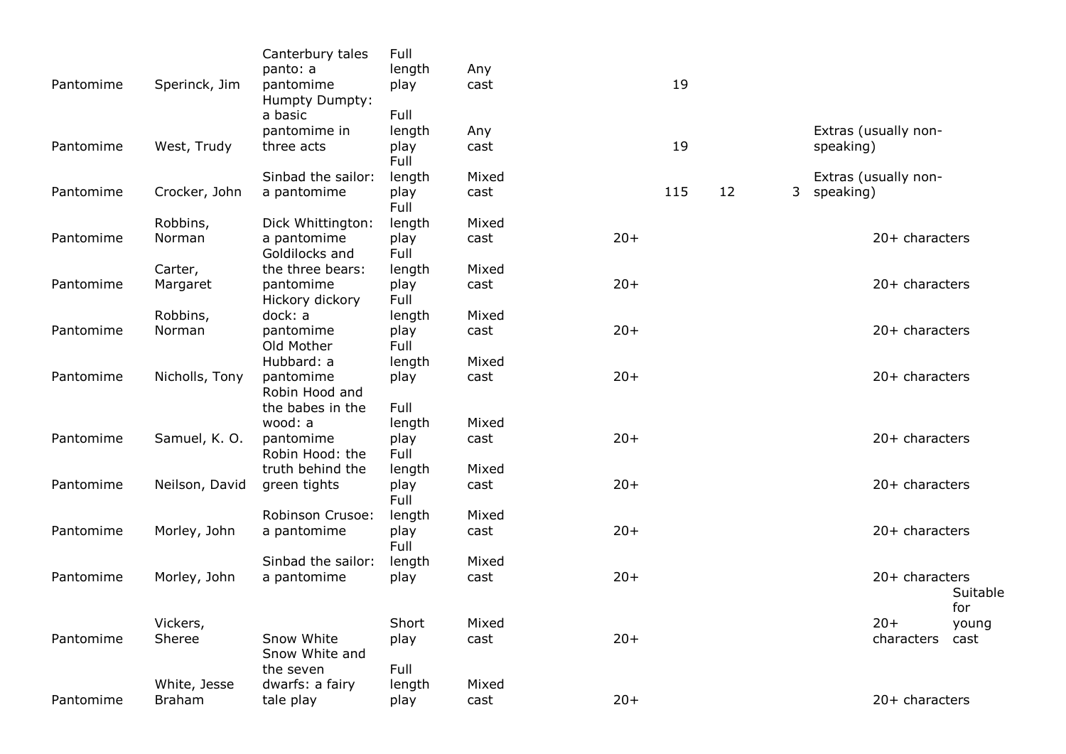| | | | | | | | | | | |
|---|---|---|---|---|---|---|---|---|---|---|
| Pantomime | Sperinck, Jim | Canterbury tales panto: a pantomime | Full length play | Any cast | | 19 | | | | |
| Pantomime | West, Trudy | Humpty Dumpty: a basic pantomime in three acts | Full length play | Any cast | | 19 | | | Extras (usually non-speaking) | |
| Pantomime | Crocker, John | Sinbad the sailor: a pantomime | Full length play | Mixed cast | | 115 | 12 | 3 | Extras (usually non-speaking) | |
| Pantomime | Robbins, Norman | Dick Whittington: a pantomime | Full length play | Mixed cast | 20+ | | | | 20+ characters | |
| Pantomime | Carter, Margaret | Goldilocks and the three bears: pantomime | Full length play | Mixed cast | 20+ | | | | 20+ characters | |
| Pantomime | Robbins, Norman | Hickory dickory dock: a pantomime | Full length play | Mixed cast | 20+ | | | | 20+ characters | |
| Pantomime | Nicholls, Tony | Old Mother Hubbard: a pantomime | Full length play | Mixed cast | 20+ | | | | 20+ characters | |
| Pantomime | Samuel, K. O. | Robin Hood and the babes in the wood: a pantomime | Full length play | Mixed cast | 20+ | | | | 20+ characters | |
| Pantomime | Neilson, David | Robin Hood: the truth behind the green tights | Full length play | Mixed cast | 20+ | | | | 20+ characters | |
| Pantomime | Morley, John | Robinson Crusoe: a pantomime | Full length play | Mixed cast | 20+ | | | | 20+ characters | |
| Pantomime | Morley, John | Sinbad the sailor: a pantomime | Full length play | Mixed cast | 20+ | | | | 20+ characters | |
| Pantomime | Vickers, Sheree | Snow White | Short play | Mixed cast | 20+ | | | | 20+ characters | Suitable for young cast |
| Pantomime | White, Jesse Braham | Snow White and the seven dwarfs: a fairy tale play | Full length play | Mixed cast | 20+ | | | | 20+ characters | |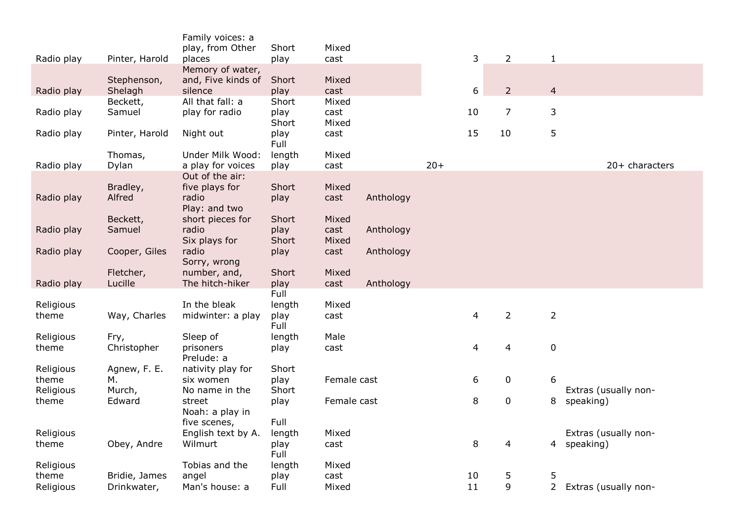| | | | | | | | | | | |
|---|---|---|---|---|---|---|---|---|---|---|
| Radio play | Pinter, Harold | Family voices: a play, from Other places | Short play | Mixed cast | | | 3 | 2 | 1 | |
| Radio play | Stephenson, Shelagh | Memory of water, and, Five kinds of silence | Short play | Mixed cast | | | 6 | 2 | 4 | |
| Radio play | Beckett, Samuel | All that fall: a play for radio | Short play | Mixed cast | | | 10 | 7 | 3 | |
| Radio play | Pinter, Harold | Night out | Short play | Mixed cast | | | 15 | 10 | 5 | |
| Radio play | Thomas, Dylan | Under Milk Wood: a play for voices | Full length play | Mixed cast | | 20+ | | | | 20+ characters |
| Radio play | Bradley, Alfred | Out of the air: five plays for radio | Short play | Mixed cast | Anthology | | | | | |
| Radio play | Beckett, Samuel | Play: and two short pieces for radio | Short play | Mixed cast | Anthology | | | | | |
| Radio play | Cooper, Giles | Six plays for radio | Short play | Mixed cast | Anthology | | | | | |
| Radio play | Fletcher, Lucille | Sorry, wrong number, and, The hitch-hiker | Short play | Mixed cast | Anthology | | | | | |
| Religious theme | Way, Charles | In the bleak midwinter: a play | Full length play | Mixed cast | | | 4 | 2 | 2 | |
| Religious theme | Fry, Christopher | Sleep of prisoners | Full length play | Male cast | | | 4 | 4 | 0 | |
| Religious theme | Agnew, F. E. M. | Prelude: a nativity play for six women | Short play | Female cast | | | 6 | 0 | 6 | |
| Religious theme | Murch, Edward | No name in the street | Short play | Female cast | | | 8 | 0 | 8 | Extras (usually non-speaking) |
| Religious theme | Obey, Andre | Noah: a play in five scenes, English text by A. Wilmurt | Full length play | Mixed cast | | | 8 | 4 | 4 | Extras (usually non-speaking) |
| Religious theme | Bridie, James | Tobias and the angel | Full length play | Mixed cast | | | 10 | 5 | 5 | |
| Religious | Drinkwater, | Man's house: a | Full | Mixed | | | 11 | 9 | 2 | Extras (usually non- |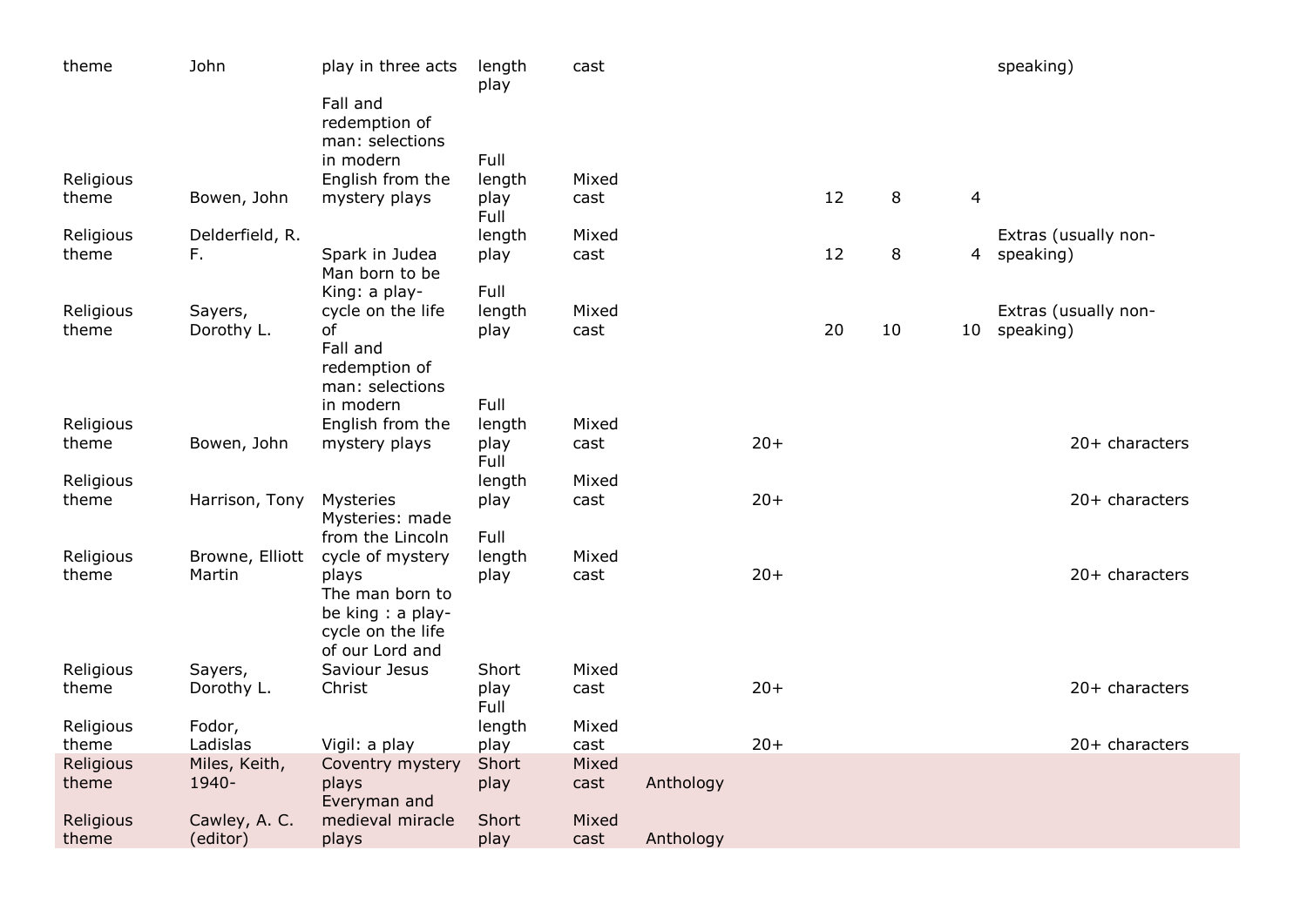| theme | John | play in three acts | length play | cast | | | | | | speaking) | |
|---|---|---|---|---|---|---|---|---|---|---|---|
| Religious theme | Bowen, John | Fall and redemption of man: selections in modern English from the mystery plays | Full length play | Mixed cast | | | 12 | 8 | 4 | | |
| Religious theme | Delderfield, R. F. | Spark in Judea | Full length play | Mixed cast | | | 12 | 8 | 4 | Extras (usually non-speaking) | |
| Religious theme | Sayers, Dorothy L. | Man born to be King: a play-cycle on the life of | Full length play | Mixed cast | | | 20 | 10 | 10 | Extras (usually non-speaking) | |
| Religious theme | Bowen, John | Fall and redemption of man: selections in modern English from the mystery plays | Full length play | Mixed cast | | 20+ | | | | | 20+ characters |
| Religious theme | Harrison, Tony | Mysteries | Full length play | Mixed cast | | 20+ | | | | | 20+ characters |
| Religious theme | Browne, Elliott Martin | Mysteries: made from the Lincoln cycle of mystery plays | Full length play | Mixed cast | | 20+ | | | | | 20+ characters |
| Religious theme | Sayers, Dorothy L. | The man born to be king : a play-cycle on the life of our Lord and Saviour Jesus Christ | Short play | Mixed cast | | 20+ | | | | | 20+ characters |
| Religious theme | Fodor, Ladislas | Vigil: a play | Full length play | Mixed cast | | 20+ | | | | | 20+ characters |
| Religious theme | Miles, Keith, 1940- | Coventry mystery plays | Short play | Mixed cast | Anthology | | | | | | |
| Religious theme | Cawley, A. C. (editor) | Everyman and medieval miracle plays | Short play | Mixed cast | Anthology | | | | | | |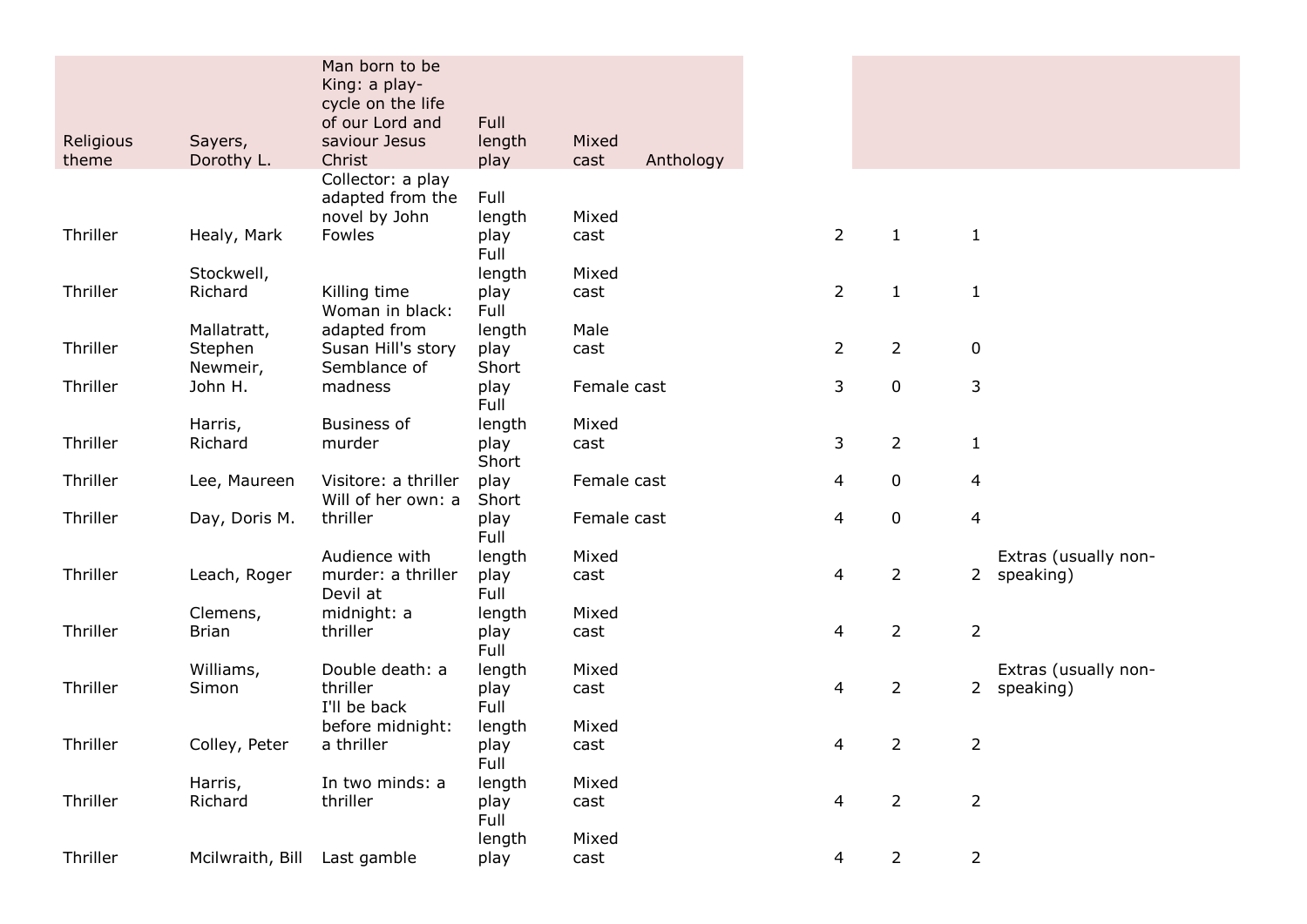| | | | | | | | | | |
|---|---|---|---|---|---|---|---|---|---|
| Religious theme | Sayers, Dorothy L. | Man born to be King: a play-cycle on the life of our Lord and saviour Jesus Christ | Full length play | Mixed cast | Anthology | | | | |
| Thriller | Healy, Mark | Collector: a play adapted from the novel by John Fowles | Full length play | Mixed cast | | 2 | 1 | 1 | |
| Thriller | Stockwell, Richard | Killing time | Full length play | Mixed cast | | 2 | 1 | 1 | |
| Thriller | Mallatratt, Stephen | Woman in black: adapted from Susan Hill's story | Full length play | Male cast | | 2 | 2 | 0 | |
| Thriller | Newmeir, John H. | Semblance of madness | Short play | Female cast | | 3 | 0 | 3 | |
| Thriller | Harris, Richard | Business of murder | Full length play | Mixed cast | | 3 | 2 | 1 | |
| Thriller | Lee, Maureen | Visitore: a thriller | Short play | Female cast | | 4 | 0 | 4 | |
| Thriller | Day, Doris M. | Will of her own: a thriller | Short play | Female cast | | 4 | 0 | 4 | |
| Thriller | Leach, Roger | Audience with murder: a thriller | Full length play | Mixed cast | | 4 | 2 | 2 | Extras (usually non-speaking) |
| Thriller | Clemens, Brian | Devil at midnight: a thriller | Full length play | Mixed cast | | 4 | 2 | 2 | |
| Thriller | Williams, Simon | Double death: a thriller | Full length play | Mixed cast | | 4 | 2 | 2 | Extras (usually non-speaking) |
| Thriller | Colley, Peter | I'll be back before midnight: a thriller | Full length play | Mixed cast | | 4 | 2 | 2 | |
| Thriller | Harris, Richard | In two minds: a thriller | Full length play | Mixed cast | | 4 | 2 | 2 | |
| Thriller | Mcilwraith, Bill | Last gamble | Full length play | Mixed cast | | 4 | 2 | 2 | |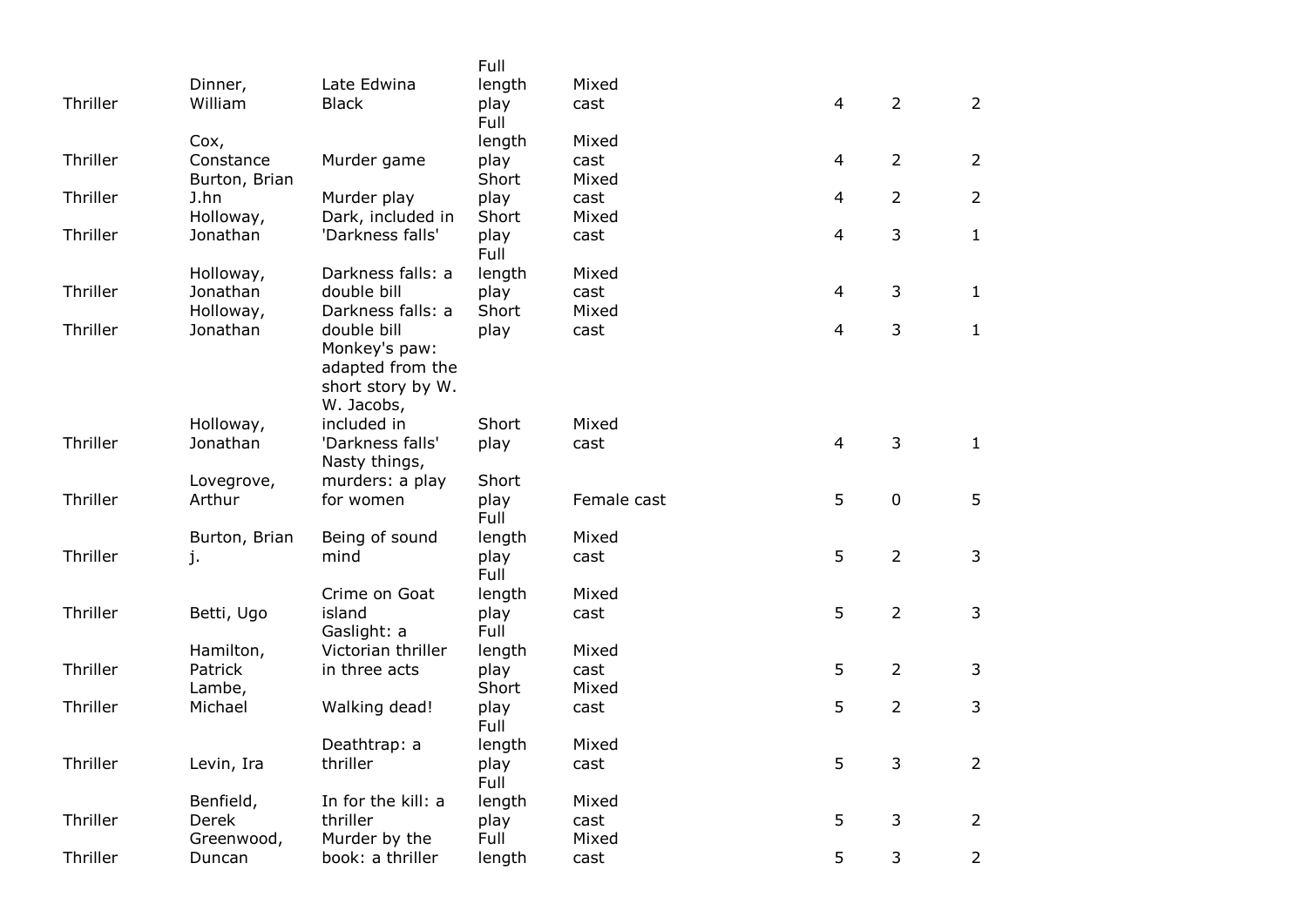| | | | | | | | |
|---|---|---|---|---|---|---|---|
| Thriller | Dinner, William | Late Edwina Black | Full length play | Mixed cast | 4 | 2 | 2 |
| Thriller | Cox, Constance | Murder game | Full length play | Mixed cast | 4 | 2 | 2 |
| Thriller | Burton, Brian J.hn | Murder play | Short play | Mixed cast | 4 | 2 | 2 |
| Thriller | Holloway, Jonathan | Dark, included in 'Darkness falls' | Short play | Mixed cast | 4 | 3 | 1 |
| Thriller | Holloway, Jonathan | Darkness falls: a double bill | Full length play | Mixed cast | 4 | 3 | 1 |
| Thriller | Holloway, Jonathan | Darkness falls: a double bill | Short play | Mixed cast | 4 | 3 | 1 |
| Thriller | Holloway, Jonathan | Monkey's paw: adapted from the short story by W. W. Jacobs, included in 'Darkness falls' | Short play | Mixed cast | 4 | 3 | 1 |
| Thriller | Lovegrove, Arthur | Nasty things, murders: a play for women | Short play | Female cast | 5 | 0 | 5 |
| Thriller | Burton, Brian j. | Being of sound mind | Full length play | Mixed cast | 5 | 2 | 3 |
| Thriller | Betti, Ugo | Crime on Goat island | Full length play | Mixed cast | 5 | 2 | 3 |
| Thriller | Hamilton, Patrick | Gaslight: a Victorian thriller in three acts | Full length play | Mixed cast | 5 | 2 | 3 |
| Thriller | Lambe, Michael | Walking dead! | Short play | Mixed cast | 5 | 2 | 3 |
| Thriller | Levin, Ira | Deathtrap: a thriller | Full length play | Mixed cast | 5 | 3 | 2 |
| Thriller | Benfield, Derek | In for the kill: a thriller | Full length play | Mixed cast | 5 | 3 | 2 |
| Thriller | Greenwood, Duncan | Murder by the book: a thriller | Full length | Mixed cast | 5 | 3 | 2 |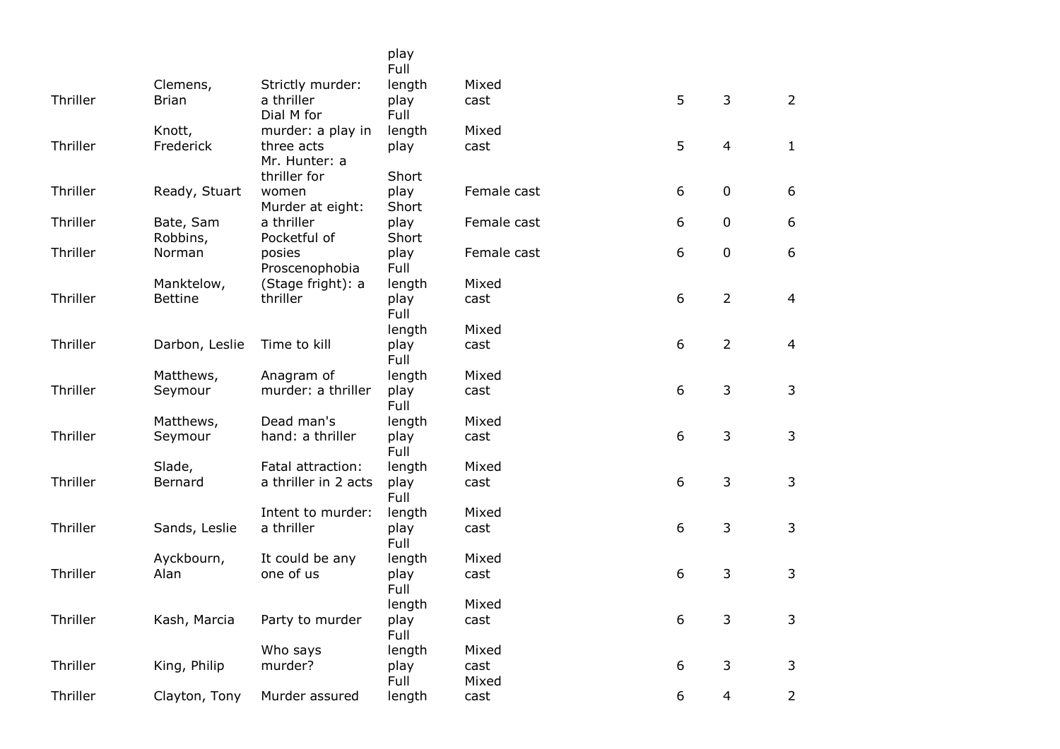| | | | play | | | | |
|---|---|---|---|---|---|---|---|
| Thriller | Clemens, Brian | Strictly murder: a thriller | Full length play | Mixed cast | 5 | 3 | 2 |
| Thriller | Knott, Frederick | Dial M for murder: a play in three acts | Full length play | Mixed cast | 5 | 4 | 1 |
| Thriller | Ready, Stuart | Mr. Hunter: a thriller for women | Short play | Female cast | 6 | 0 | 6 |
| Thriller | Bate, Sam | Murder at eight: a thriller | Short play | Female cast | 6 | 0 | 6 |
| Thriller | Robbins, Norman | Pocketful of posies | Short play | Female cast | 6 | 0 | 6 |
| Thriller | Manktelow, Bettine | Proscenophobia (Stage fright): a thriller | Full length play | Mixed cast | 6 | 2 | 4 |
| Thriller | Darbon, Leslie | Time to kill | Full length play | Mixed cast | 6 | 2 | 4 |
| Thriller | Matthews, Seymour | Anagram of murder: a thriller | Full length play | Mixed cast | 6 | 3 | 3 |
| Thriller | Matthews, Seymour | Dead man's hand: a thriller | Full length play | Mixed cast | 6 | 3 | 3 |
| Thriller | Slade, Bernard | Fatal attraction: a thriller in 2 acts | Full length play | Mixed cast | 6 | 3 | 3 |
| Thriller | Sands, Leslie | Intent to murder: a thriller | Full length play | Mixed cast | 6 | 3 | 3 |
| Thriller | Ayckbourn, Alan | It could be any one of us | Full length play | Mixed cast | 6 | 3 | 3 |
| Thriller | Kash, Marcia | Party to murder | Full length play | Mixed cast | 6 | 3 | 3 |
| Thriller | King, Philip | Who says murder? | Full length play | Mixed cast | 6 | 3 | 3 |
| Thriller | Clayton, Tony | Murder assured | Full length | Mixed cast | 6 | 4 | 2 |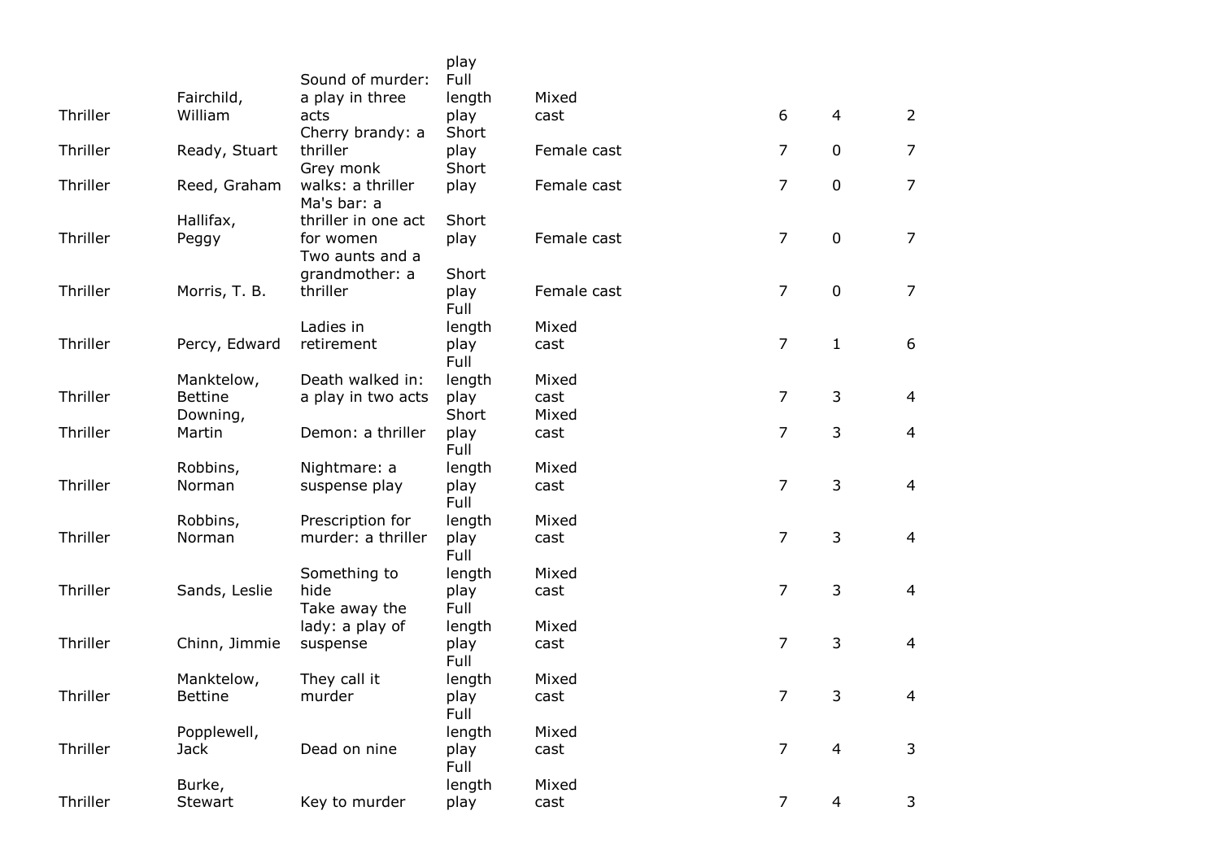| | | | | | | | |
|---|---|---|---|---|---|---|---|
| Thriller | Fairchild, William | Sound of murder: a play in three acts | Full length play | Mixed cast | 6 | 4 | 2 |
| Thriller | Ready, Stuart | Cherry brandy: a thriller | Short play | Female cast | 7 | 0 | 7 |
| Thriller | Reed, Graham | Grey monk walks: a thriller | Short play | Female cast | 7 | 0 | 7 |
| Thriller | Hallifax, Peggy | Ma's bar: a thriller in one act for women | Short play | Female cast | 7 | 0 | 7 |
| Thriller | Morris, T. B. | Two aunts and a grandmother: a thriller | Short play | Female cast | 7 | 0 | 7 |
| Thriller | Percy, Edward | Ladies in retirement | Full length play | Mixed cast | 7 | 1 | 6 |
| Thriller | Manktelow, Bettine | Death walked in: a play in two acts | Full length play | Mixed cast | 7 | 3 | 4 |
| Thriller | Downing, Martin | Demon: a thriller | Short play | Mixed cast | 7 | 3 | 4 |
| Thriller | Robbins, Norman | Nightmare: a suspense play | Full length play | Mixed cast | 7 | 3 | 4 |
| Thriller | Robbins, Norman | Prescription for murder: a thriller | Full length play | Mixed cast | 7 | 3 | 4 |
| Thriller | Sands, Leslie | Something to hide | Full length play | Mixed cast | 7 | 3 | 4 |
| Thriller | Chinn, Jimmie | Take away the lady: a play of suspense | Full length play | Mixed cast | 7 | 3 | 4 |
| Thriller | Manktelow, Bettine | They call it murder | Full length play | Mixed cast | 7 | 3 | 4 |
| Thriller | Popplewell, Jack | Dead on nine | Full length play | Mixed cast | 7 | 4 | 3 |
| Thriller | Burke, Stewart | Key to murder | Full length play | Mixed cast | 7 | 4 | 3 |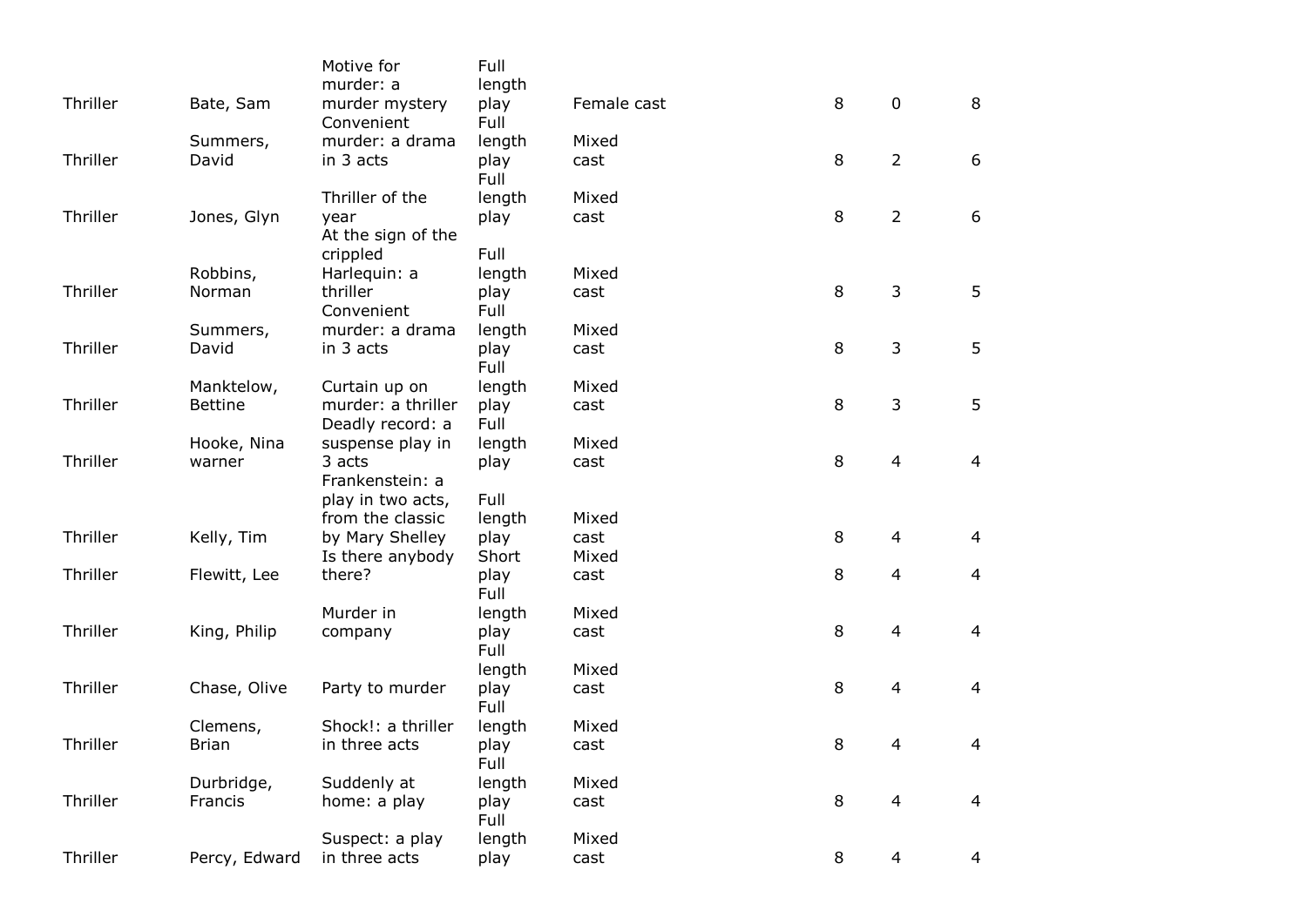| | | | | | | | |
|---|---|---|---|---|---|---|---|
| Thriller | Bate, Sam | Motive for murder: a murder mystery | Full length play | Female cast | 8 | 0 | 8 |
| Thriller | Summers, David | Convenient murder: a drama in 3 acts | Full length play | Mixed cast | 8 | 2 | 6 |
| Thriller | Jones, Glyn | Thriller of the year | Full length play | Mixed cast | 8 | 2 | 6 |
| Thriller | Robbins, Norman | At the sign of the crippled Harlequin: a thriller | Full length play | Mixed cast | 8 | 3 | 5 |
| Thriller | Summers, David | Convenient murder: a drama in 3 acts | Full length play | Mixed cast | 8 | 3 | 5 |
| Thriller | Manktelow, Bettine | Curtain up on murder: a thriller | Full length play | Mixed cast | 8 | 3 | 5 |
| Thriller | Hooke, Nina warner | Deadly record: a suspense play in 3 acts | Full length play | Mixed cast | 8 | 4 | 4 |
| Thriller | Kelly, Tim | Frankenstein: a play in two acts, from the classic by Mary Shelley | Full length play | Mixed cast | 8 | 4 | 4 |
| Thriller | Flewitt, Lee | Is there anybody there? | Short play | Mixed cast | 8 | 4 | 4 |
| Thriller | King, Philip | Murder in company | Full length play | Mixed cast | 8 | 4 | 4 |
| Thriller | Chase, Olive | Party to murder | Full length play | Mixed cast | 8 | 4 | 4 |
| Thriller | Clemens, Brian | Shock!: a thriller in three acts | Full length play | Mixed cast | 8 | 4 | 4 |
| Thriller | Durbridge, Francis | Suddenly at home: a play | Full length play | Mixed cast | 8 | 4 | 4 |
| Thriller | Percy, Edward | Suspect: a play in three acts | Full length play | Mixed cast | 8 | 4 | 4 |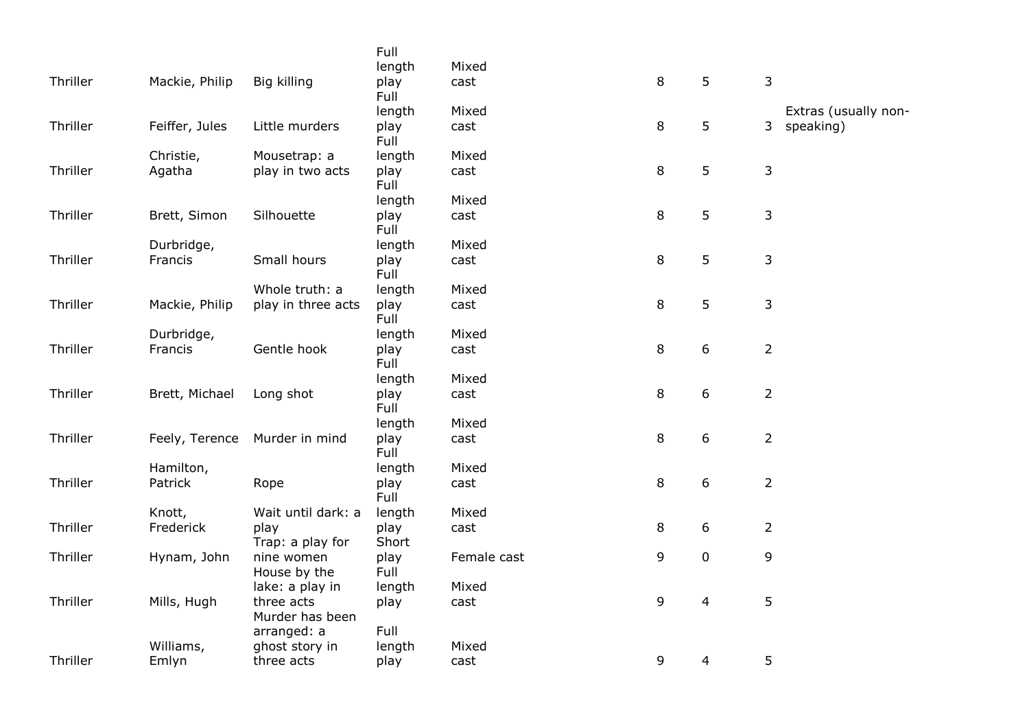| | | | | | | | | |
|---|---|---|---|---|---|---|---|---|
| Thriller | Mackie, Philip | Big killing | Full length play | Mixed cast | 8 | 5 | 3 | |
| Thriller | Feiffer, Jules | Little murders | Full length play | Mixed cast | 8 | 5 | 3 | Extras (usually non-speaking) |
| Thriller | Christie, Agatha | Mousetrap: a play in two acts | Full length play | Mixed cast | 8 | 5 | 3 | |
| Thriller | Brett, Simon | Silhouette | Full length play | Mixed cast | 8 | 5 | 3 | |
| Thriller | Durbridge, Francis | Small hours | Full length play | Mixed cast | 8 | 5 | 3 | |
| Thriller | Mackie, Philip | Whole truth: a play in three acts | Full length play | Mixed cast | 8 | 5 | 3 | |
| Thriller | Durbridge, Francis | Gentle hook | Full length play | Mixed cast | 8 | 6 | 2 | |
| Thriller | Brett, Michael | Long shot | Full length play | Mixed cast | 8 | 6 | 2 | |
| Thriller | Feely, Terence | Murder in mind | Full length play | Mixed cast | 8 | 6 | 2 | |
| Thriller | Hamilton, Patrick | Rope | Full length play | Mixed cast | 8 | 6 | 2 | |
| Thriller | Knott, Frederick | Wait until dark: a play | Full length play | Mixed cast | 8 | 6 | 2 | |
| Thriller | Hynam, John | Trap: a play for nine women | Short play | Female cast | 9 | 0 | 9 | |
| Thriller | Mills, Hugh | House by the lake: a play in three acts | Full length play | Mixed cast | 9 | 4 | 5 | |
| Thriller | Williams, Emlyn | Murder has been arranged: a ghost story in three acts | Full length play | Mixed cast | 9 | 4 | 5 | |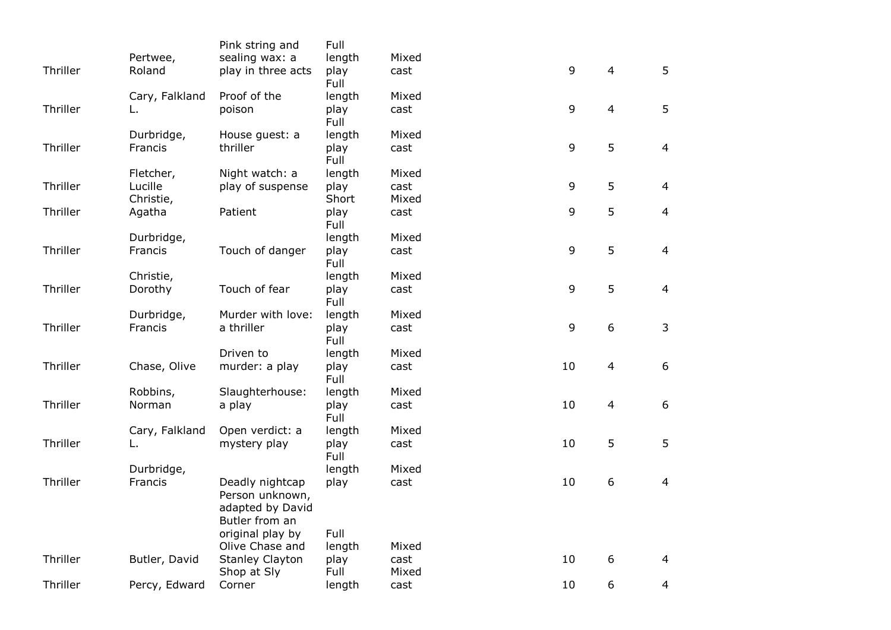| | | | | | | | |
|---|---|---|---|---|---|---|---|
| Thriller | Pertwee, Roland | Pink string and sealing wax: a play in three acts | Full length play | Mixed cast | 9 | 4 | 5 |
| Thriller | Cary, Falkland L. | Proof of the poison | Full length play | Mixed cast | 9 | 4 | 5 |
| Thriller | Durbridge, Francis | House guest: a thriller | Full length play | Mixed cast | 9 | 5 | 4 |
| Thriller | Fletcher, Lucille | Night watch: a play of suspense | Full length play | Mixed cast | 9 | 5 | 4 |
| Thriller | Christie, Agatha | Patient | Short play | Mixed cast | 9 | 5 | 4 |
| Thriller | Durbridge, Francis | Touch of danger | Full length play | Mixed cast | 9 | 5 | 4 |
| Thriller | Christie, Dorothy | Touch of fear | Full length play | Mixed cast | 9 | 5 | 4 |
| Thriller | Durbridge, Francis | Murder with love: a thriller | Full length play | Mixed cast | 9 | 6 | 3 |
| Thriller | Chase, Olive | Driven to murder: a play | Full length play | Mixed cast | 10 | 4 | 6 |
| Thriller | Robbins, Norman | Slaughterhouse: a play | Full length play | Mixed cast | 10 | 4 | 6 |
| Thriller | Cary, Falkland L. | Open verdict: a mystery play | Full length play | Mixed cast | 10 | 5 | 5 |
| Thriller | Durbridge, Francis | Deadly nightcap | Full length play | Mixed cast | 10 | 6 | 4 |
| Thriller | Butler, David | Person unknown, adapted by David Butler from an original play by Olive Chase and Stanley Clayton | Full length play | Mixed cast | 10 | 6 | 4 |
| Thriller | Percy, Edward | Shop at Sly Corner | Full length | Mixed cast | 10 | 6 | 4 |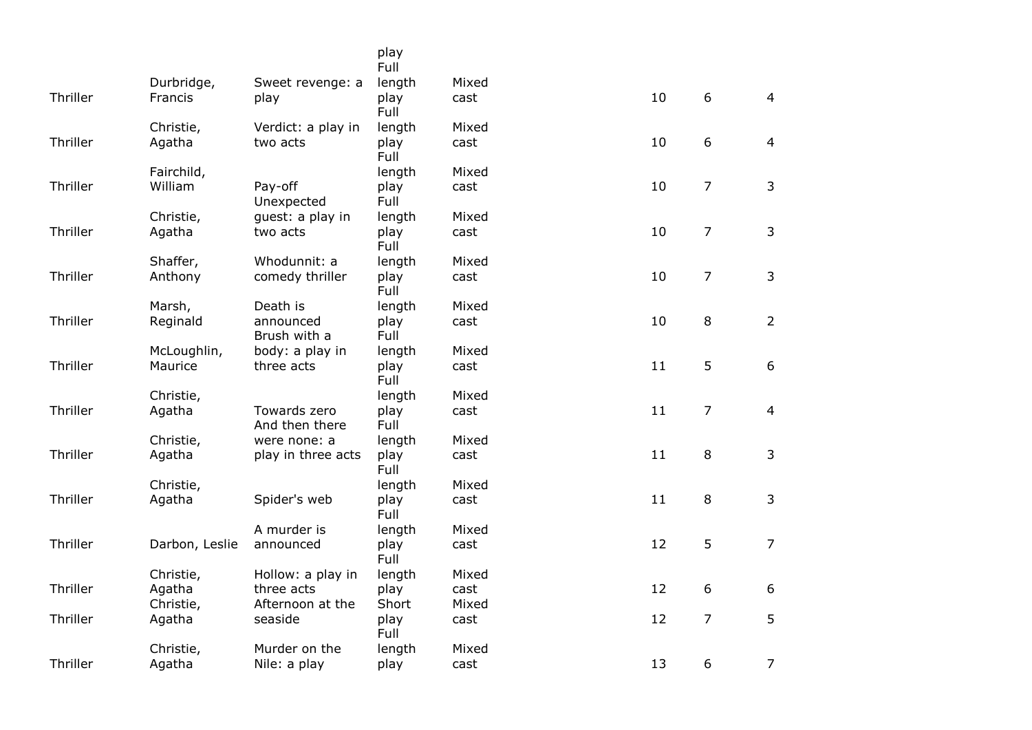| | | | play | | | | |
|---|---|---|---|---|---|---|---|
| Thriller | Durbridge, Francis | Sweet revenge: a play | Full length play | Mixed cast | 10 | 6 | 4 |
| Thriller | Christie, Agatha | Verdict: a play in two acts | Full length play | Mixed cast | 10 | 6 | 4 |
| Thriller | Fairchild, William | Pay-off | Full length play | Mixed cast | 10 | 7 | 3 |
| Thriller | Christie, Agatha | Unexpected guest: a play in two acts | Full length play | Mixed cast | 10 | 7 | 3 |
| Thriller | Shaffer, Anthony | Whodunnit: a comedy thriller | Full length play | Mixed cast | 10 | 7 | 3 |
| Thriller | Marsh, Reginald | Death is announced | Full length play | Mixed cast | 10 | 8 | 2 |
| Thriller | McLoughlin, Maurice | Brush with a body: a play in three acts | Full length play | Mixed cast | 11 | 5 | 6 |
| Thriller | Christie, Agatha | Towards zero | Full length play | Mixed cast | 11 | 7 | 4 |
| Thriller | Christie, Agatha | And then there were none: a play in three acts | Full length play | Mixed cast | 11 | 8 | 3 |
| Thriller | Christie, Agatha | Spider's web | Full length play | Mixed cast | 11 | 8 | 3 |
| Thriller | Darbon, Leslie | A murder is announced | Full length play | Mixed cast | 12 | 5 | 7 |
| Thriller | Christie, Agatha | Hollow: a play in three acts | Full length play | Mixed cast | 12 | 6 | 6 |
| Thriller | Christie, Agatha | Afternoon at the seaside | Short play | Mixed cast | 12 | 7 | 5 |
| Thriller | Christie, Agatha | Murder on the Nile: a play | Full length play | Mixed cast | 13 | 6 | 7 |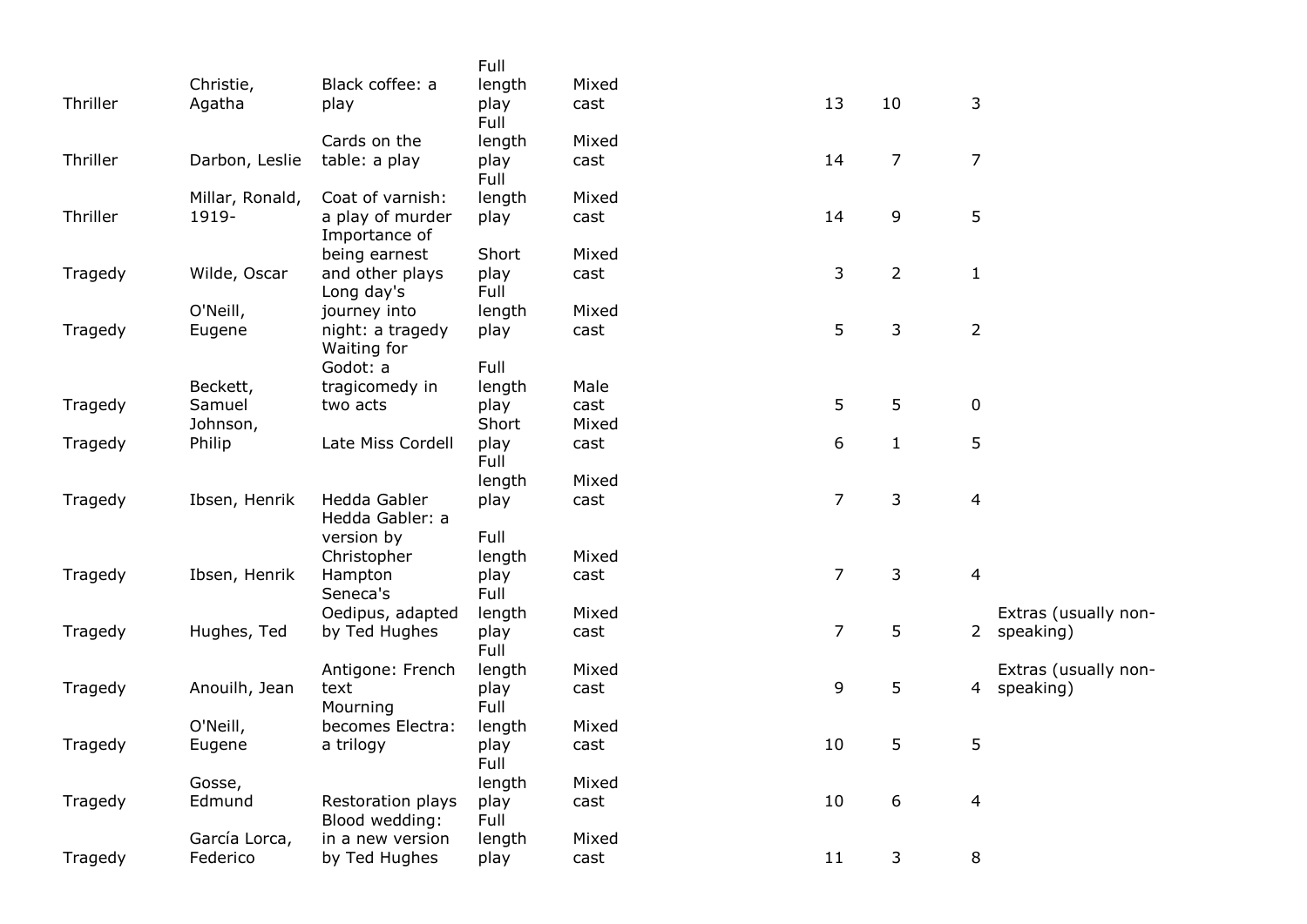| | | | | | | | | |
|---|---|---|---|---|---|---|---|---|
| Thriller | Christie, Agatha | Black coffee: a play | Full length play | Mixed cast | 13 | 10 | 3 | |
| Thriller | Darbon, Leslie | Cards on the table: a play | Full length play | Mixed cast | 14 | 7 | 7 | |
| Thriller | Millar, Ronald, 1919- | Coat of varnish: a play of murder | Full length play | Mixed cast | 14 | 9 | 5 | |
| Tragedy | Wilde, Oscar | Importance of being earnest and other plays | Short play | Mixed cast | 3 | 2 | 1 | |
| Tragedy | O'Neill, Eugene | Long day's journey into night: a tragedy | Full length play | Mixed cast | 5 | 3 | 2 | |
| Tragedy | Beckett, Samuel | Waiting for Godot: a tragicomedy in two acts | Full length play | Male cast | 5 | 5 | 0 | |
| Tragedy | Johnson, Philip | Late Miss Cordell | Short play | Mixed cast | 6 | 1 | 5 | |
| Tragedy | Ibsen, Henrik | Hedda Gabler | Full length play | Mixed cast | 7 | 3 | 4 | |
| Tragedy | Ibsen, Henrik | Hedda Gabler: a version by Christopher Hampton | Full length play | Mixed cast | 7 | 3 | 4 | |
| Tragedy | Hughes, Ted | Seneca's Oedipus, adapted by Ted Hughes | Full length play | Mixed cast | 7 | 5 | 2 | Extras (usually non-speaking) |
| Tragedy | Anouilh, Jean | Antigone: French text | Full length play | Mixed cast | 9 | 5 | 4 | Extras (usually non-speaking) |
| Tragedy | O'Neill, Eugene | Mourning becomes Electra: a trilogy | Full length play | Mixed cast | 10 | 5 | 5 | |
| Tragedy | Gosse, Edmund | Restoration plays | Full length play | Mixed cast | 10 | 6 | 4 | |
| Tragedy | García Lorca, Federico | Blood wedding: in a new version by Ted Hughes | Full length play | Mixed cast | 11 | 3 | 8 | |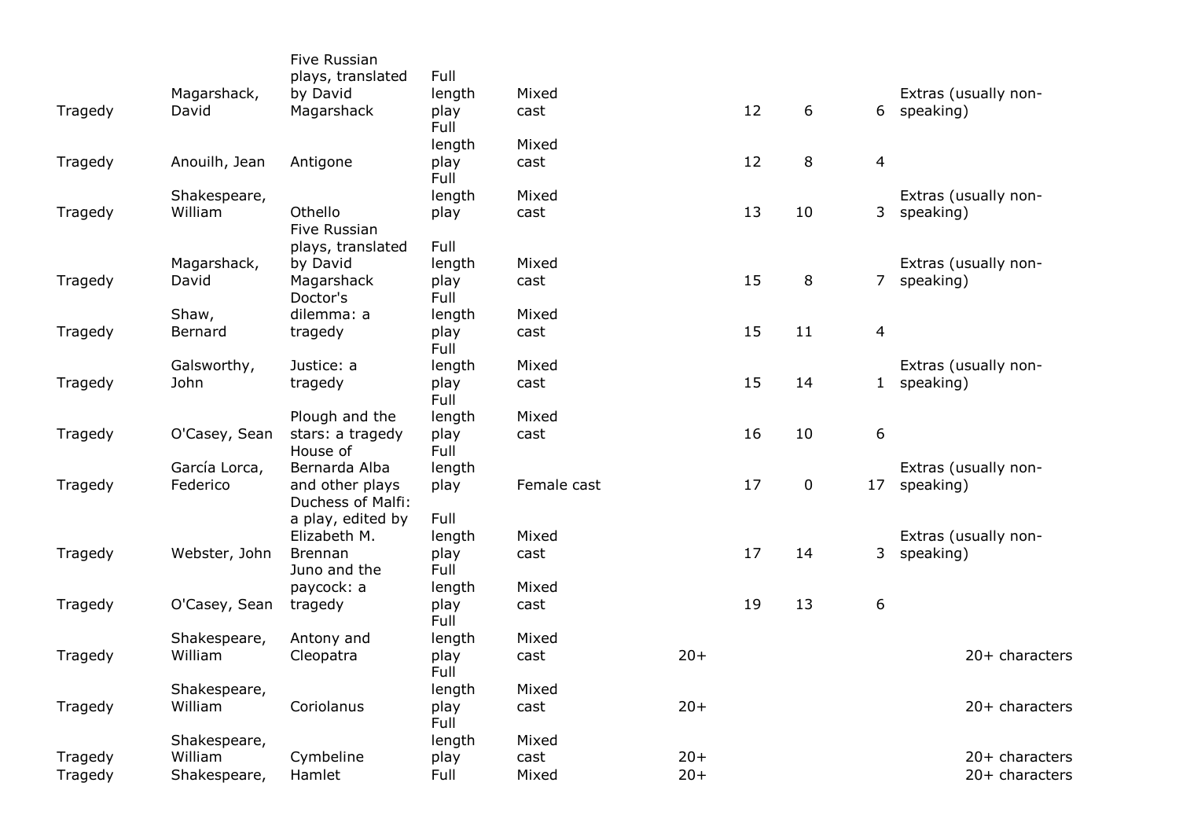| | | | | | | | | | |
|---|---|---|---|---|---|---|---|---|---|
| Tragedy | Magarshack, David | Five Russian plays, translated by David Magarshack | Full length play | Mixed cast | | 12 | 6 | 6 | Extras (usually non-speaking) |
| Tragedy | Anouilh, Jean | Antigone | Full length play | Mixed cast | | 12 | 8 | 4 | |
| Tragedy | Shakespeare, William | Othello | Full length play | Mixed cast | | 13 | 10 | 3 | Extras (usually non-speaking) |
| Tragedy | Magarshack, David | Five Russian plays, translated by David Magarshack | Full length play | Mixed cast | | 15 | 8 | 7 | Extras (usually non-speaking) |
| Tragedy | Shaw, Bernard | Doctor's dilemma: a tragedy | Full length play | Mixed cast | | 15 | 11 | 4 | |
| Tragedy | Galsworthy, John | Justice: a tragedy | Full length play | Mixed cast | | 15 | 14 | 1 | Extras (usually non-speaking) |
| Tragedy | O'Casey, Sean | Plough and the stars: a tragedy | Full length play | Mixed cast | | 16 | 10 | 6 | |
| Tragedy | García Lorca, Federico | House of Bernarda Alba and other plays | Full length play | Female cast | | 17 | 0 | 17 | Extras (usually non-speaking) |
| Tragedy | Webster, John | Duchess of Malfi: a play, edited by Elizabeth M. Brennan | Full length play | Mixed cast | | 17 | 14 | 3 | Extras (usually non-speaking) |
| Tragedy | O'Casey, Sean | Juno and the paycock: a tragedy | Full length play | Mixed cast | | 19 | 13 | 6 | |
| Tragedy | Shakespeare, William | Antony and Cleopatra | Full length play | Mixed cast | 20+ | | | | 20+ characters |
| Tragedy | Shakespeare, William | Coriolanus | Full length play | Mixed cast | 20+ | | | | 20+ characters |
| Tragedy | Shakespeare, William | Cymbeline | Full length play | Mixed cast | 20+ | | | | 20+ characters |
| Tragedy | Shakespeare, | Hamlet | Full | Mixed | 20+ | | | | 20+ characters |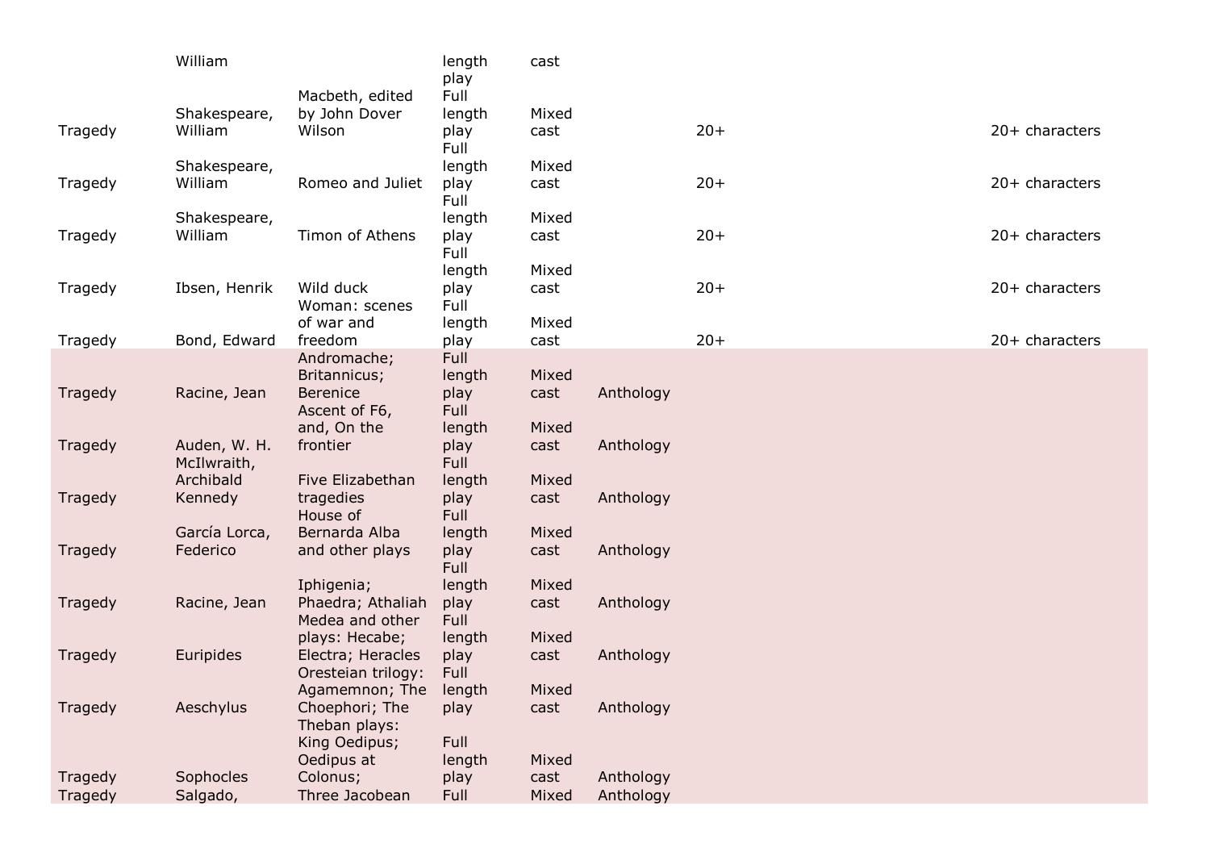| | | | | | | | | |
|---|---|---|---|---|---|---|---|---|
| | William | | length play | cast | | | | |
| Tragedy | Shakespeare, William | Macbeth, edited by John Dover Wilson | Full length play | Mixed cast | | 20+ | | 20+ characters |
| Tragedy | Shakespeare, William | Romeo and Juliet | Full length play | Mixed cast | | 20+ | | 20+ characters |
| Tragedy | Shakespeare, William | Timon of Athens | Full length play | Mixed cast | | 20+ | | 20+ characters |
| Tragedy | Ibsen, Henrik | Wild duck | Full length play | Mixed cast | | 20+ | | 20+ characters |
| Tragedy | Bond, Edward | Woman: scenes of war and freedom | Full length play | Mixed cast | | 20+ | | 20+ characters |
| Tragedy | Racine, Jean | Andromache; Britannicus; Berenice | Full length play | Mixed cast | Anthology | | | |
| Tragedy | Auden, W. H. | Ascent of F6, and, On the frontier | Full length play | Mixed cast | Anthology | | | |
| Tragedy | McIlwraith, Archibald Kennedy | Five Elizabethan tragedies | Full length play | Mixed cast | Anthology | | | |
| Tragedy | García Lorca, Federico | House of Bernarda Alba and other plays | Full length play | Mixed cast | Anthology | | | |
| Tragedy | Racine, Jean | Iphigenia; Phaedra; Athaliah | Full length play | Mixed cast | Anthology | | | |
| Tragedy | Euripides | Medea and other plays: Hecabe; Electra; Heracles | Full length play | Mixed cast | Anthology | | | |
| Tragedy | Aeschylus | Oresteian trilogy: Agamemnon; The Choephori; The | Full length play | Mixed cast | Anthology | | | |
| Tragedy | Sophocles | Theban plays: King Oedipus; Oedipus at Colonus; | Full length play | Mixed cast | Anthology | | | |
| Tragedy | Salgado, | Three Jacobean | Full | Mixed | Anthology | | | |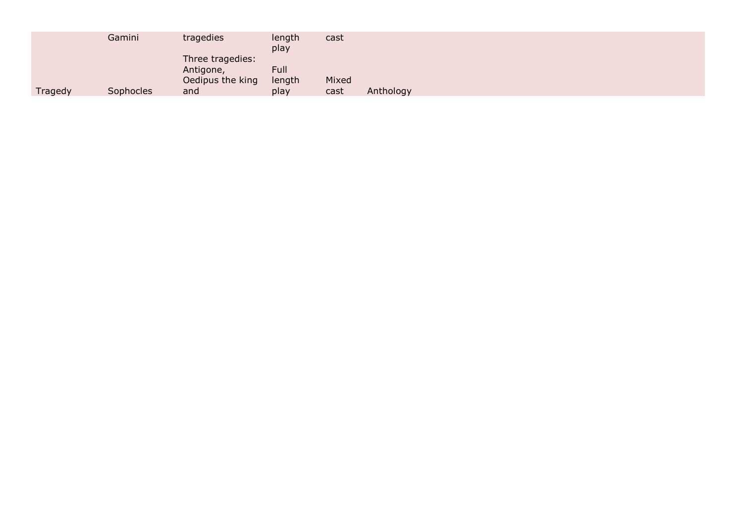| | | | | | |
|---|---|---|---|---|---|
| | Gamini | tragedies | length play | cast | |
| Tragedy | Sophocles | Three tragedies: Antigone, Oedipus the king and | Full length play | Mixed cast | Anthology |